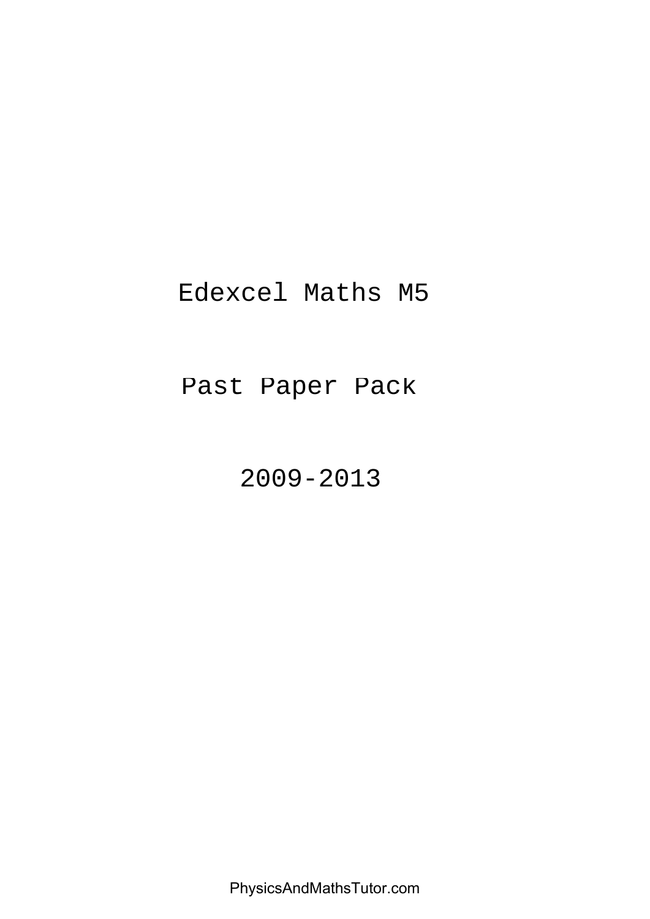# Edexcel Maths M5

## Past Paper Pack

## 2009-2013

PhysicsAndMathsTutor.com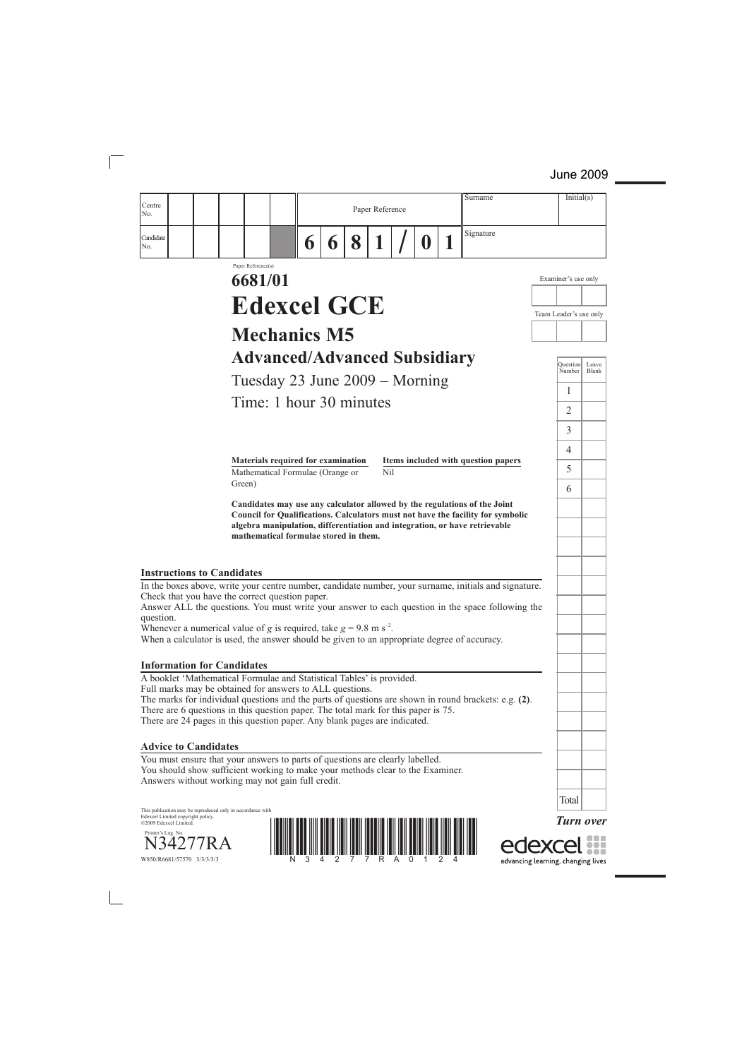June 2009

| Centre No. | | | | | | Paper Reference | | | | | | | Surname | Initial(s) |
|---|---|---|---|---|---|---|---|---|---|---|---|---|---|---|
| Candidate No. | | | | | | 6 | 6 | 8 | 1 | / | 0 | 1 | Signature | |

Paper Reference(s)

# 6681/01

# Edexcel GCE

## Mechanics M5

## Advanced/Advanced Subsidiary

Tuesday 23 June 2009 – Morning

Time: 1 hour 30 minutes

| Materials required for examination | Items included with question papers |
|---|---|
| Mathematical Formulae (Orange or Green) | Nil |

**Candidates may use any calculator allowed by the regulations of the Joint Council for Qualifications. Calculators must not have the facility for symbolic algebra manipulation, differentiation and integration, or have retrievable mathematical formulae stored in them.**

Examiner's use only

Team Leader's use only

| Question Number | Leave Blank |
|---|---|
| 1 | |
| 2 | |
| 3 | |
| 4 | |
| 5 | |
| 6 | |
| Total | |

### Instructions to Candidates

In the boxes above, write your centre number, candidate number, your surname, initials and signature.
Check that you have the correct question paper.
Answer ALL the questions. You must write your answer to each question in the space following the question.
Whenever a numerical value of $g$ is required, take $g = 9.8 \text{ m s}^{-2}$.
When a calculator is used, the answer should be given to an appropriate degree of accuracy.

### Information for Candidates

A booklet 'Mathematical Formulae and Statistical Tables' is provided.
Full marks may be obtained for answers to ALL questions.
The marks for individual questions and the parts of questions are shown in round brackets: e.g. **(2)**.
There are 6 questions in this question paper. The total mark for this paper is 75.
There are 24 pages in this question paper. Any blank pages are indicated.

### Advice to Candidates

You must ensure that your answers to parts of questions are clearly labelled.
You should show sufficient working to make your methods clear to the Examiner.
Answers without working may not gain full credit.

This publication may be reproduced only in accordance with Edexcel Limited copyright policy.
©2009 Edexcel Limited.

Printer's Log. No.
N34277RA

W850/R6681/57570 3/3/3/3/3

*Turn over*

edexcel
advancing learning, changing lives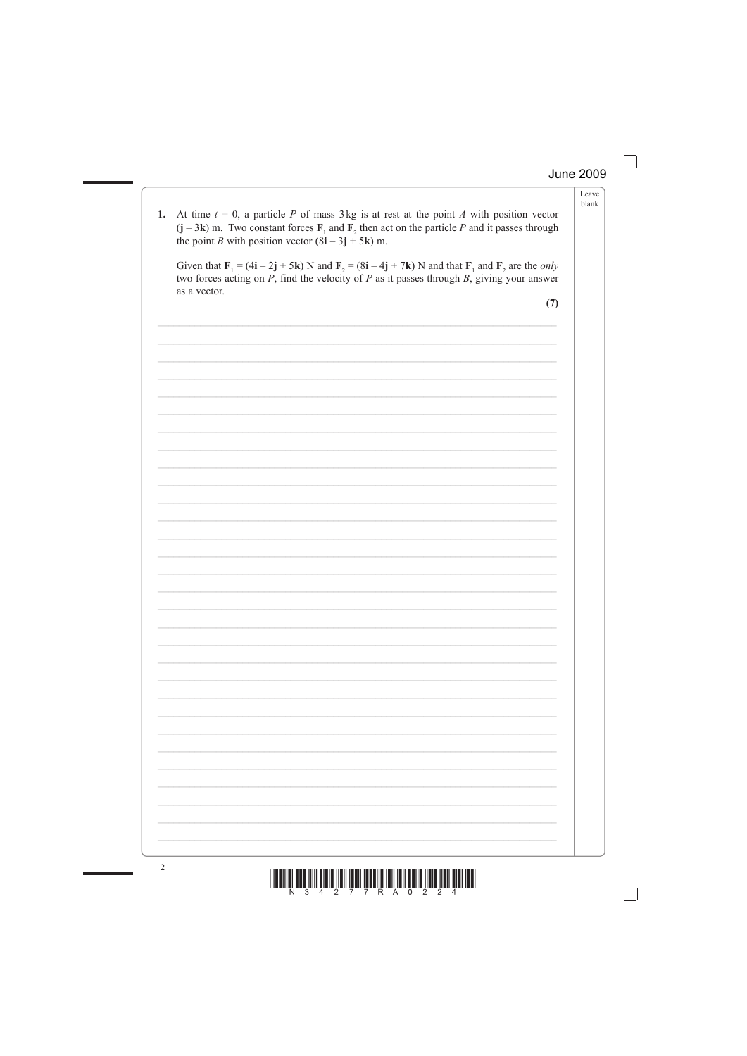**1.** At time $t = 0$, a particle $P$ of mass 3 kg is at rest at the point $A$ with position vector $(\mathbf{j} - 3\mathbf{k})$ m. Two constant forces $\mathbf{F}_1$ and $\mathbf{F}_2$ then act on the particle $P$ and it passes through the point $B$ with position vector $(8\mathbf{i} - 3\mathbf{j} + 5\mathbf{k})$ m.

Given that $\mathbf{F}_1 = (4\mathbf{i} - 2\mathbf{j} + 5\mathbf{k})$ N and $\mathbf{F}_2 = (8\mathbf{i} - 4\mathbf{j} + 7\mathbf{k})$ N and that $\mathbf{F}_1$ and $\mathbf{F}_2$ are the *only* two forces acting on $P$, find the velocity of $P$ as it passes through $B$, giving your answer as a vector.

**(7)**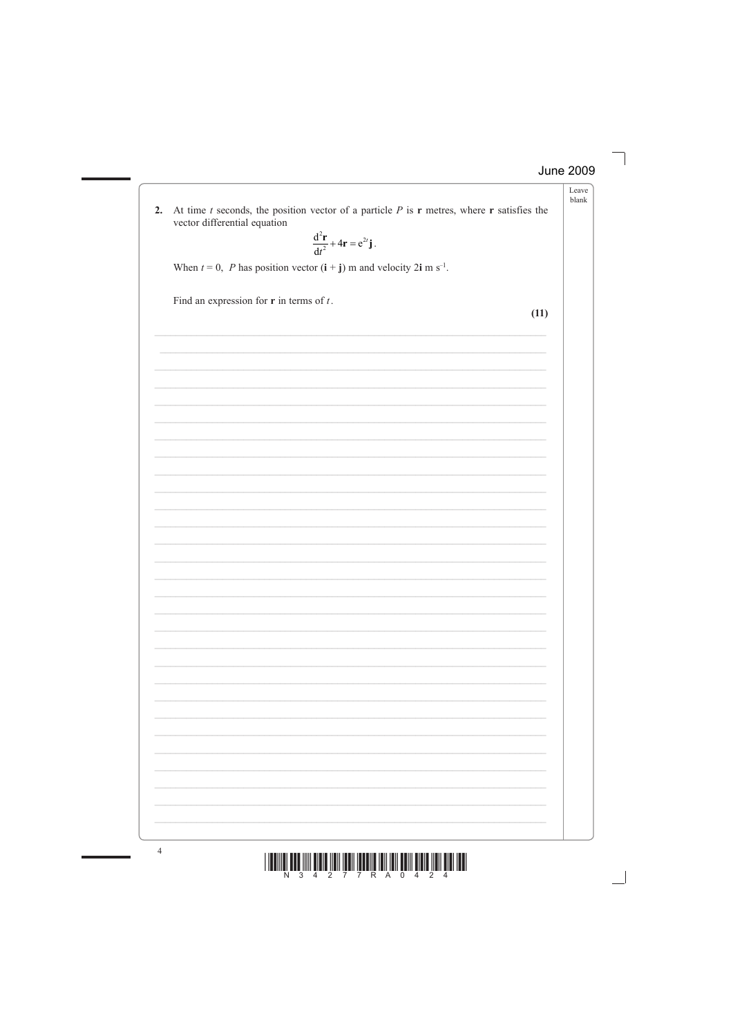**2.** At time $t$ seconds, the position vector of a particle $P$ is $\mathbf{r}$ metres, where $\mathbf{r}$ satisfies the vector differential equation

$$\frac{\mathrm{d}^2\mathbf{r}}{\mathrm{d}t^2} + 4\mathbf{r} = \mathrm{e}^{2t}\mathbf{j}.$$

When $t = 0$, $P$ has position vector $(\mathbf{i} + \mathbf{j})$ m and velocity $2\mathbf{i}$ m s$^{-1}$.

Find an expression for $\mathbf{r}$ in terms of $t$.

**(11)**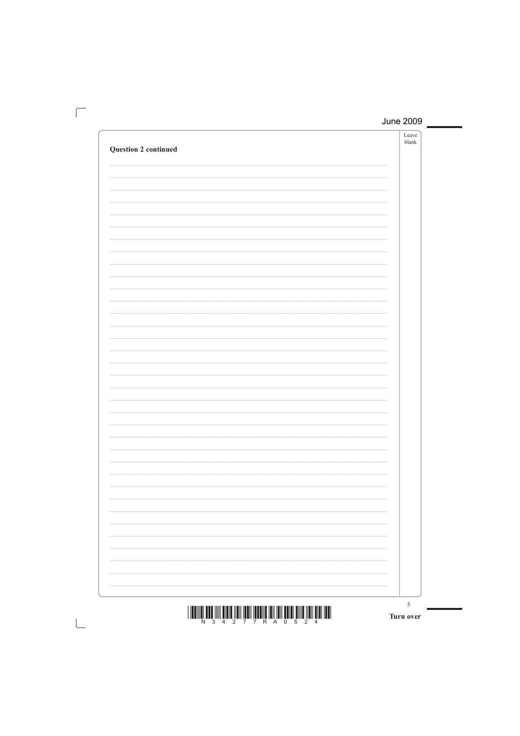**Question 2 continued**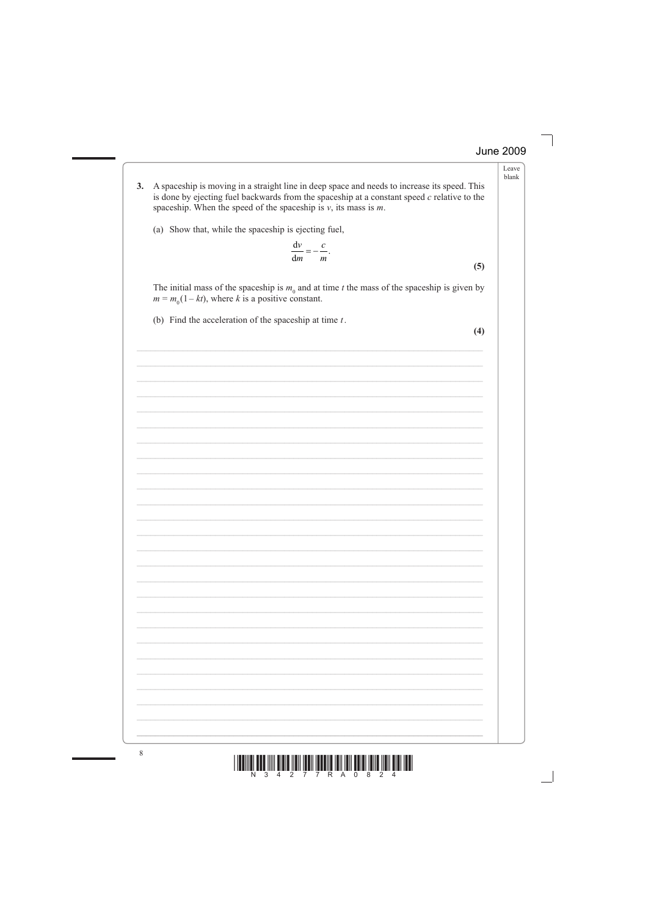**3.** A spaceship is moving in a straight line in deep space and needs to increase its speed. This is done by ejecting fuel backwards from the spaceship at a constant speed $c$ relative to the spaceship. When the speed of the spaceship is $v$, its mass is $m$.

(a) Show that, while the spaceship is ejecting fuel,

$$\frac{\mathrm{d}v}{\mathrm{d}m} = -\frac{c}{m}.$$

**(5)**

The initial mass of the spaceship is $m_0$ and at time $t$ the mass of the spaceship is given by $m = m_0(1 - kt)$, where $k$ is a positive constant.

(b) Find the acceleration of the spaceship at time $t$.

**(4)**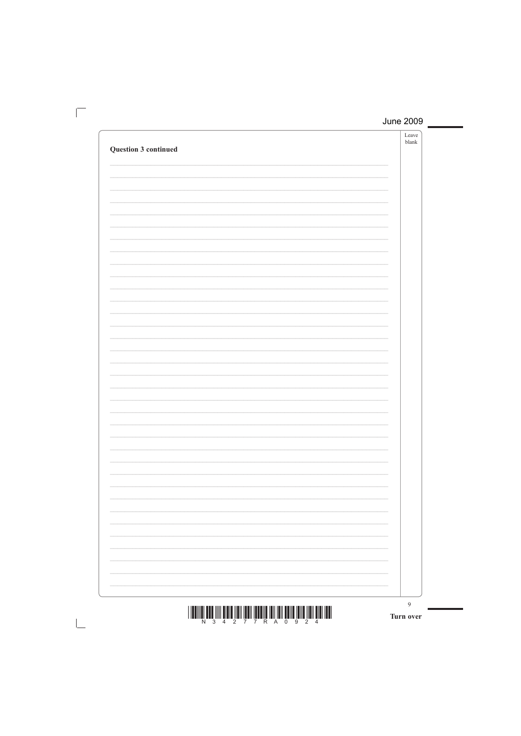**Question 3 continued**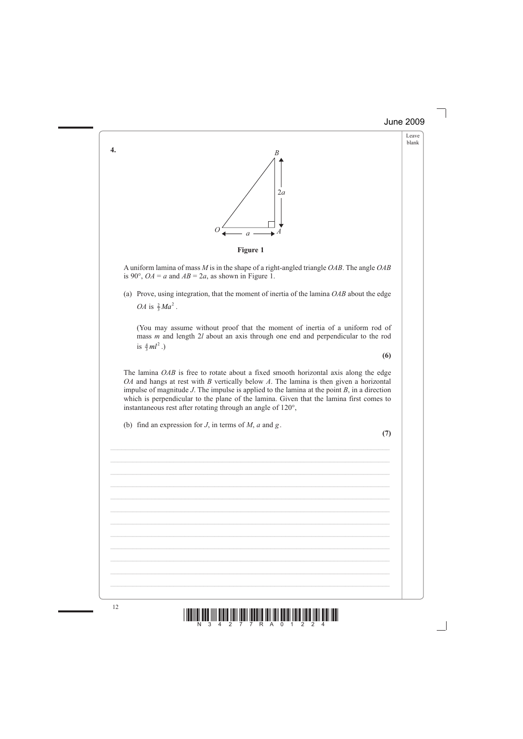**4.**

**Figure 1**

A uniform lamina of mass $M$ is in the shape of a right-angled triangle $OAB$. The angle $OAB$ is 90°, $OA = a$ and $AB = 2a$, as shown in Figure 1.

(a) Prove, using integration, that the moment of inertia of the lamina $OAB$ about the edge $OA$ is $\frac{2}{3}Ma^2$.

(You may assume without proof that the moment of inertia of a uniform rod of mass $m$ and length $2l$ about an axis through one end and perpendicular to the rod is $\frac{4}{3}ml^2$.)

**(6)**

The lamina $OAB$ is free to rotate about a fixed smooth horizontal axis along the edge $OA$ and hangs at rest with $B$ vertically below $A$. The lamina is then given a horizontal impulse of magnitude $J$. The impulse is applied to the lamina at the point $B$, in a direction which is perpendicular to the plane of the lamina. Given that the lamina first comes to instantaneous rest after rotating through an angle of 120°,

(b) find an expression for $J$, in terms of $M$, $a$ and $g$.

**(7)**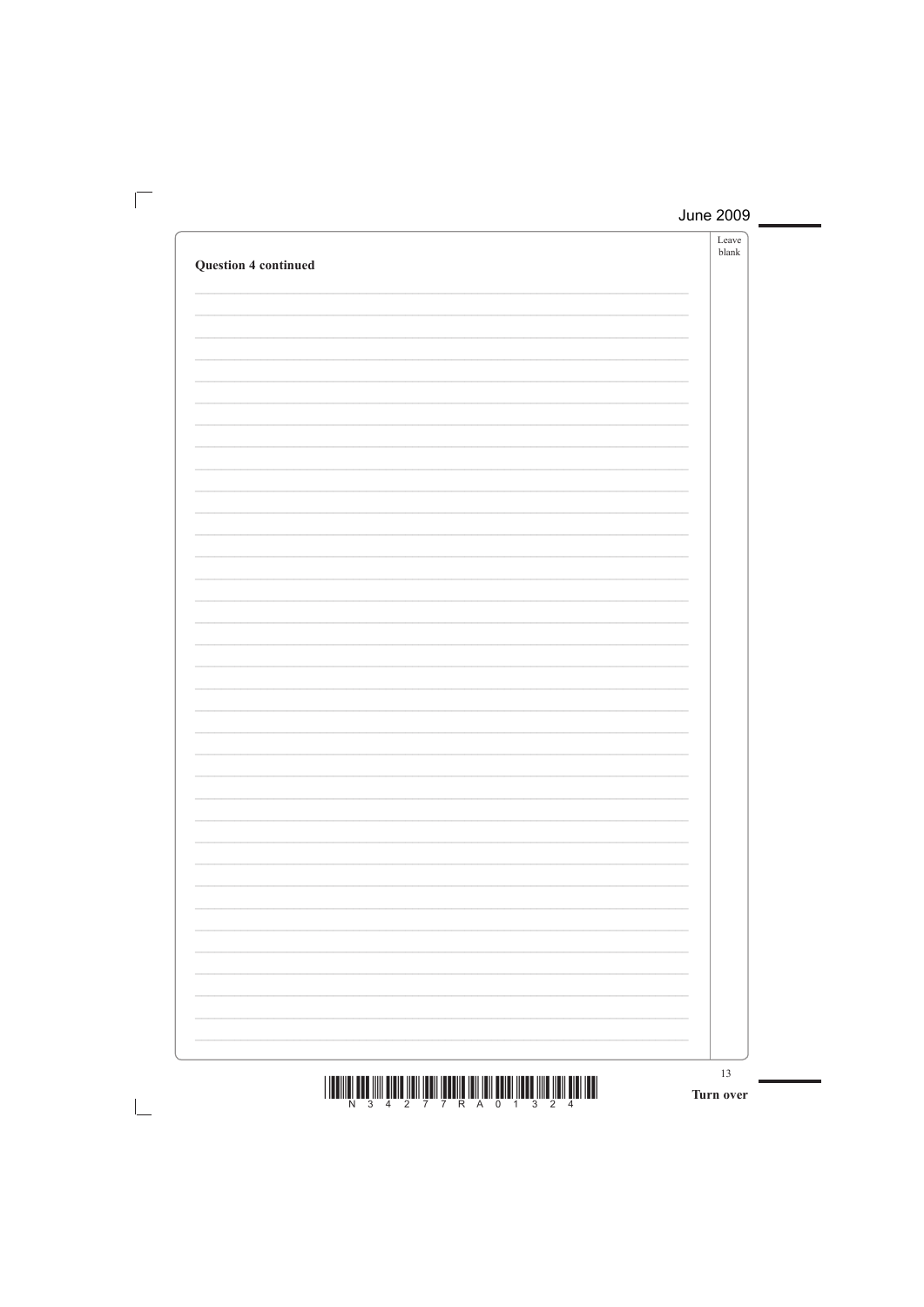**Question 4 continued**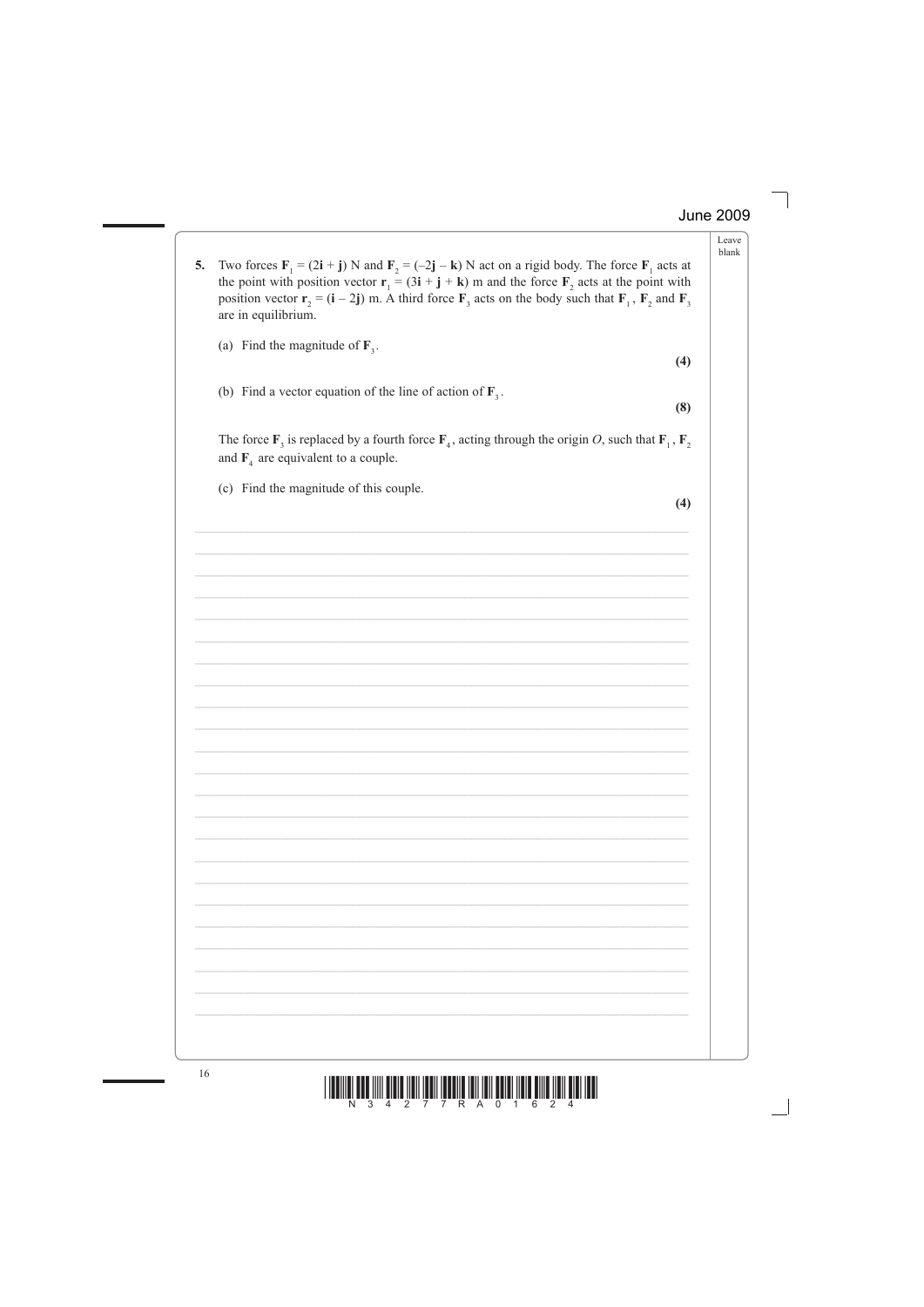June 2009

5. Two forces $\mathbf{F}_1 = (2\mathbf{i} + \mathbf{j})$ N and $\mathbf{F}_2 = (-2\mathbf{j} - \mathbf{k})$ N act on a rigid body. The force $\mathbf{F}_1$ acts at the point with position vector $\mathbf{r}_1 = (3\mathbf{i} + \mathbf{j} + \mathbf{k})$ m and the force $\mathbf{F}_2$ acts at the point with position vector $\mathbf{r}_2 = (\mathbf{i} - 2\mathbf{j})$ m. A third force $\mathbf{F}_3$ acts on the body such that $\mathbf{F}_1$, $\mathbf{F}_2$ and $\mathbf{F}_3$ are in equilibrium.

   (a) Find the magnitude of $\mathbf{F}_3$.
   **(4)**

   (b) Find a vector equation of the line of action of $\mathbf{F}_3$.
   **(8)**

   The force $\mathbf{F}_3$ is replaced by a fourth force $\mathbf{F}_4$, acting through the origin $O$, such that $\mathbf{F}_1$, $\mathbf{F}_2$ and $\mathbf{F}_4$ are equivalent to a couple.

   (c) Find the magnitude of this couple.
   **(4)**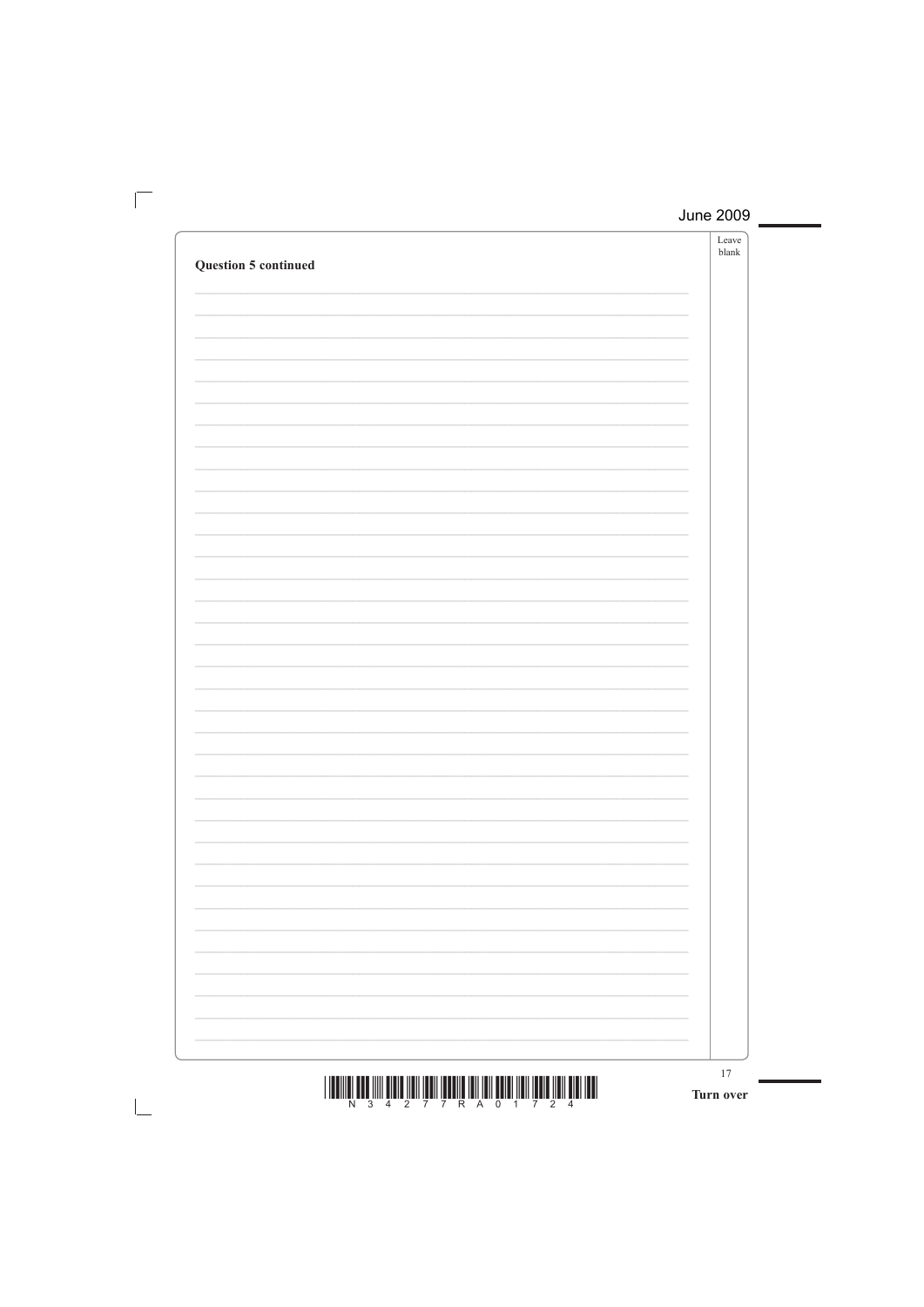**Question 5 continued**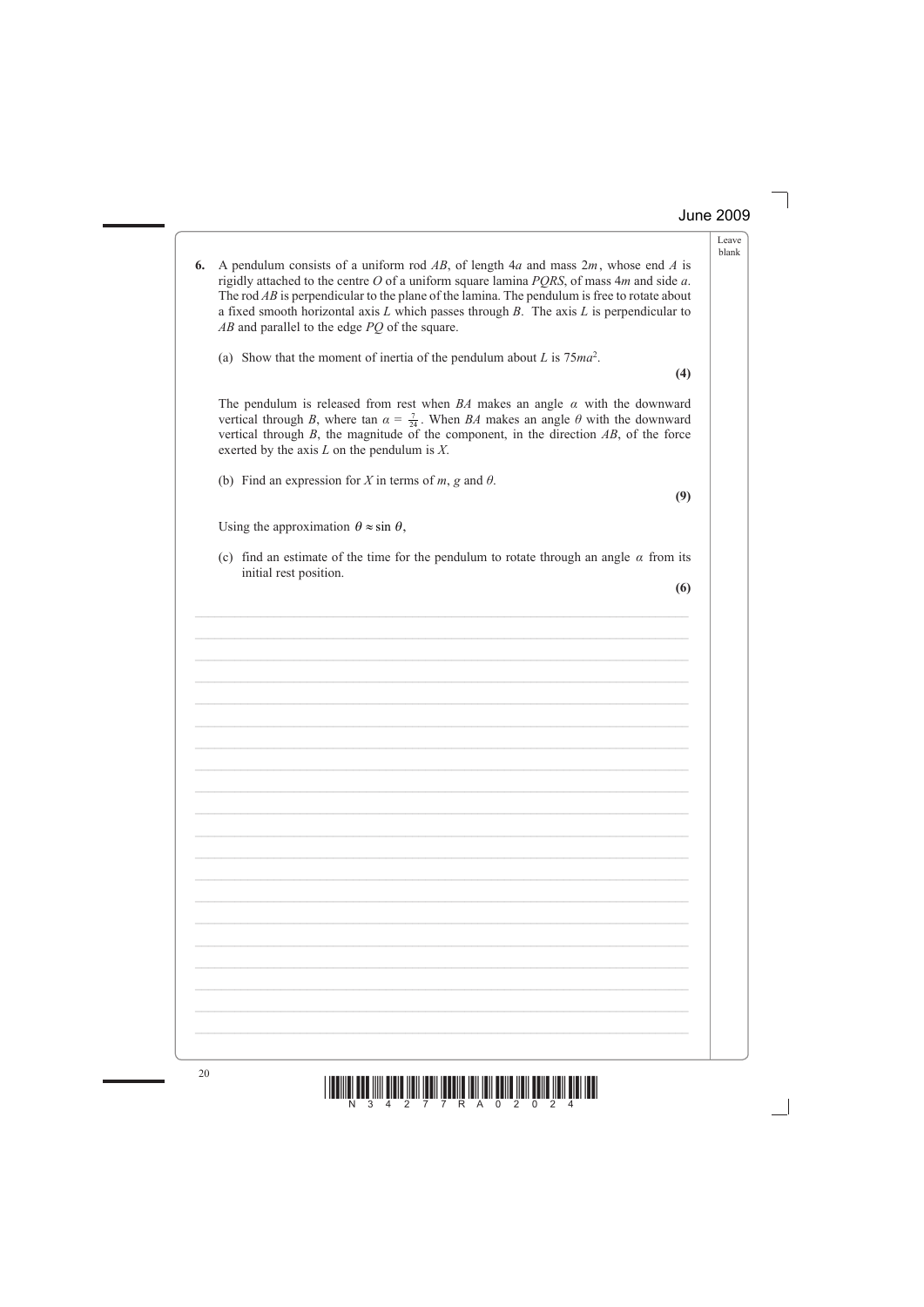**6.** A pendulum consists of a uniform rod $AB$, of length $4a$ and mass $2m$, whose end $A$ is rigidly attached to the centre $O$ of a uniform square lamina $PQRS$, of mass $4m$ and side $a$. The rod $AB$ is perpendicular to the plane of the lamina. The pendulum is free to rotate about a fixed smooth horizontal axis $L$ which passes through $B$. The axis $L$ is perpendicular to $AB$ and parallel to the edge $PQ$ of the square.

(a) Show that the moment of inertia of the pendulum about $L$ is $75ma^2$.

**(4)**

The pendulum is released from rest when $BA$ makes an angle $\alpha$ with the downward vertical through $B$, where $\tan \alpha = \frac{7}{24}$. When $BA$ makes an angle $\theta$ with the downward vertical through $B$, the magnitude of the component, in the direction $AB$, of the force exerted by the axis $L$ on the pendulum is $X$.

(b) Find an expression for $X$ in terms of $m$, $g$ and $\theta$.

**(9)**

Using the approximation $\theta \approx \sin \theta$,

(c) find an estimate of the time for the pendulum to rotate through an angle $\alpha$ from its initial rest position.

**(6)**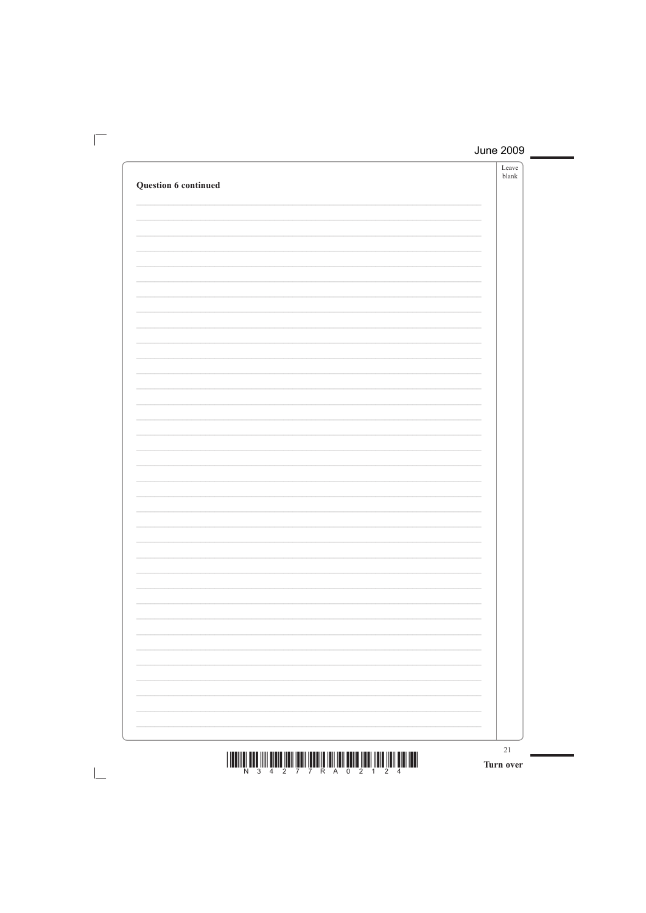**Question 6 continued**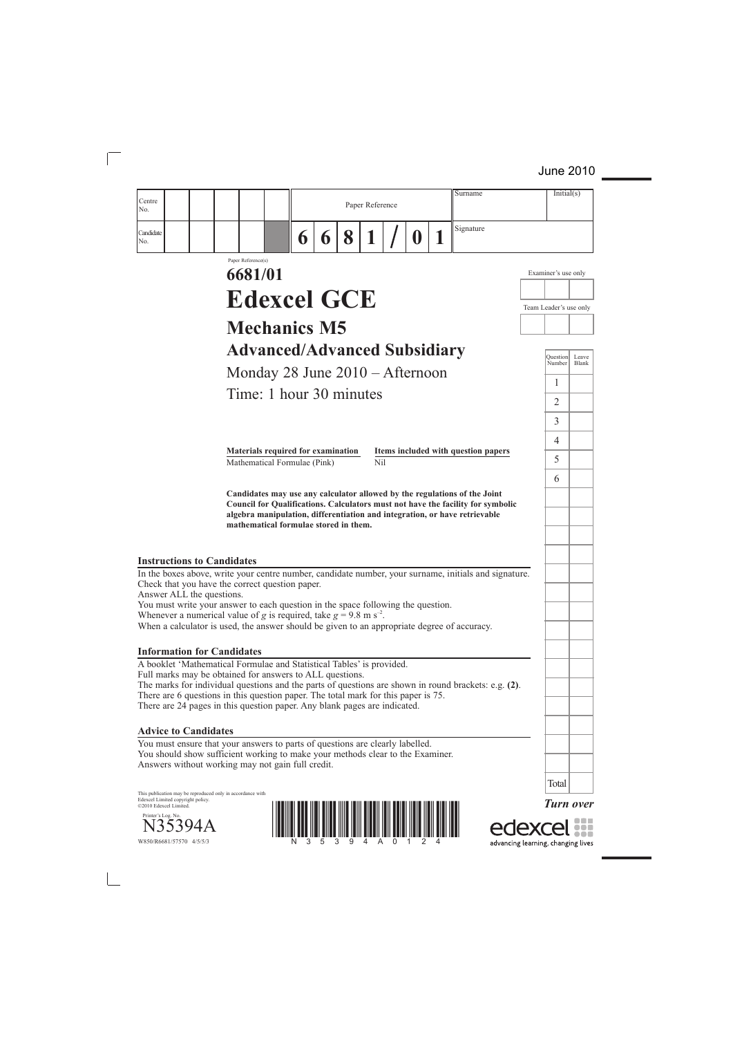June 2010

| Centre No. | | | | | | Paper Reference | | | | | | | Surname | Initial(s) |
|---|---|---|---|---|---|---|---|---|---|---|---|---|---|---|
| Candidate No. | | | | | | 6 | 6 | 8 | 1 | / | 0 | 1 | Signature | |

Paper Reference(s)

# 6681/01

# Edexcel GCE

## Mechanics M5

## Advanced/Advanced Subsidiary

Monday 28 June 2010 – Afternoon

Time: 1 hour 30 minutes

| Examiner's use only | | |
|---|---|---|
| | | |

| Team Leader's use only | | |
|---|---|---|
| | | |

| Question Number | Leave Blank |
|---|---|
| 1 | |
| 2 | |
| 3 | |
| 4 | |
| 5 | |
| 6 | |
| Total | |

| **Materials required for examination** | **Items included with question papers** |
|---|---|
| Mathematical Formulae (Pink) | Nil |

**Candidates may use any calculator allowed by the regulations of the Joint Council for Qualifications. Calculators must not have the facility for symbolic algebra manipulation, differentiation and integration, or have retrievable mathematical formulae stored in them.**

### Instructions to Candidates

In the boxes above, write your centre number, candidate number, your surname, initials and signature.
Check that you have the correct question paper.
Answer ALL the questions.
You must write your answer to each question in the space following the question.
Whenever a numerical value of $g$ is required, take $g = 9.8 \text{ m s}^{-2}$.
When a calculator is used, the answer should be given to an appropriate degree of accuracy.

### Information for Candidates

A booklet 'Mathematical Formulae and Statistical Tables' is provided.
Full marks may be obtained for answers to ALL questions.
The marks for individual questions and the parts of questions are shown in round brackets: e.g. **(2)**.
There are 6 questions in this question paper. The total mark for this paper is 75.
There are 24 pages in this question paper. Any blank pages are indicated.

### Advice to Candidates

You must ensure that your answers to parts of questions are clearly labelled.
You should show sufficient working to make your methods clear to the Examiner.
Answers without working may not gain full credit.

This publication may be reproduced only in accordance with Edexcel Limited copyright policy.
©2010 Edexcel Limited.

Printer's Log. No.
N35394A

W850/R6681/57570 4/5/5/3

*Turn over*

edexcel
advancing learning, changing lives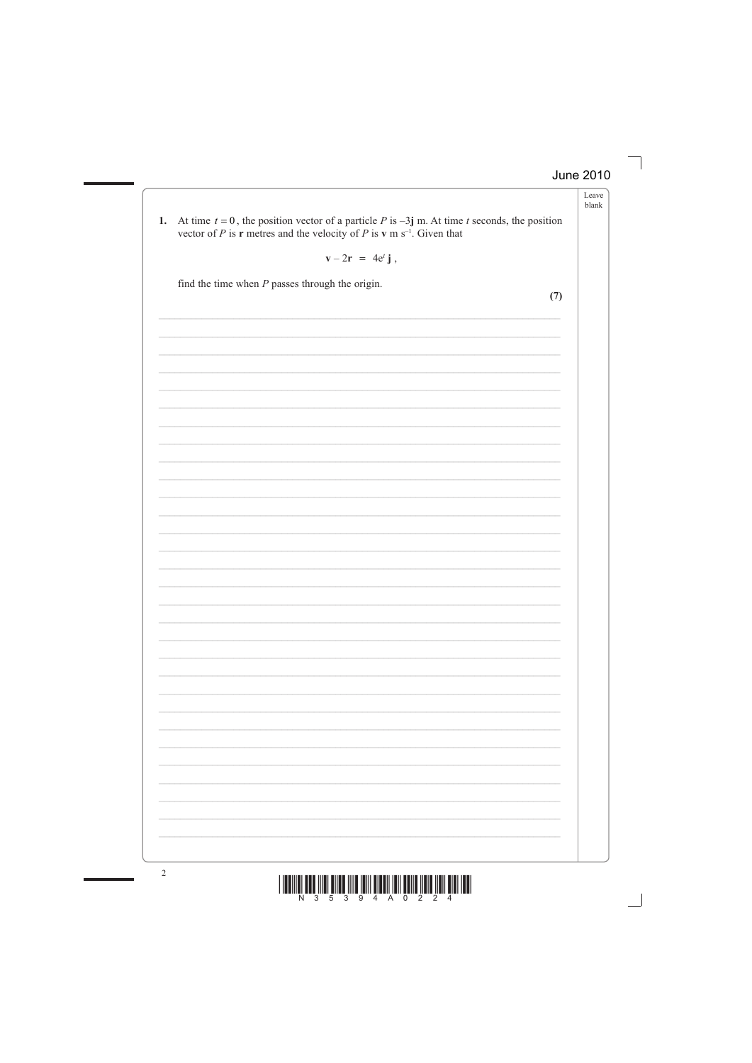**1.** At time $t = 0$, the position vector of a particle $P$ is $-3\mathbf{j}$ m. At time $t$ seconds, the position vector of $P$ is $\mathbf{r}$ metres and the velocity of $P$ is $\mathbf{v}$ m s$^{-1}$. Given that

$$\mathbf{v} - 2\mathbf{r} = 4e^{t}\,\mathbf{j},$$

find the time when $P$ passes through the origin.

**(7)**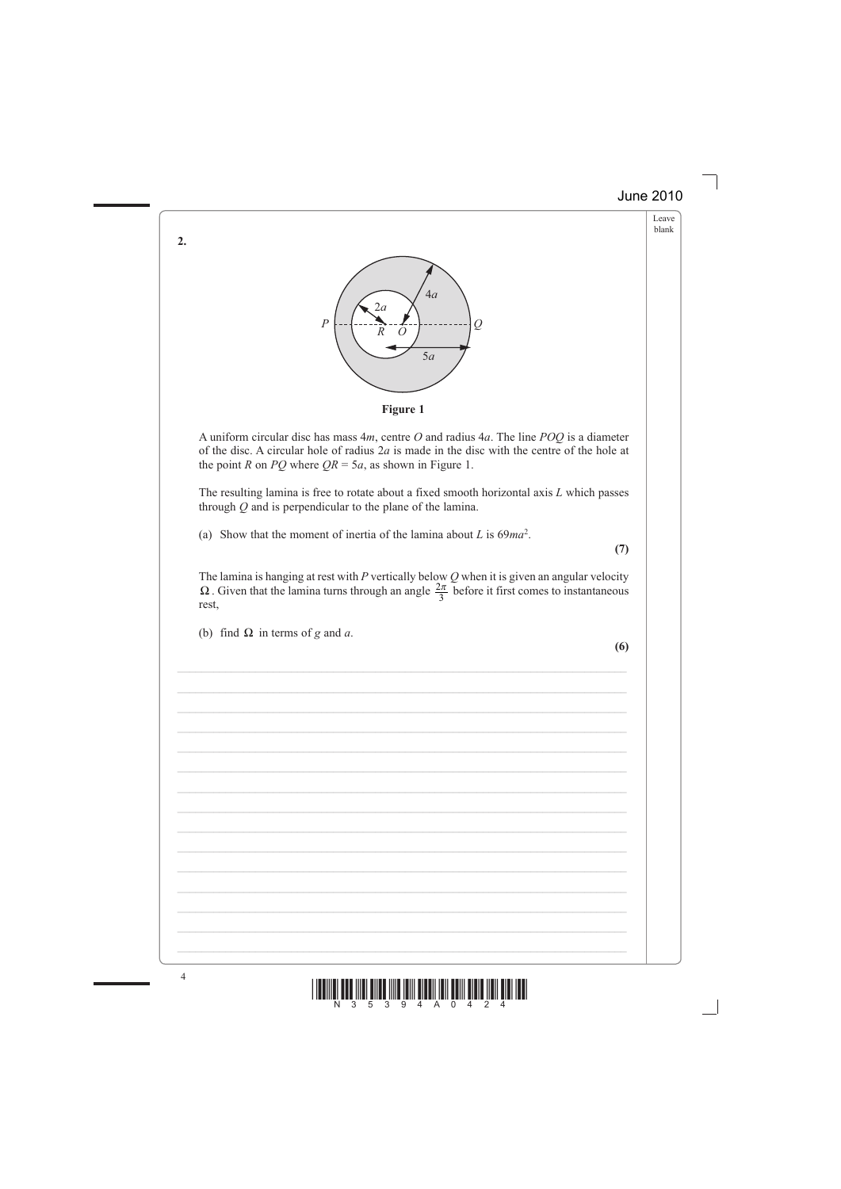**2.**

Figure 1

A uniform circular disc has mass $4m$, centre $O$ and radius $4a$. The line $POQ$ is a diameter of the disc. A circular hole of radius $2a$ is made in the disc with the centre of the hole at the point $R$ on $PQ$ where $QR = 5a$, as shown in Figure 1.

The resulting lamina is free to rotate about a fixed smooth horizontal axis $L$ which passes through $Q$ and is perpendicular to the plane of the lamina.

(a) Show that the moment of inertia of the lamina about $L$ is $69ma^2$.

**(7)**

The lamina is hanging at rest with $P$ vertically below $Q$ when it is given an angular velocity $\Omega$. Given that the lamina turns through an angle $\frac{2\pi}{3}$ before it first comes to instantaneous rest,

(b) find $\Omega$ in terms of $g$ and $a$.

**(6)**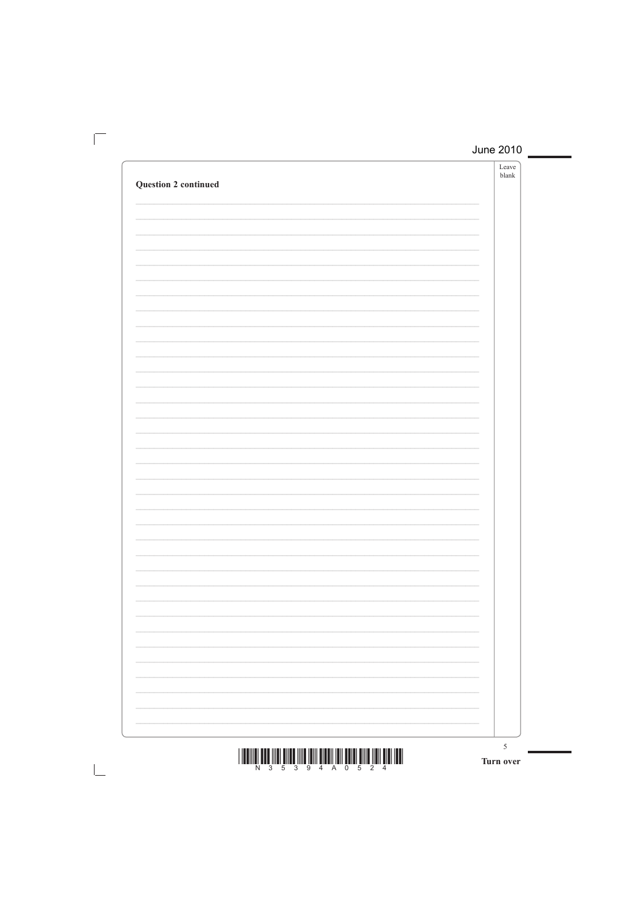**Question 2 continued**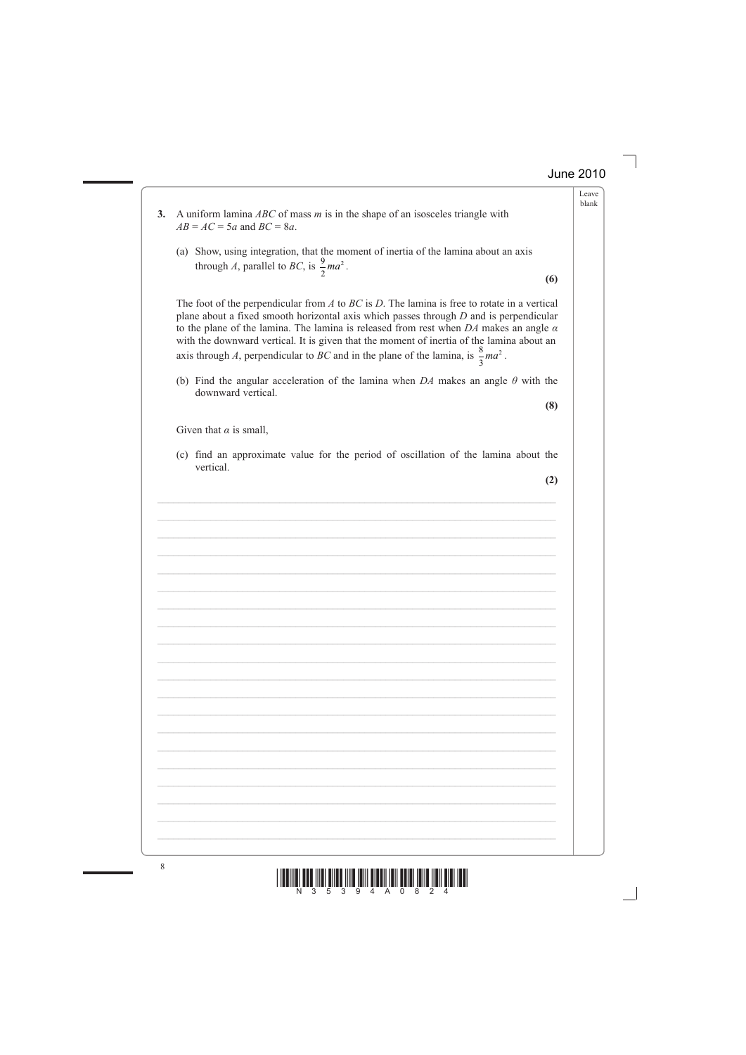**3.** A uniform lamina $ABC$ of mass $m$ is in the shape of an isosceles triangle with $AB = AC = 5a$ and $BC = 8a$.

(a) Show, using integration, that the moment of inertia of the lamina about an axis through $A$, parallel to $BC$, is $\frac{9}{2}ma^2$.

**(6)**

The foot of the perpendicular from $A$ to $BC$ is $D$. The lamina is free to rotate in a vertical plane about a fixed smooth horizontal axis which passes through $D$ and is perpendicular to the plane of the lamina. The lamina is released from rest when $DA$ makes an angle $\alpha$ with the downward vertical. It is given that the moment of inertia of the lamina about an axis through $A$, perpendicular to $BC$ and in the plane of the lamina, is $\frac{8}{3}ma^2$.

(b) Find the angular acceleration of the lamina when $DA$ makes an angle $\theta$ with the downward vertical.

**(8)**

Given that $\alpha$ is small,

(c) find an approximate value for the period of oscillation of the lamina about the vertical.

**(2)**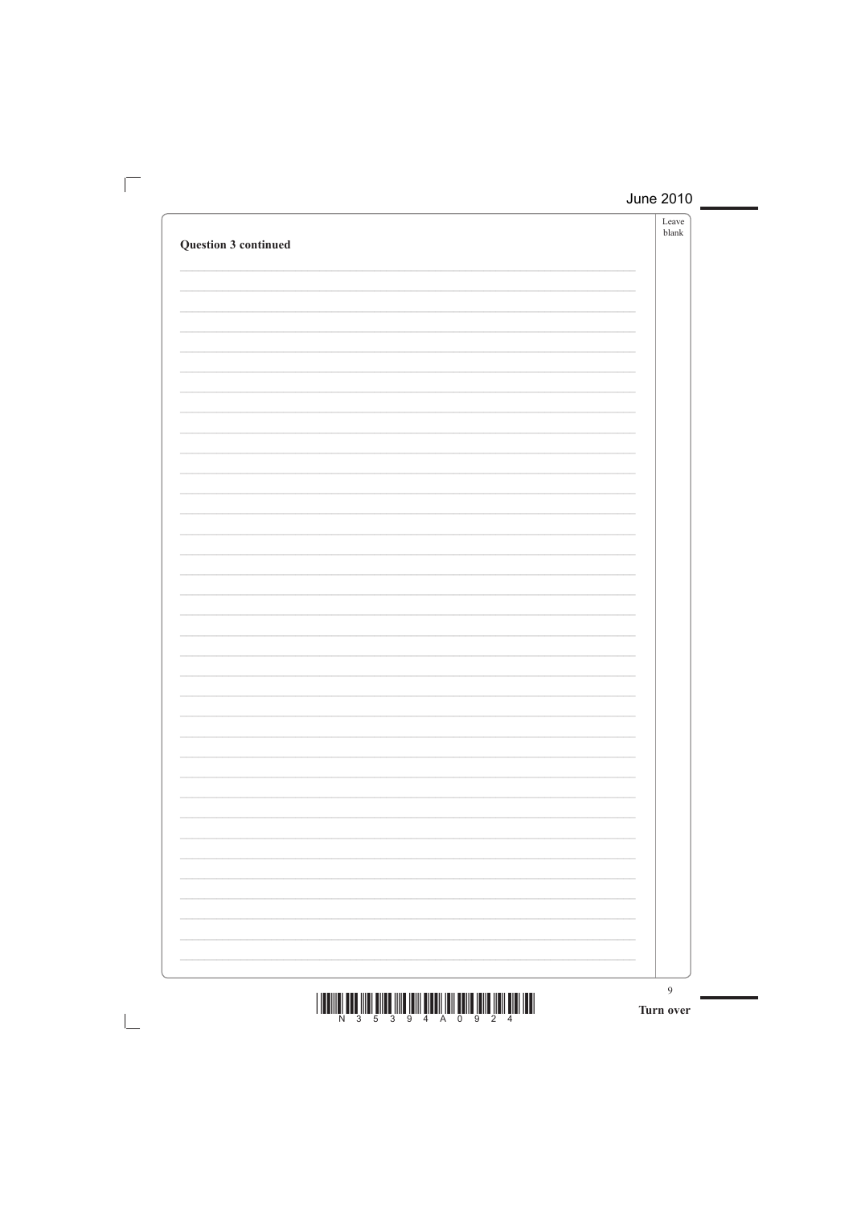**Question 3 continued**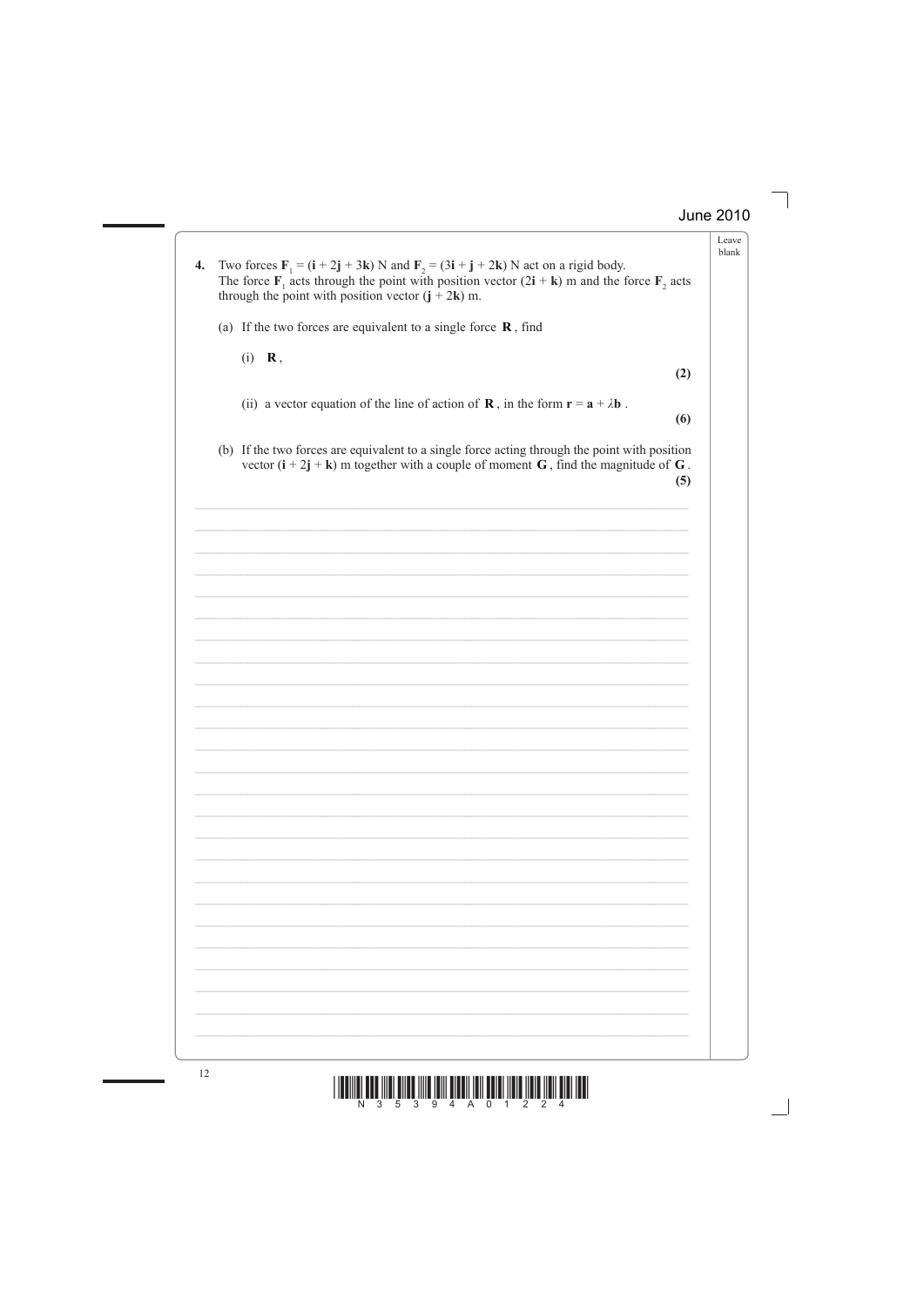**4.** Two forces $\mathbf{F}_1 = (\mathbf{i} + 2\mathbf{j} + 3\mathbf{k})$ N and $\mathbf{F}_2 = (3\mathbf{i} + \mathbf{j} + 2\mathbf{k})$ N act on a rigid body. The force $\mathbf{F}_1$ acts through the point with position vector $(2\mathbf{i} + \mathbf{k})$ m and the force $\mathbf{F}_2$ acts through the point with position vector $(\mathbf{j} + 2\mathbf{k})$ m.

(a) If the two forces are equivalent to a single force $\mathbf{R}$, find

(i) $\mathbf{R}$, **(2)**

(ii) a vector equation of the line of action of $\mathbf{R}$, in the form $\mathbf{r} = \mathbf{a} + \lambda\mathbf{b}$. **(6)**

(b) If the two forces are equivalent to a single force acting through the point with position vector $(\mathbf{i} + 2\mathbf{j} + \mathbf{k})$ m together with a couple of moment $\mathbf{G}$, find the magnitude of $\mathbf{G}$. **(5)**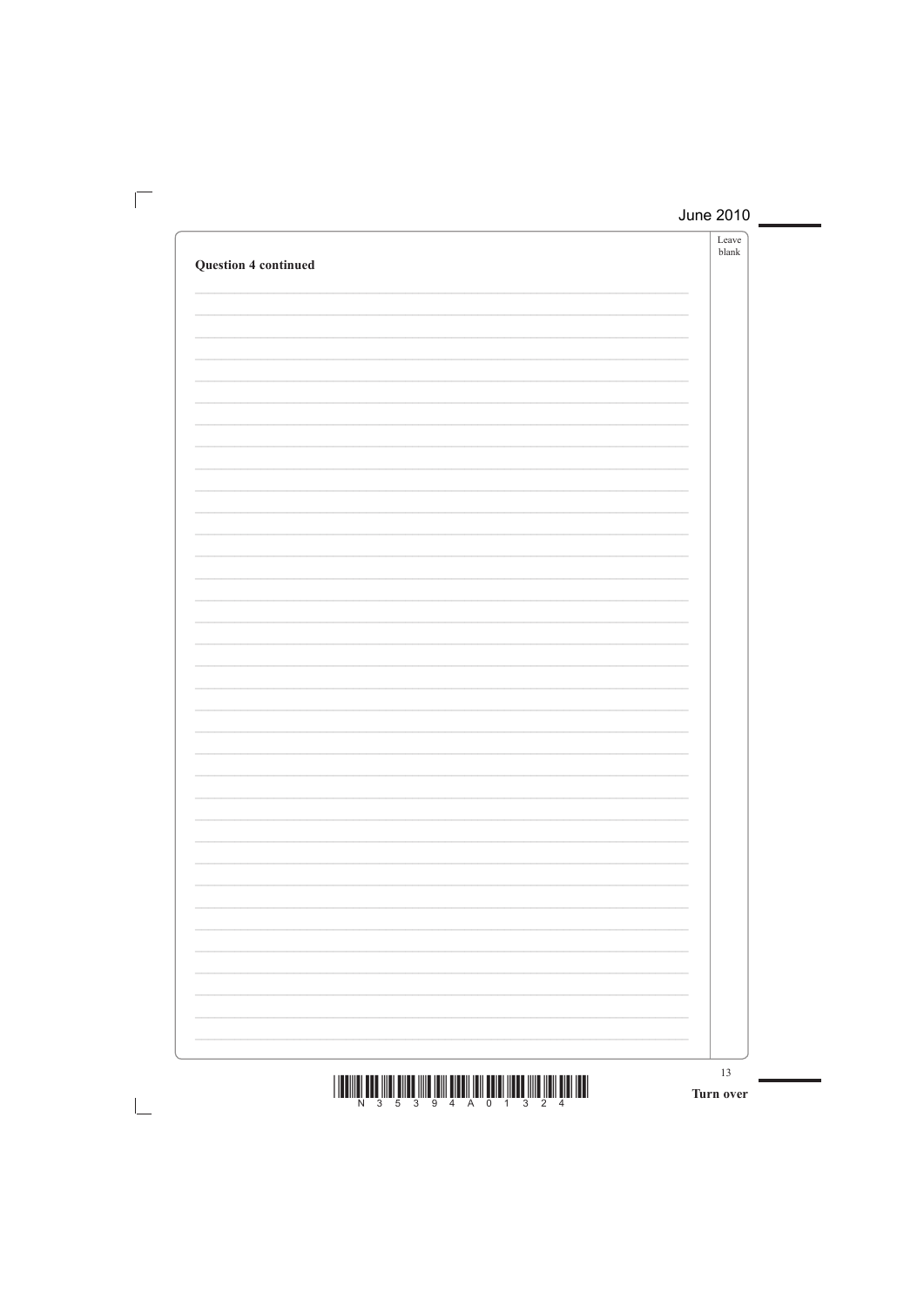**Question 4 continued**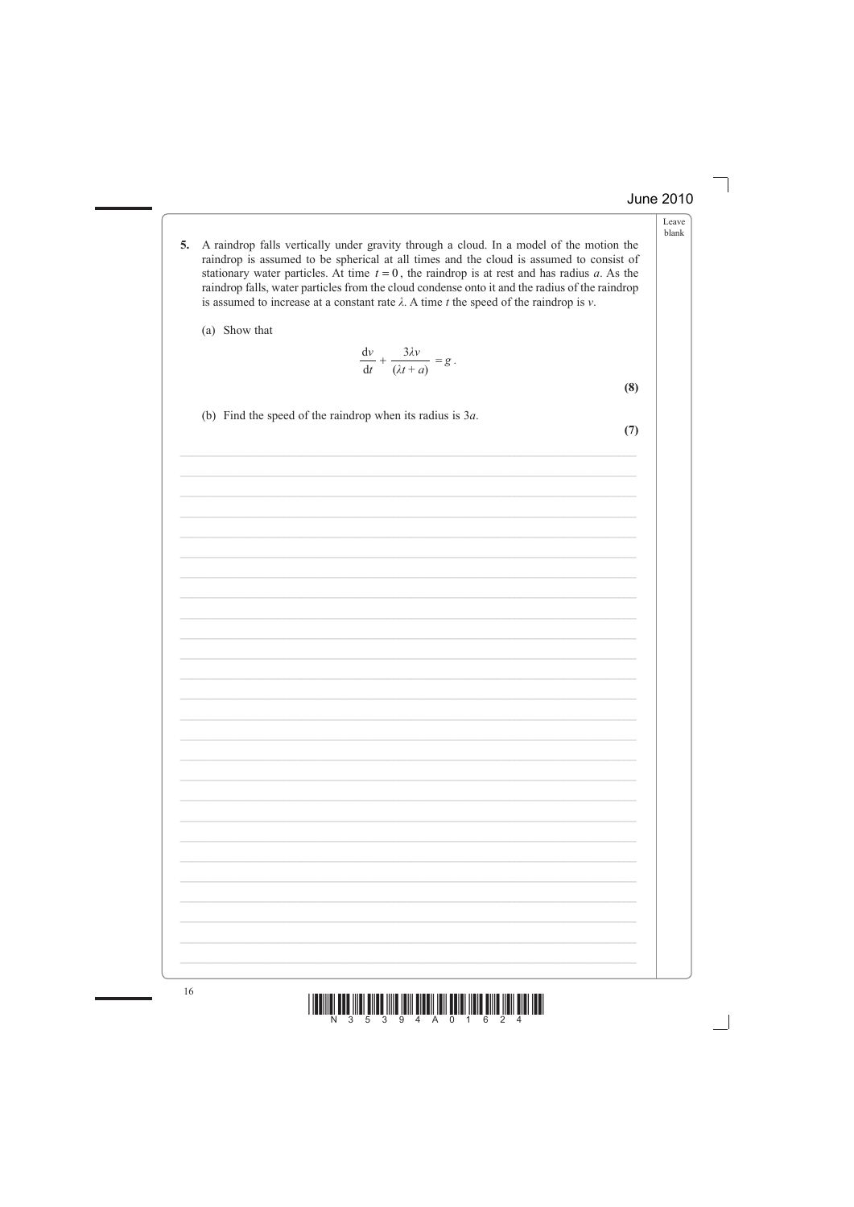**5.** A raindrop falls vertically under gravity through a cloud. In a model of the motion the raindrop is assumed to be spherical at all times and the cloud is assumed to consist of stationary water particles. At time $t = 0$, the raindrop is at rest and has radius $a$. As the raindrop falls, water particles from the cloud condense onto it and the radius of the raindrop is assumed to increase at a constant rate $\lambda$. A time $t$ the speed of the raindrop is $v$.

(a) Show that

$$\frac{\mathrm{d}v}{\mathrm{d}t} + \frac{3\lambda v}{(\lambda t + a)} = g .$$

**(8)**

(b) Find the speed of the raindrop when its radius is $3a$.

**(7)**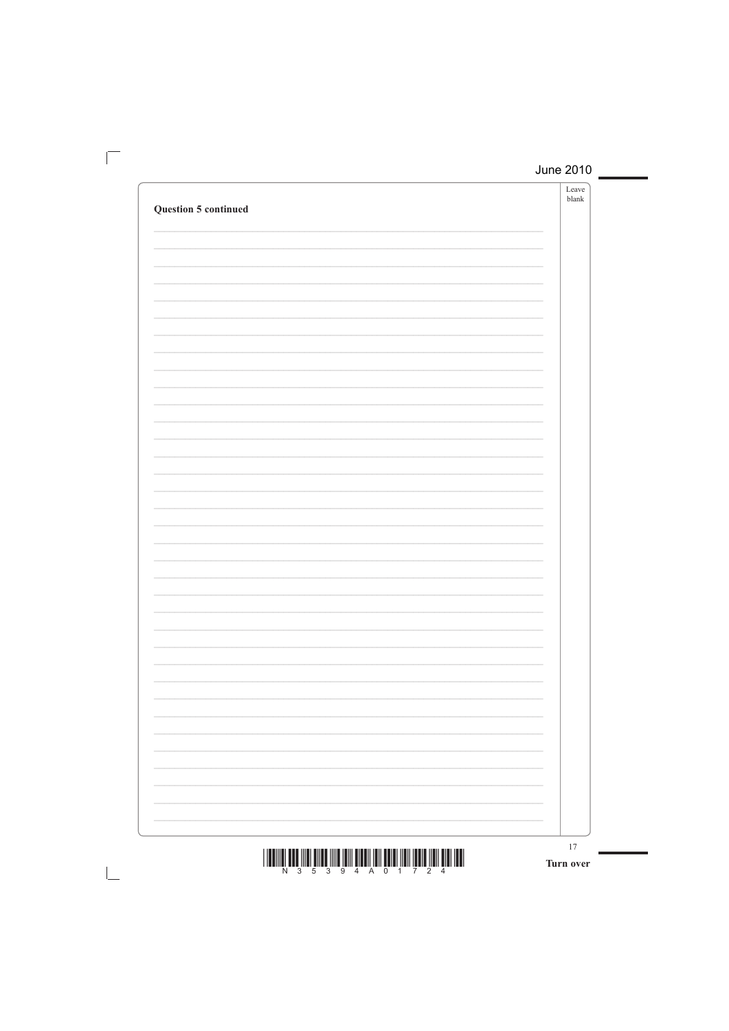**Question 5 continued**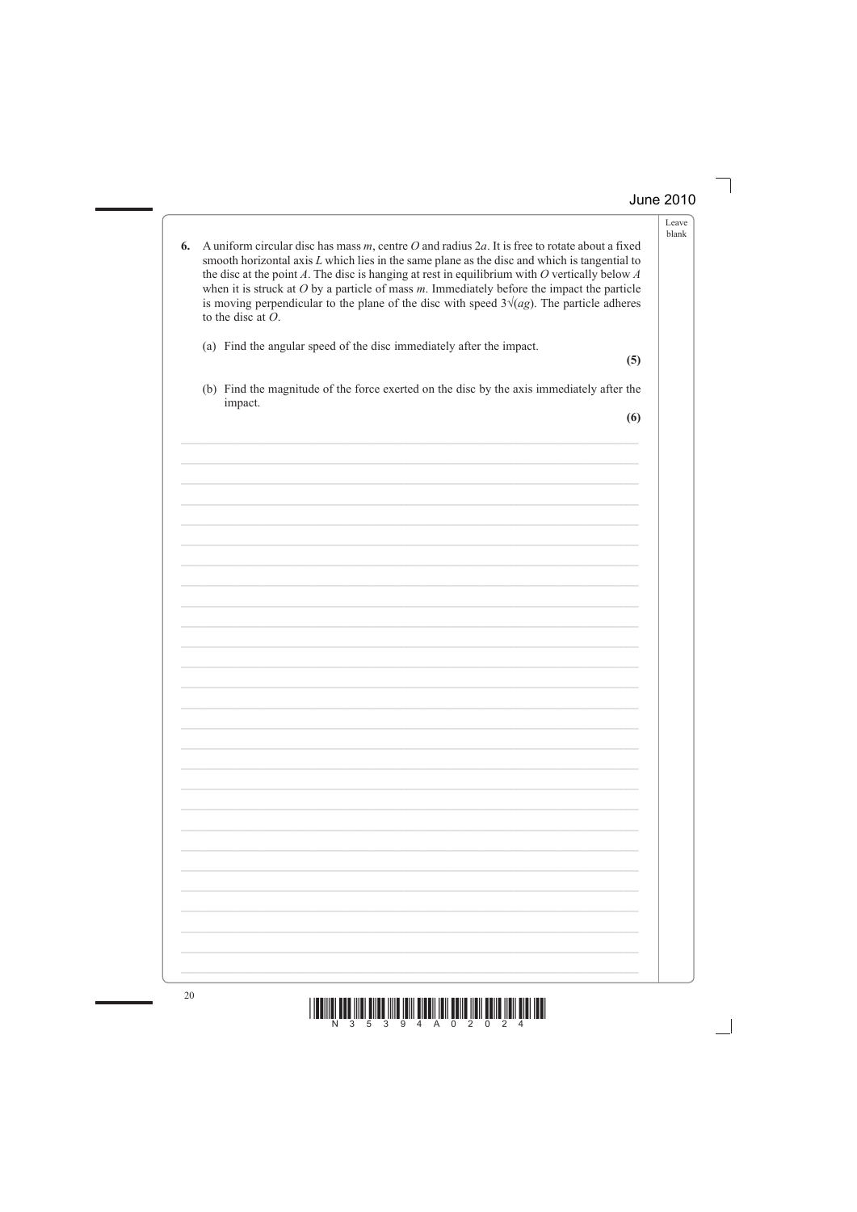**6.** A uniform circular disc has mass $m$, centre $O$ and radius $2a$. It is free to rotate about a fixed smooth horizontal axis $L$ which lies in the same plane as the disc and which is tangential to the disc at the point $A$. The disc is hanging at rest in equilibrium with $O$ vertically below $A$ when it is struck at $O$ by a particle of mass $m$. Immediately before the impact the particle is moving perpendicular to the plane of the disc with speed $3\sqrt{(ag)}$. The particle adheres to the disc at $O$.

(a) Find the angular speed of the disc immediately after the impact.

**(5)**

(b) Find the magnitude of the force exerted on the disc by the axis immediately after the impact.

**(6)**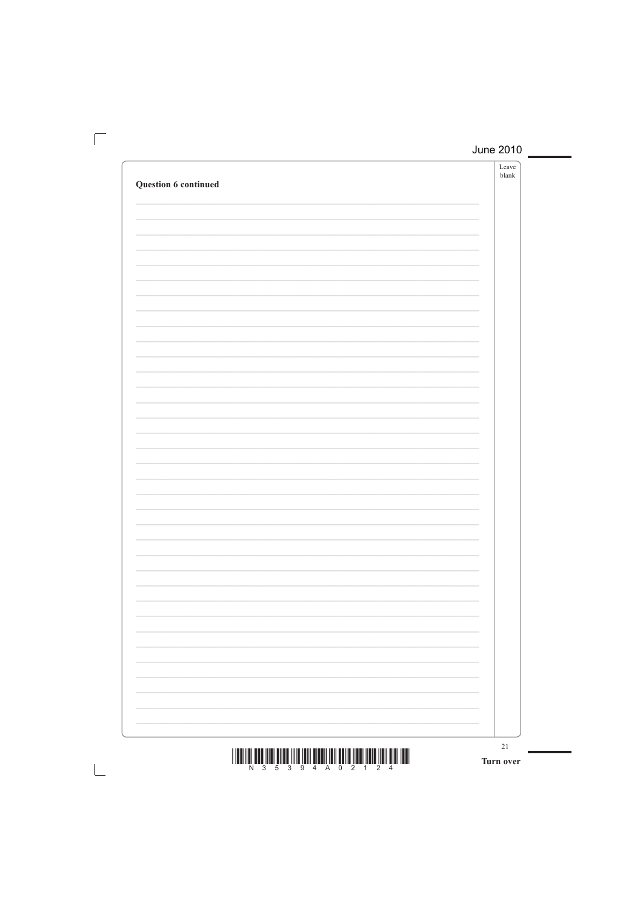**Question 6 continued**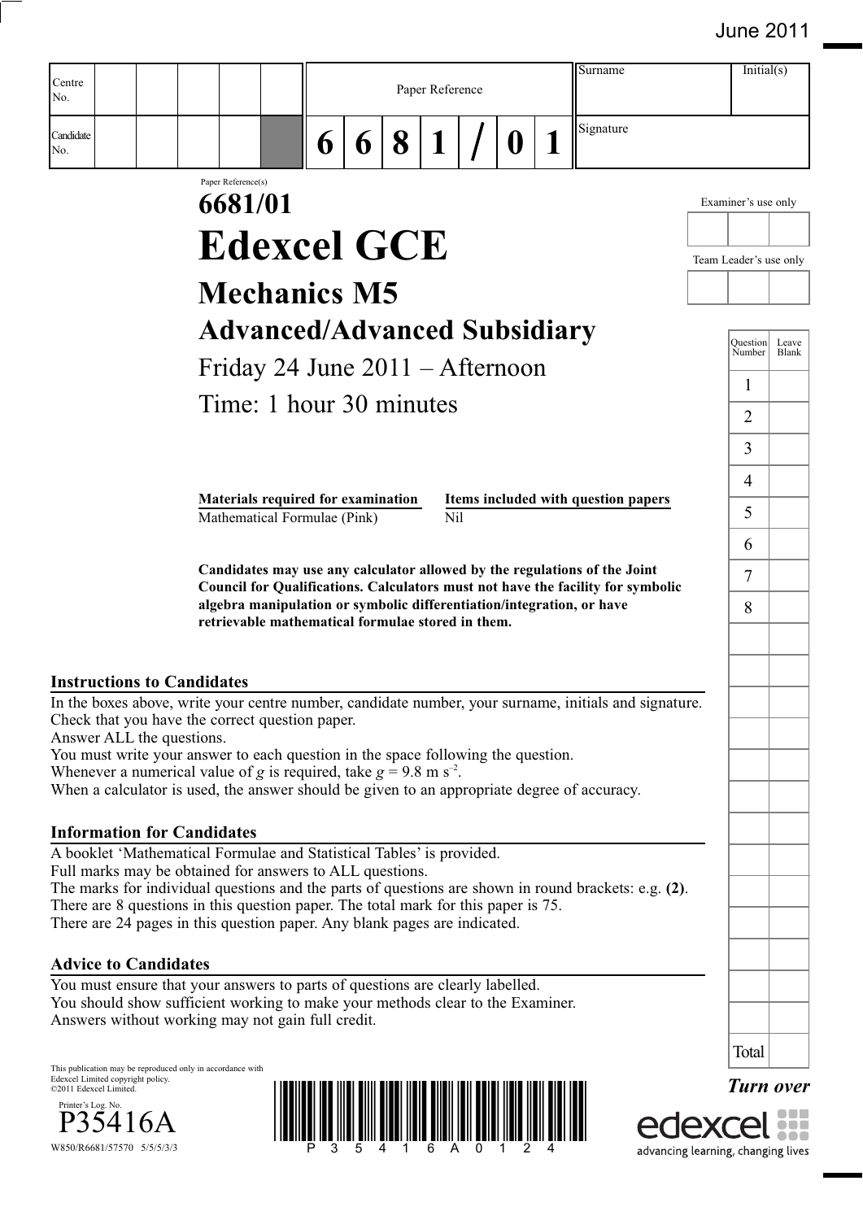June 2011

| Centre No. | | | | | | Paper Reference | | | | | | | Surname | Initial(s) |
|---|---|---|---|---|---|---|---|---|---|---|---|---|---|---|
| Candidate No. | | | | | | 6 | 6 | 8 | 1 | / | 0 | 1 | Signature | |

Paper Reference(s)

# 6681/01

# Edexcel GCE

## Mechanics M5

## Advanced/Advanced Subsidiary

Friday 24 June 2011 – Afternoon

Time: 1 hour 30 minutes

| Materials required for examination | Items included with question papers |
|---|---|
| Mathematical Formulae (Pink) | Nil |

**Candidates may use any calculator allowed by the regulations of the Joint Council for Qualifications. Calculators must not have the facility for symbolic algebra manipulation or symbolic differentiation/integration, or have retrievable mathematical formulae stored in them.**

Examiner's use only

Team Leader's use only

| Question Number | Leave Blank |
|---|---|
| 1 | |
| 2 | |
| 3 | |
| 4 | |
| 5 | |
| 6 | |
| 7 | |
| 8 | |
| Total | |

### Instructions to Candidates

In the boxes above, write your centre number, candidate number, your surname, initials and signature.
Check that you have the correct question paper.
Answer ALL the questions.
You must write your answer to each question in the space following the question.
Whenever a numerical value of $g$ is required, take $g = 9.8 \text{ m s}^{-2}$.
When a calculator is used, the answer should be given to an appropriate degree of accuracy.

### Information for Candidates

A booklet 'Mathematical Formulae and Statistical Tables' is provided.
Full marks may be obtained for answers to ALL questions.
The marks for individual questions and the parts of questions are shown in round brackets: e.g. **(2)**.
There are 8 questions in this question paper. The total mark for this paper is 75.
There are 24 pages in this question paper. Any blank pages are indicated.

### Advice to Candidates

You must ensure that your answers to parts of questions are clearly labelled.
You should show sufficient working to make your methods clear to the Examiner.
Answers without working may not gain full credit.

This publication may be reproduced only in accordance with Edexcel Limited copyright policy.
©2011 Edexcel Limited.

Printer's Log. No.
P35416A
W850/R6681/57570 5/5/5/3/3

*Turn over*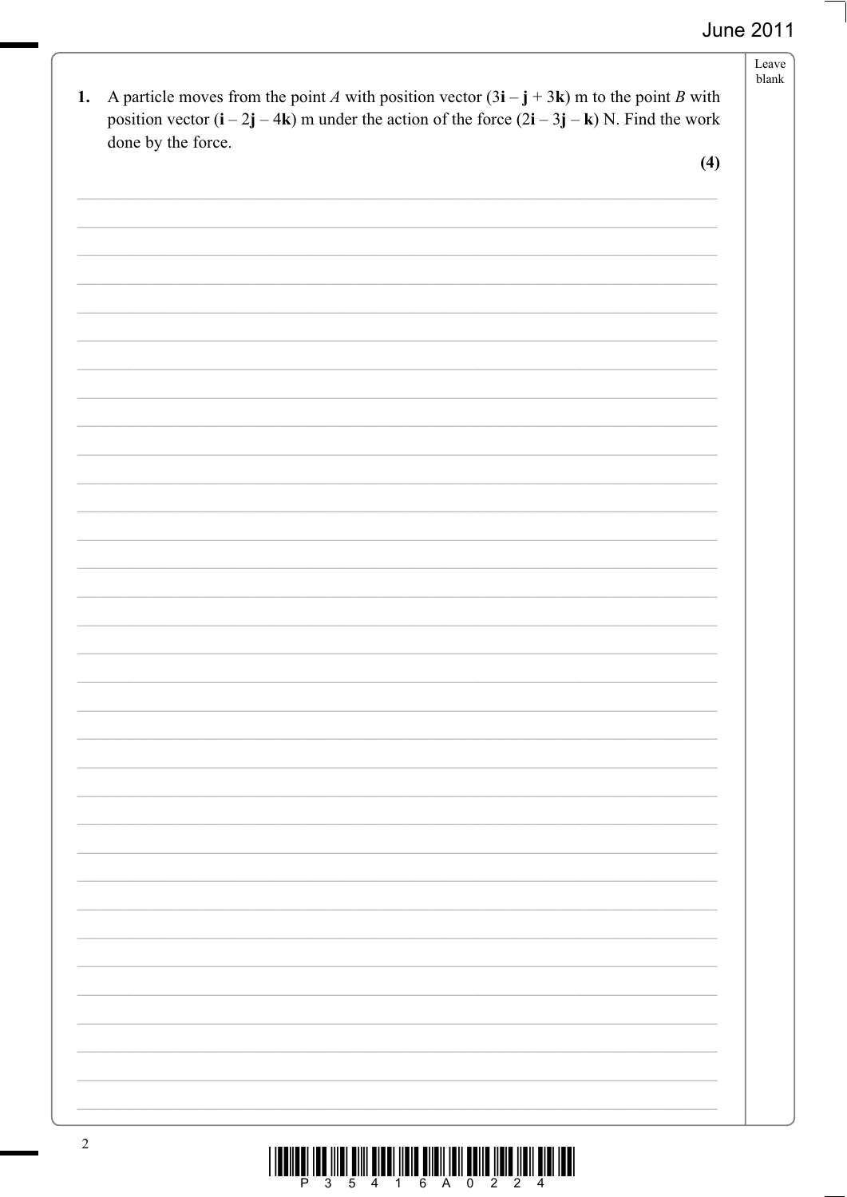**1.** A particle moves from the point $A$ with position vector $(3\mathbf{i} - \mathbf{j} + 3\mathbf{k})$ m to the point $B$ with position vector $(\mathbf{i} - 2\mathbf{j} - 4\mathbf{k})$ m under the action of the force $(2\mathbf{i} - 3\mathbf{j} - \mathbf{k})$ N. Find the work done by the force.

**(4)**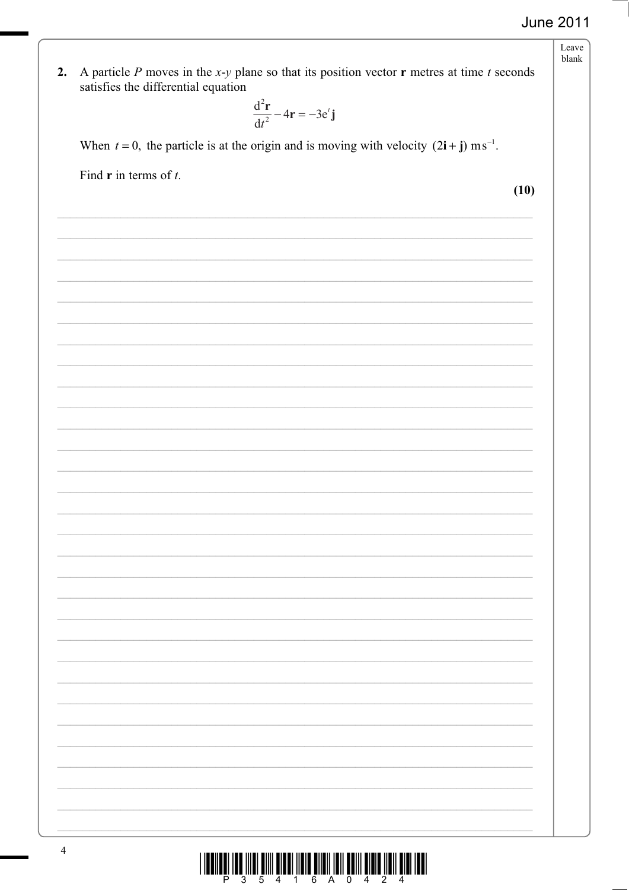**2.** A particle $P$ moves in the $x$-$y$ plane so that its position vector $\mathbf{r}$ metres at time $t$ seconds satisfies the differential equation

$$\frac{\mathrm{d}^2\mathbf{r}}{\mathrm{d}t^2} - 4\mathbf{r} = -3\mathrm{e}^t\mathbf{j}$$

When $t = 0$, the particle is at the origin and is moving with velocity $(2\mathbf{i} + \mathbf{j})\ \mathrm{m\,s^{-1}}$.

Find $\mathbf{r}$ in terms of $t$.

**(10)**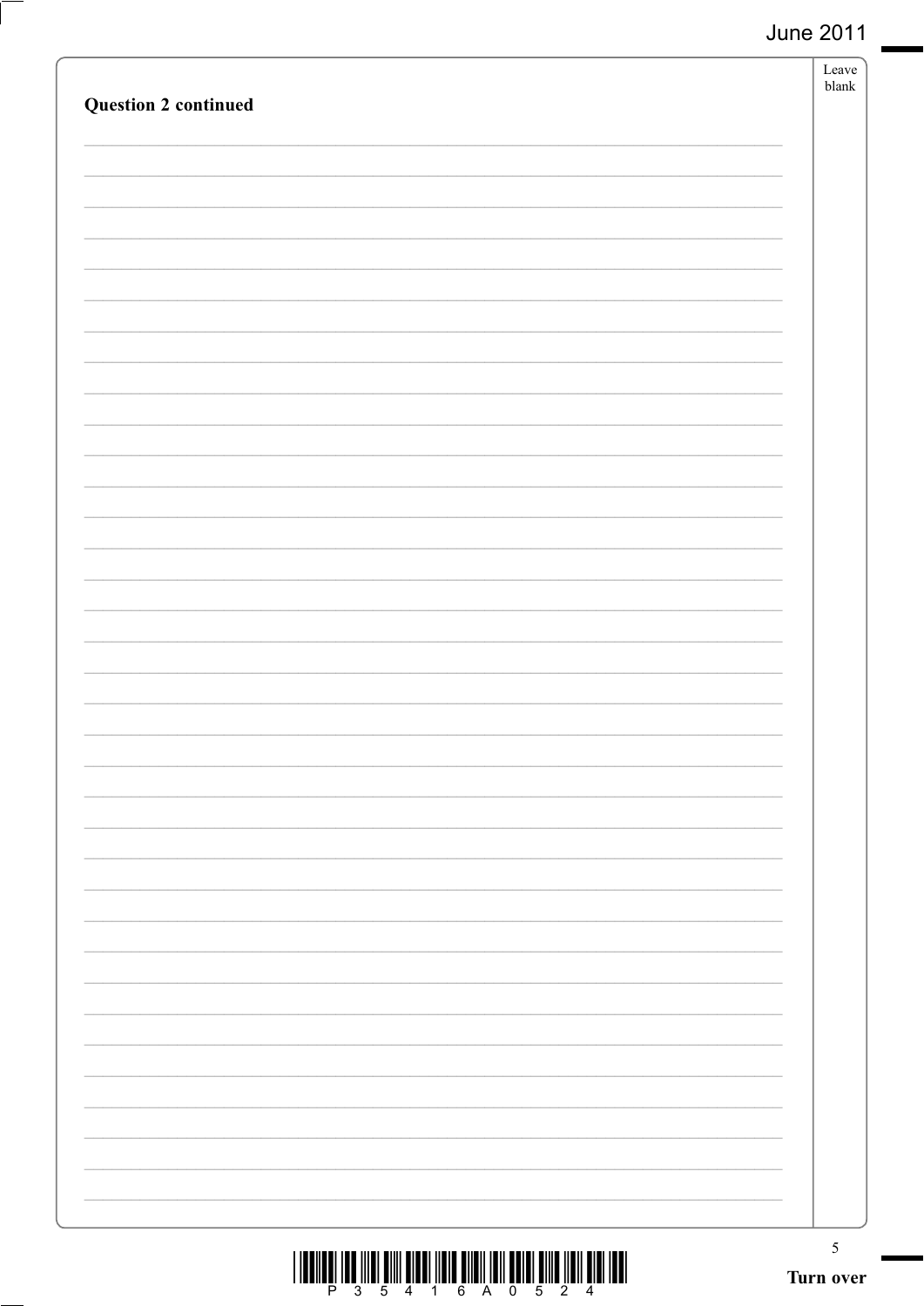**Question 2 continued**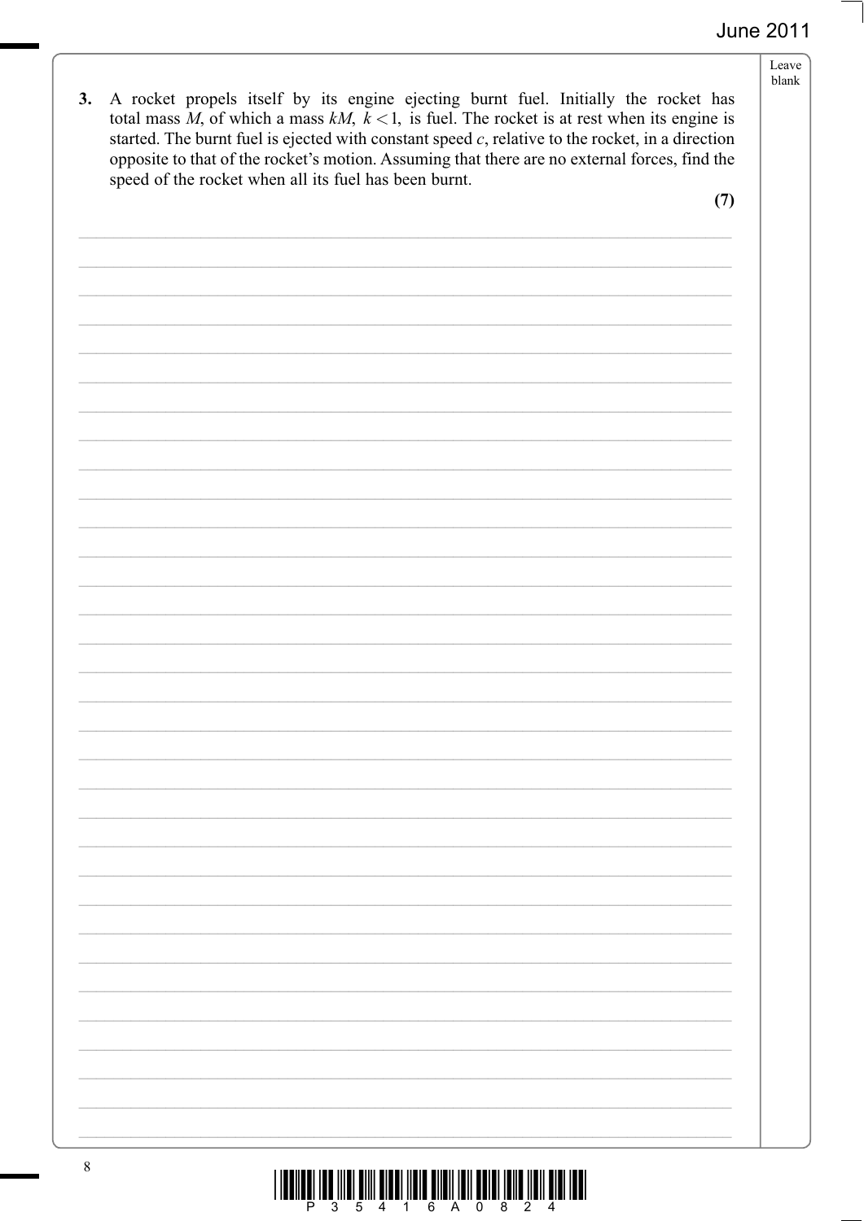**3.** A rocket propels itself by its engine ejecting burnt fuel. Initially the rocket has total mass $M$, of which a mass $kM$, $k < 1$, is fuel. The rocket is at rest when its engine is started. The burnt fuel is ejected with constant speed $c$, relative to the rocket, in a direction opposite to that of the rocket's motion. Assuming that there are no external forces, find the speed of the rocket when all its fuel has been burnt.

**(7)**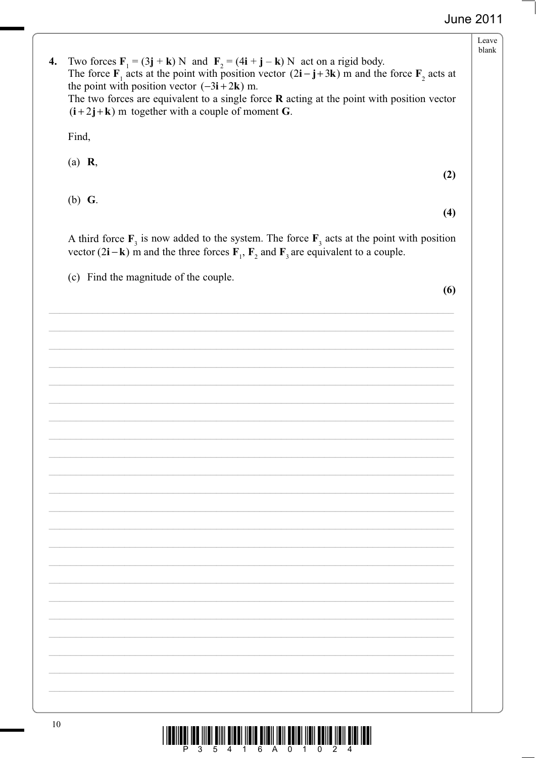**4.** Two forces $\mathbf{F}_1 = (3\mathbf{j} + \mathbf{k})$ N and $\mathbf{F}_2 = (4\mathbf{i} + \mathbf{j} - \mathbf{k})$ N act on a rigid body. The force $\mathbf{F}_1$ acts at the point with position vector $(2\mathbf{i} - \mathbf{j} + 3\mathbf{k})$ m and the force $\mathbf{F}_2$ acts at the point with position vector $(-3\mathbf{i} + 2\mathbf{k})$ m.
The two forces are equivalent to a single force $\mathbf{R}$ acting at the point with position vector $(\mathbf{i} + 2\mathbf{j} + \mathbf{k})$ m together with a couple of moment $\mathbf{G}$.

Find,

(a) $\mathbf{R}$, **(2)**

(b) $\mathbf{G}$. **(4)**

A third force $\mathbf{F}_3$ is now added to the system. The force $\mathbf{F}_3$ acts at the point with position vector $(2\mathbf{i} - \mathbf{k})$ m and the three forces $\mathbf{F}_1$, $\mathbf{F}_2$ and $\mathbf{F}_3$ are equivalent to a couple.

(c) Find the magnitude of the couple. **(6)**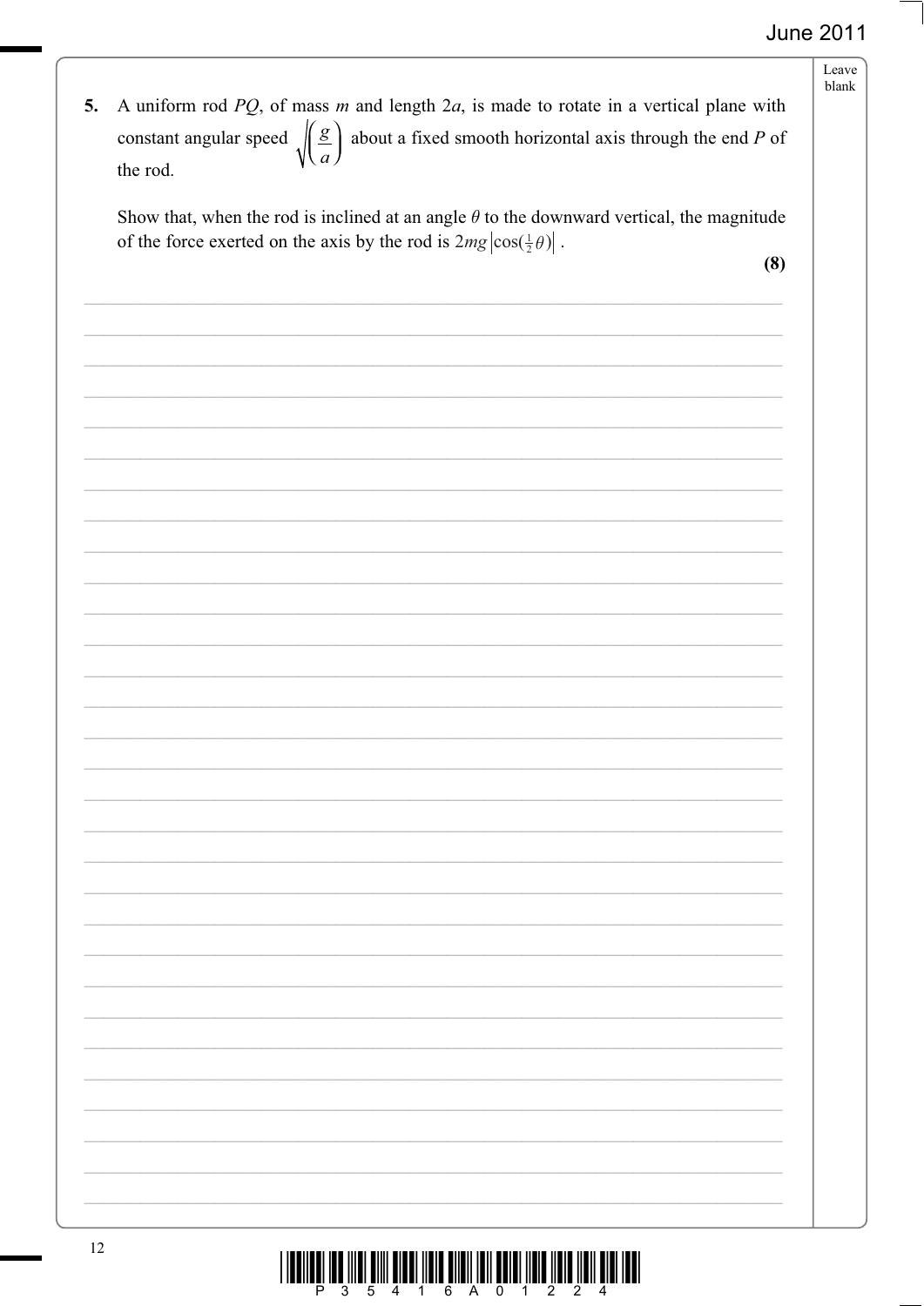**5.** A uniform rod $PQ$, of mass $m$ and length $2a$, is made to rotate in a vertical plane with constant angular speed $\sqrt{\left(\dfrac{g}{a}\right)}$ about a fixed smooth horizontal axis through the end $P$ of the rod.

Show that, when the rod is inclined at an angle $\theta$ to the downward vertical, the magnitude of the force exerted on the axis by the rod is $2mg\left|\cos(\frac{1}{2}\theta)\right|$.

**(8)**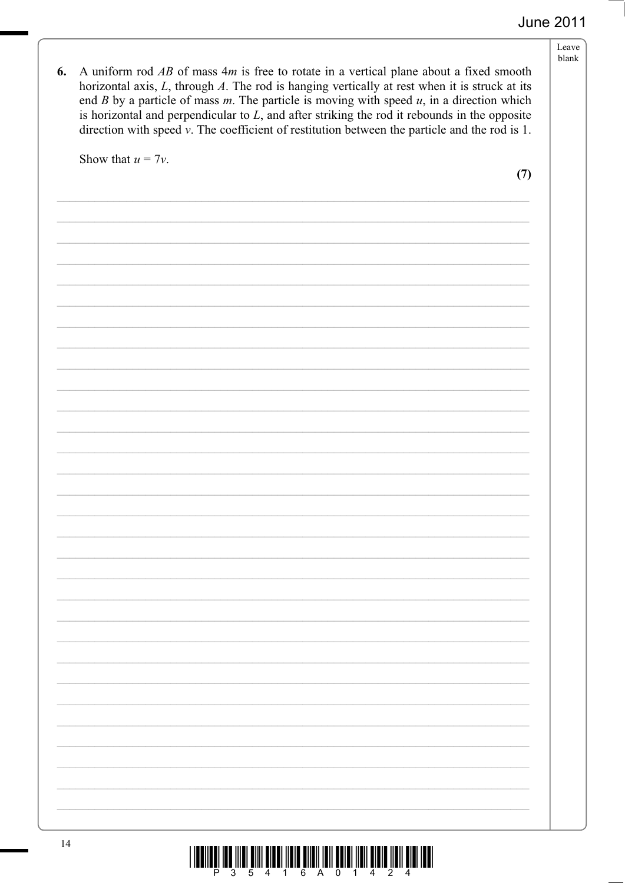**6.** A uniform rod $AB$ of mass $4m$ is free to rotate in a vertical plane about a fixed smooth horizontal axis, $L$, through $A$. The rod is hanging vertically at rest when it is struck at its end $B$ by a particle of mass $m$. The particle is moving with speed $u$, in a direction which is horizontal and perpendicular to $L$, and after striking the rod it rebounds in the opposite direction with speed $v$. The coefficient of restitution between the particle and the rod is 1.

Show that $u = 7v$.

**(7)**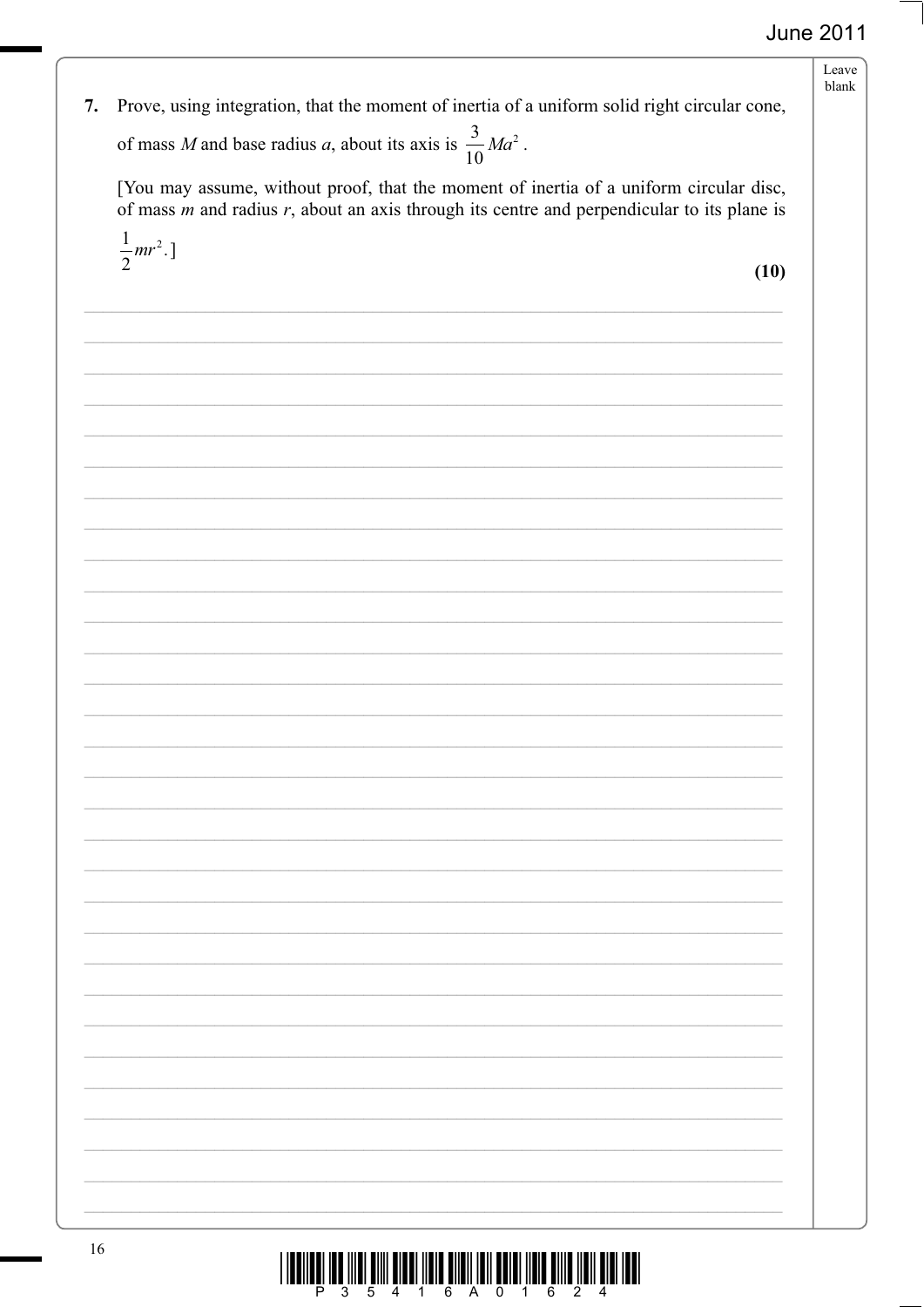7. Prove, using integration, that the moment of inertia of a uniform solid right circular cone, of mass $M$ and base radius $a$, about its axis is $\frac{3}{10}Ma^2$.

[You may assume, without proof, that the moment of inertia of a uniform circular disc, of mass $m$ and radius $r$, about an axis through its centre and perpendicular to its plane is $\frac{1}{2}mr^2$.]

**(10)**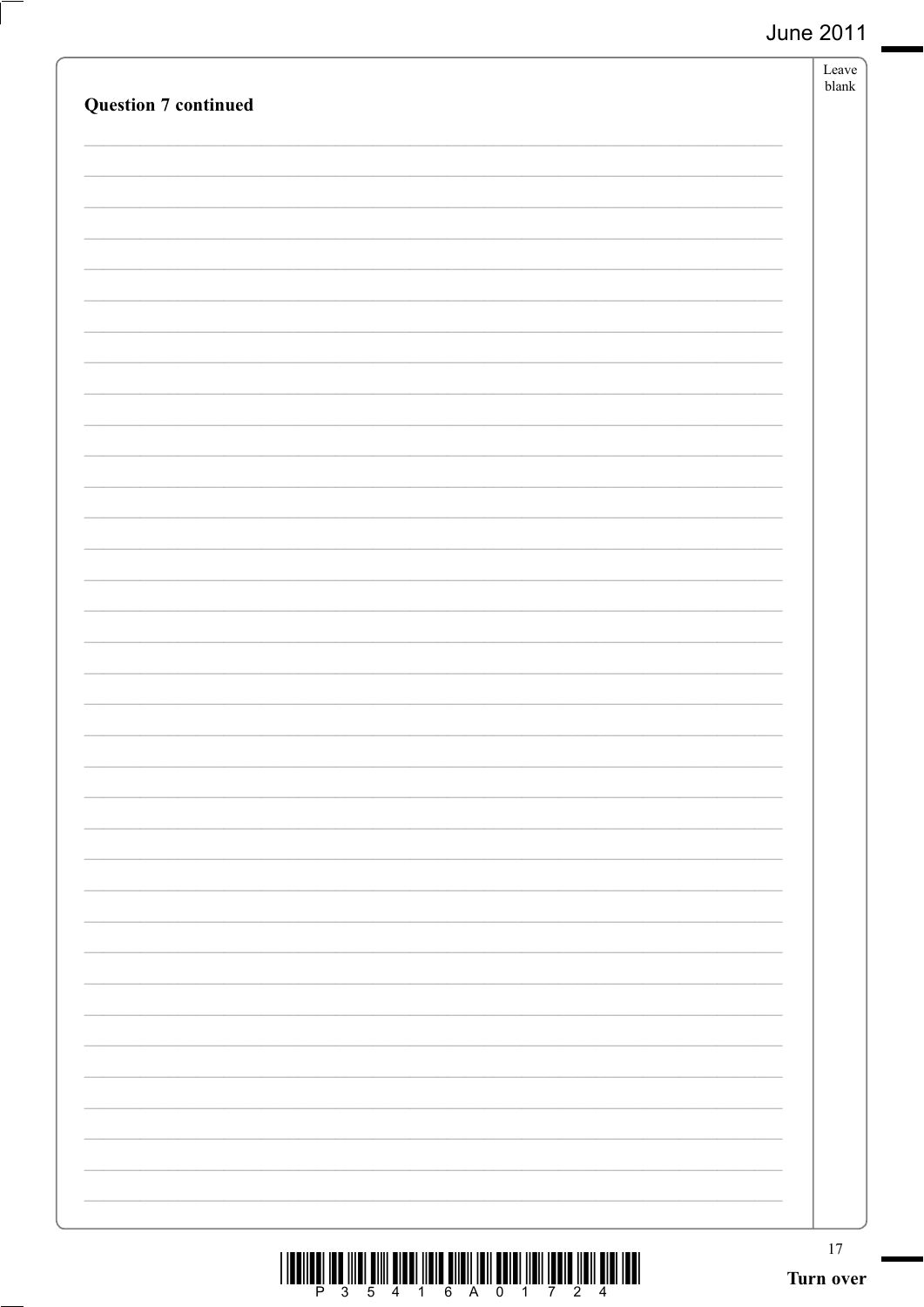**Question 7 continued**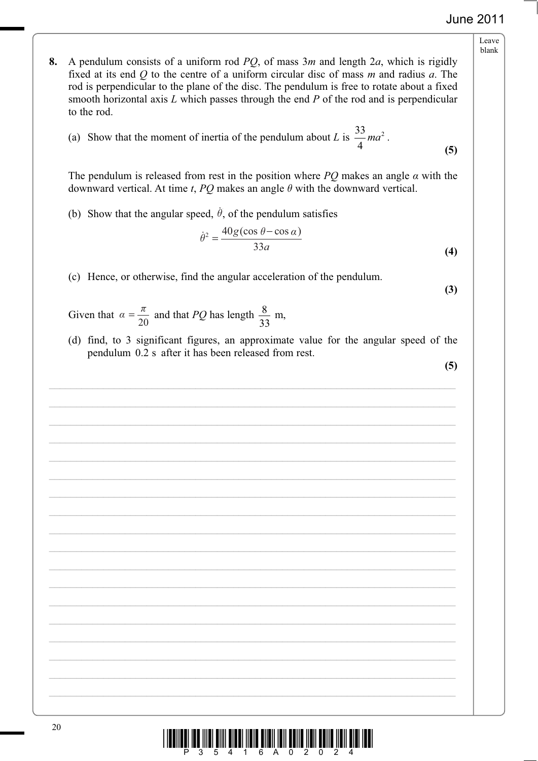**8.** A pendulum consists of a uniform rod $PQ$, of mass $3m$ and length $2a$, which is rigidly fixed at its end $Q$ to the centre of a uniform circular disc of mass $m$ and radius $a$. The rod is perpendicular to the plane of the disc. The pendulum is free to rotate about a fixed smooth horizontal axis $L$ which passes through the end $P$ of the rod and is perpendicular to the rod.

(a) Show that the moment of inertia of the pendulum about $L$ is $\frac{33}{4}ma^2$.
**(5)**

The pendulum is released from rest in the position where $PQ$ makes an angle $\alpha$ with the downward vertical. At time $t$, $PQ$ makes an angle $\theta$ with the downward vertical.

(b) Show that the angular speed, $\dot{\theta}$, of the pendulum satisfies

$$\dot{\theta}^2 = \frac{40g(\cos\theta - \cos\alpha)}{33a}$$
**(4)**

(c) Hence, or otherwise, find the angular acceleration of the pendulum.
**(3)**

Given that $\alpha = \frac{\pi}{20}$ and that $PQ$ has length $\frac{8}{33}$ m,

(d) find, to 3 significant figures, an approximate value for the angular speed of the pendulum 0.2 s after it has been released from rest.
**(5)**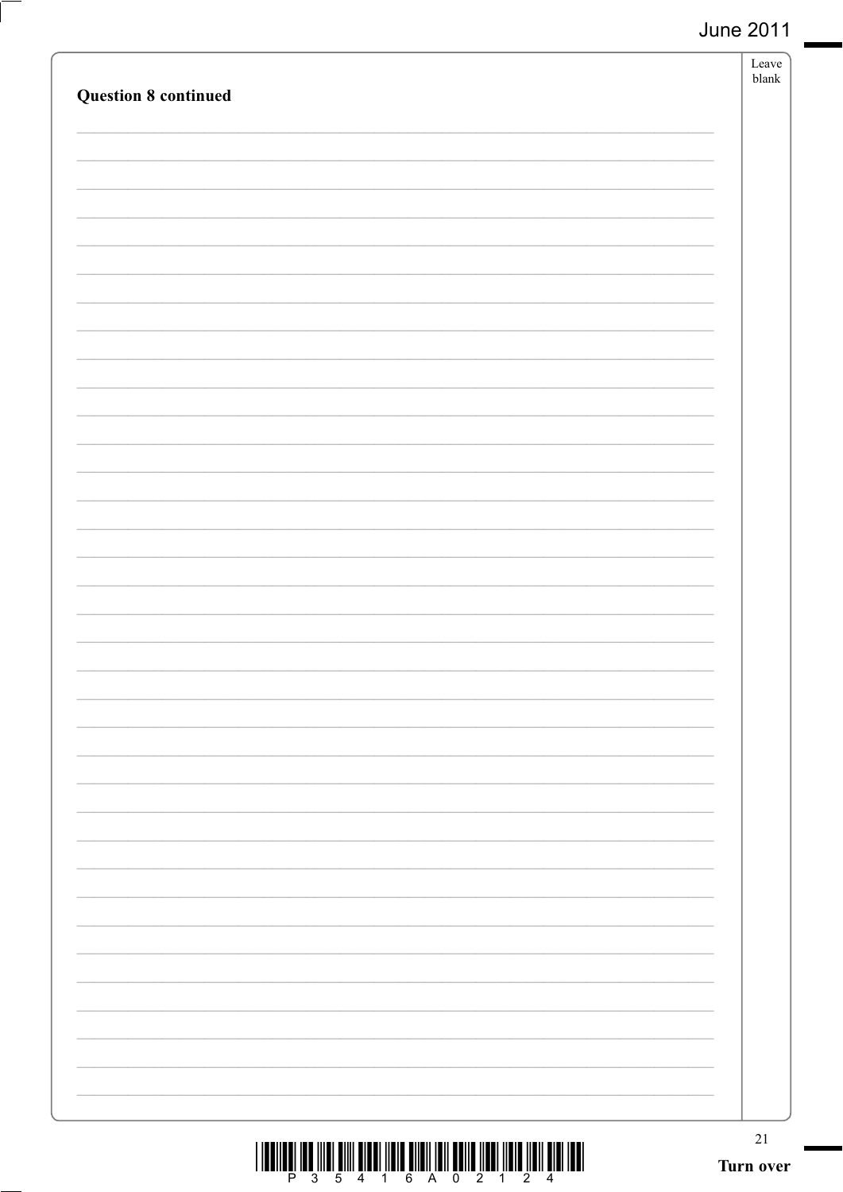**Question 8 continued**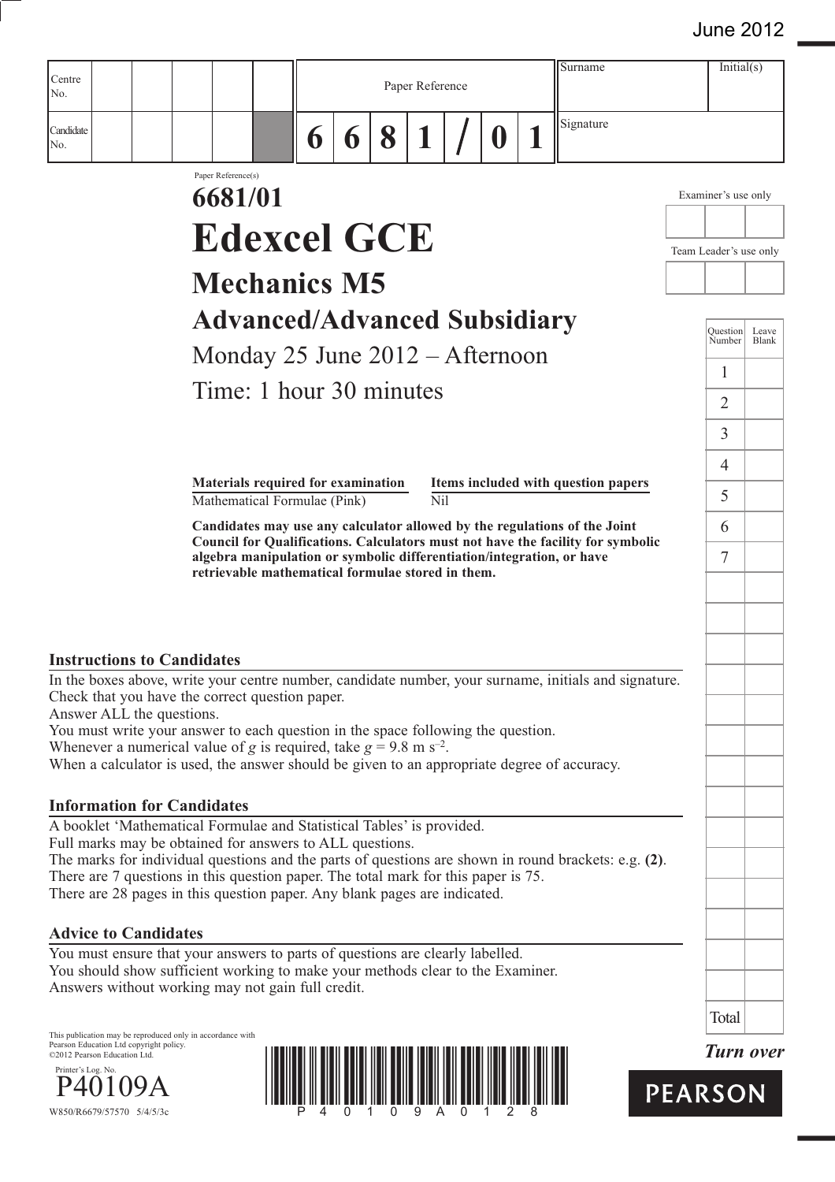June 2012

| Centre No. | | | | | | Paper Reference | | | | | | | Surname | Initial(s) |
|---|---|---|---|---|---|---|---|---|---|---|---|---|---|---|
| Candidate No. | | | | | | 6 | 6 | 8 | 1 | / | 0 | 1 | Signature | |

Paper Reference(s)

# 6681/01

# Edexcel GCE

## Mechanics M5

## Advanced/Advanced Subsidiary

Monday 25 June 2012 – Afternoon

Time: 1 hour 30 minutes

| Materials required for examination | Items included with question papers |
|---|---|
| Mathematical Formulae (Pink) | Nil |

**Candidates may use any calculator allowed by the regulations of the Joint Council for Qualifications. Calculators must not have the facility for symbolic algebra manipulation or symbolic differentiation/integration, or have retrievable mathematical formulae stored in them.**

Examiner's use only

Team Leader's use only

| Question Number | Leave Blank |
|---|---|
| 1 | |
| 2 | |
| 3 | |
| 4 | |
| 5 | |
| 6 | |
| 7 | |
| Total | |

### Instructions to Candidates

In the boxes above, write your centre number, candidate number, your surname, initials and signature.
Check that you have the correct question paper.
Answer ALL the questions.
You must write your answer to each question in the space following the question.
Whenever a numerical value of $g$ is required, take $g = 9.8$ m s$^{-2}$.
When a calculator is used, the answer should be given to an appropriate degree of accuracy.

### Information for Candidates

A booklet 'Mathematical Formulae and Statistical Tables' is provided.
Full marks may be obtained for answers to ALL questions.
The marks for individual questions and the parts of questions are shown in round brackets: e.g. **(2)**.
There are 7 questions in this question paper. The total mark for this paper is 75.
There are 28 pages in this question paper. Any blank pages are indicated.

### Advice to Candidates

You must ensure that your answers to parts of questions are clearly labelled.
You should show sufficient working to make your methods clear to the Examiner.
Answers without working may not gain full credit.

This publication may be reproduced only in accordance with Pearson Education Ltd copyright policy.
©2012 Pearson Education Ltd.

Printer's Log. No.
P40109A
W850/R6679/57570 5/4/5/3c

P 4 0 1 0 9 A 0 1 2 8

*Turn over*

PEARSON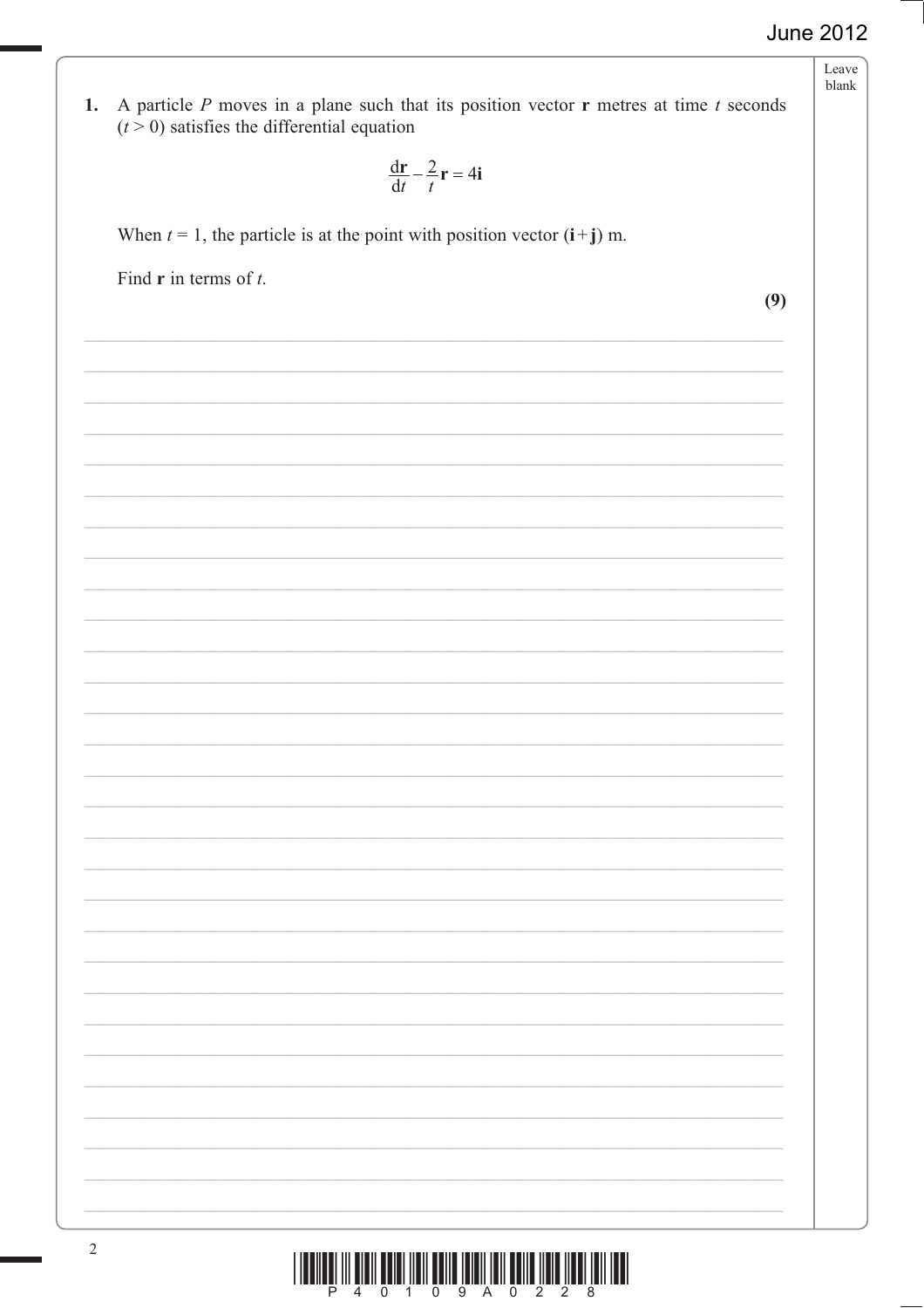1. A particle $P$ moves in a plane such that its position vector $\mathbf{r}$ metres at time $t$ seconds ($t > 0$) satisfies the differential equation

$$\frac{\mathrm{d}\mathbf{r}}{\mathrm{d}t} - \frac{2}{t}\mathbf{r} = 4\mathbf{i}$$

When $t = 1$, the particle is at the point with position vector $(\mathbf{i} + \mathbf{j})$ m.

Find $\mathbf{r}$ in terms of $t$.

**(9)**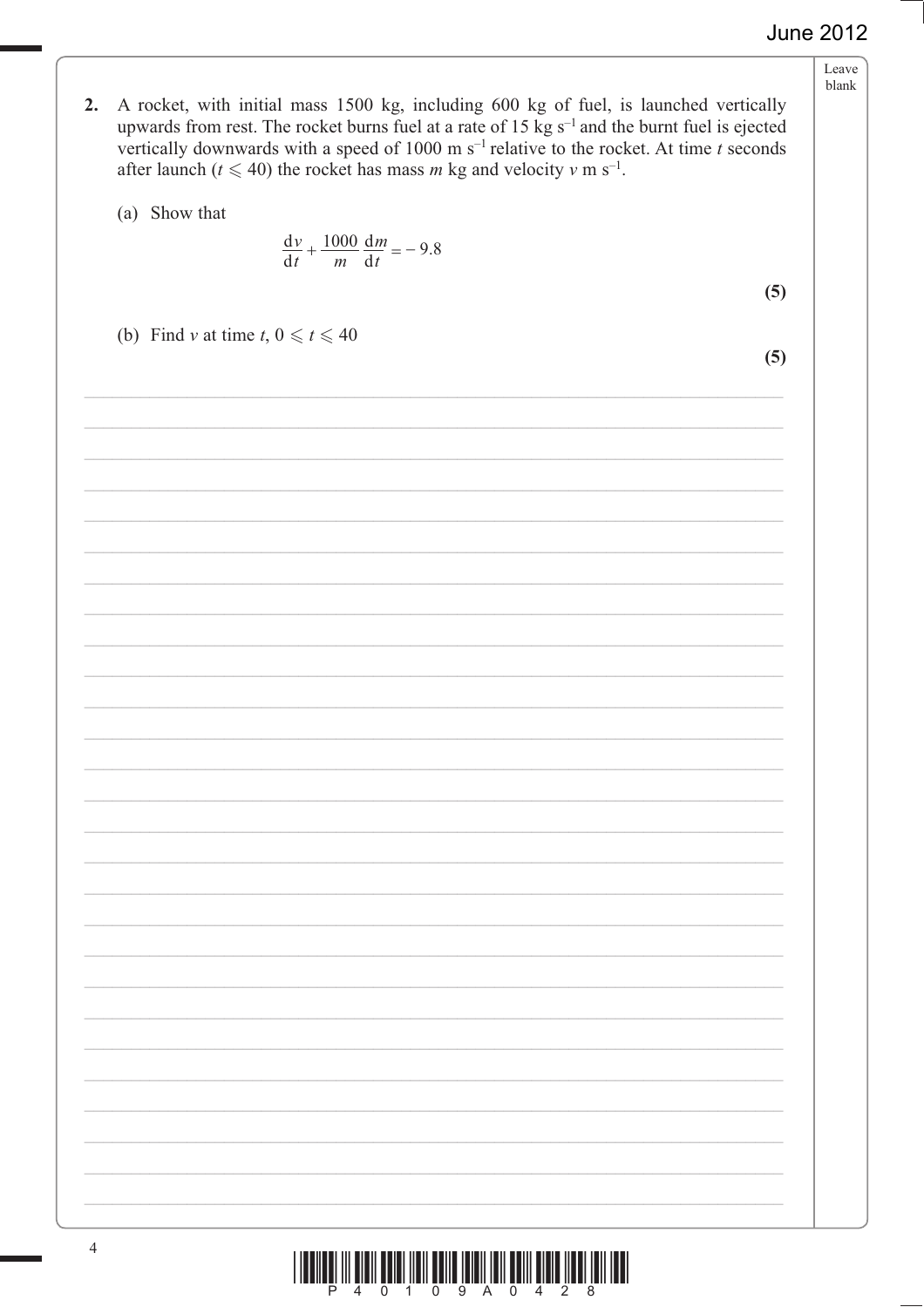**2.** A rocket, with initial mass 1500 kg, including 600 kg of fuel, is launched vertically upwards from rest. The rocket burns fuel at a rate of 15 kg s$^{-1}$ and the burnt fuel is ejected vertically downwards with a speed of 1000 m s$^{-1}$ relative to the rocket. At time $t$ seconds after launch ($t \leqslant 40$) the rocket has mass $m$ kg and velocity $v$ m s$^{-1}$.

(a) Show that

$$\frac{\mathrm{d}v}{\mathrm{d}t} + \frac{1000}{m}\frac{\mathrm{d}m}{\mathrm{d}t} = -9.8$$

**(5)**

(b) Find $v$ at time $t$, $0 \leqslant t \leqslant 40$

**(5)**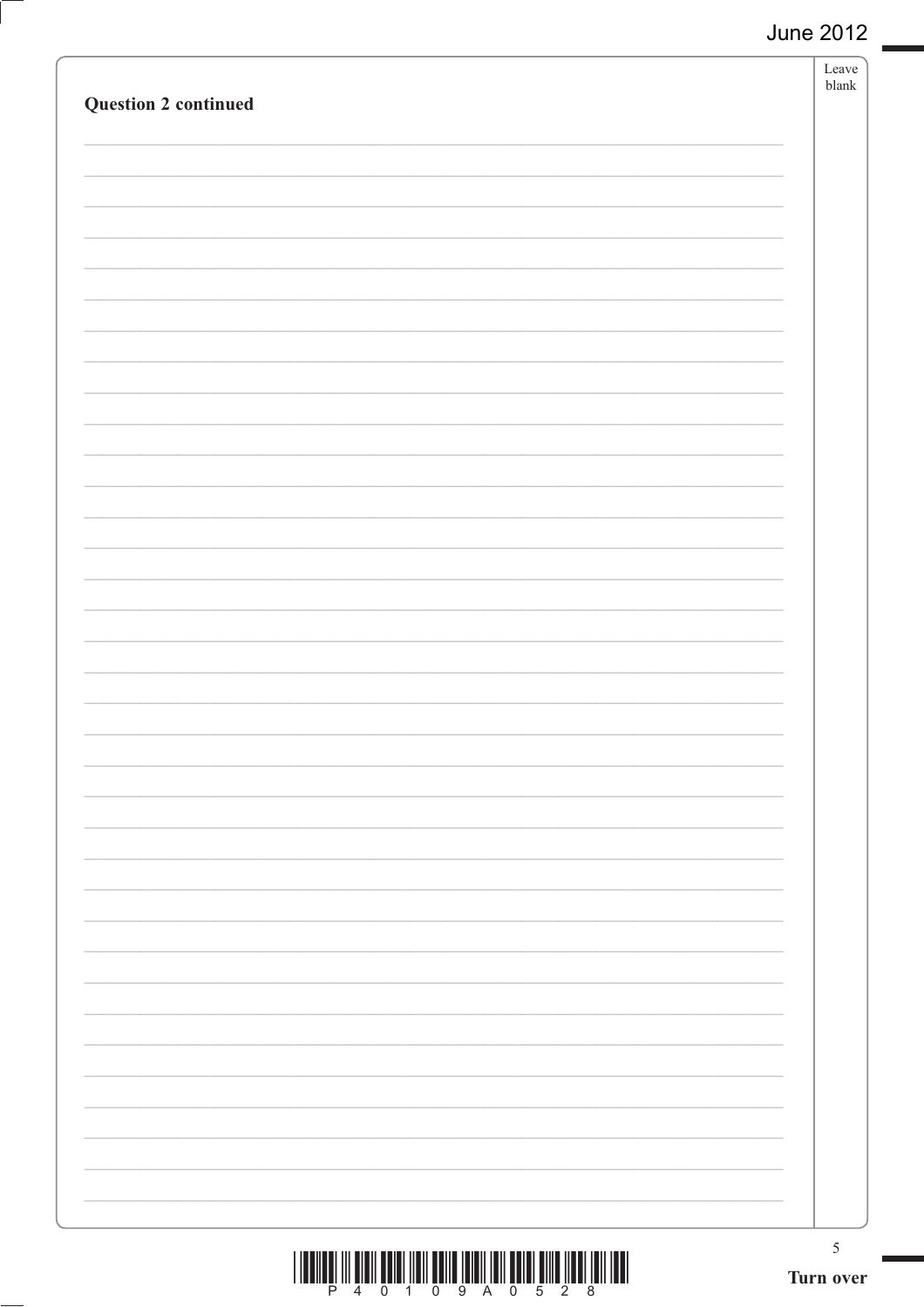**Question 2 continued**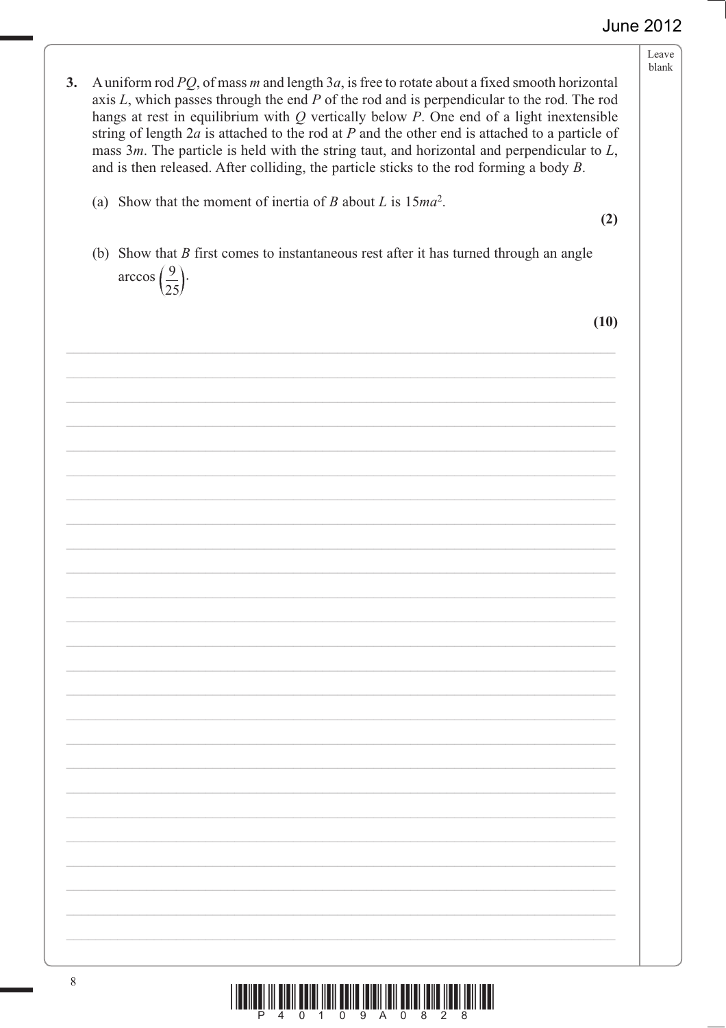**3.** A uniform rod $PQ$, of mass $m$ and length $3a$, is free to rotate about a fixed smooth horizontal axis $L$, which passes through the end $P$ of the rod and is perpendicular to the rod. The rod hangs at rest in equilibrium with $Q$ vertically below $P$. One end of a light inextensible string of length $2a$ is attached to the rod at $P$ and the other end is attached to a particle of mass $3m$. The particle is held with the string taut, and horizontal and perpendicular to $L$, and is then released. After colliding, the particle sticks to the rod forming a body $B$.

(a) Show that the moment of inertia of $B$ about $L$ is $15ma^2$.

**(2)**

(b) Show that $B$ first comes to instantaneous rest after it has turned through an angle $\arccos\left(\frac{9}{25}\right)$.

**(10)**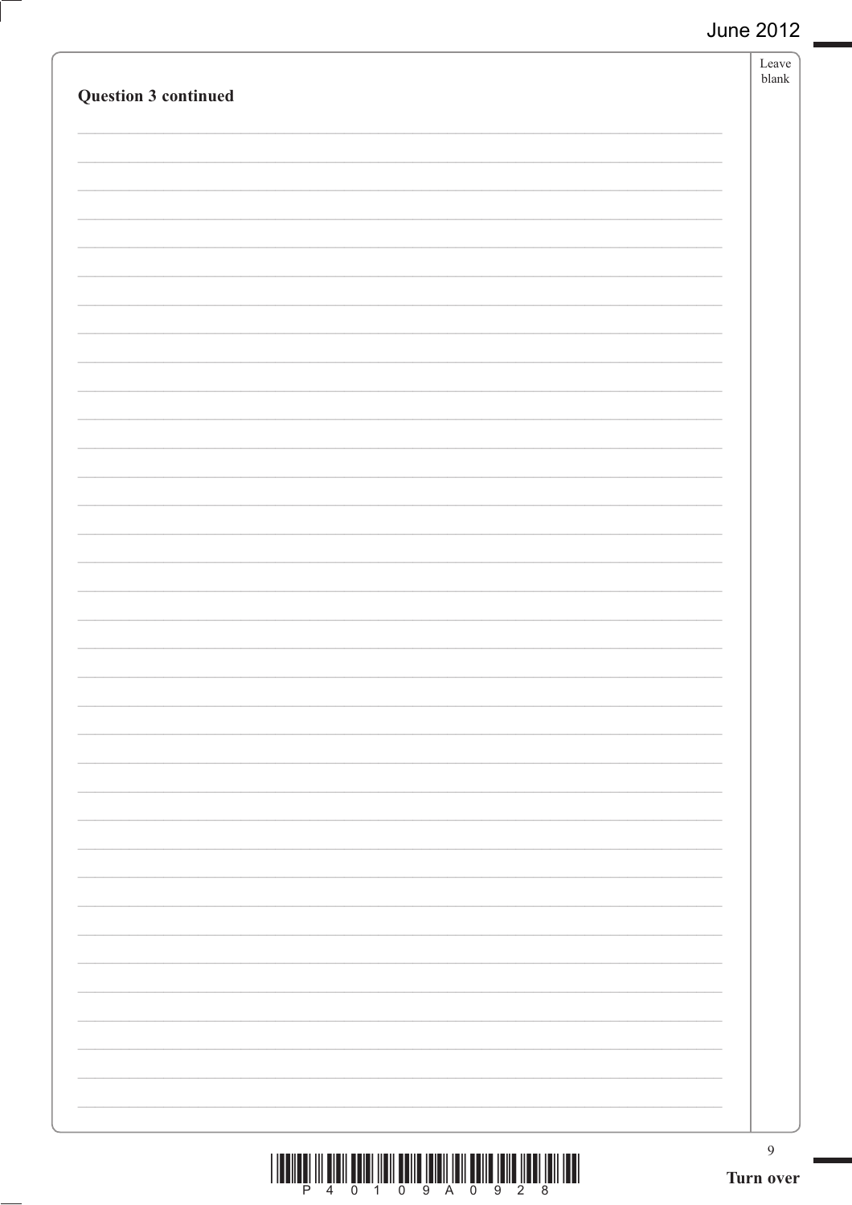**Question 3 continued**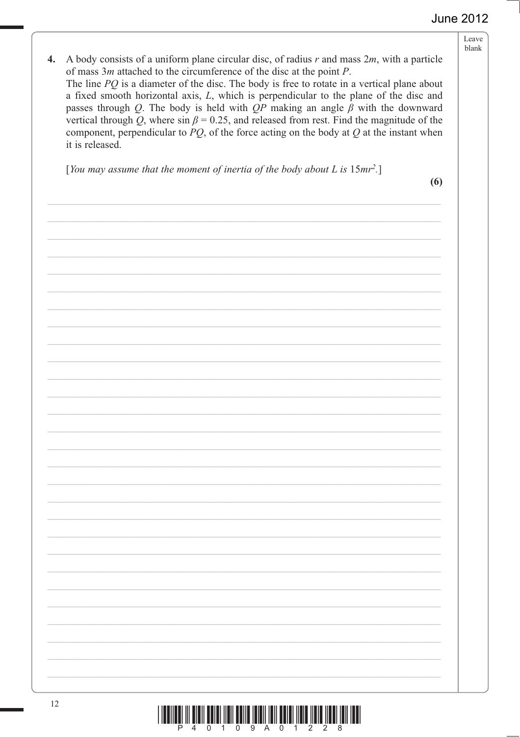**4.** A body consists of a uniform plane circular disc, of radius $r$ and mass $2m$, with a particle of mass $3m$ attached to the circumference of the disc at the point $P$.
The line $PQ$ is a diameter of the disc. The body is free to rotate in a vertical plane about a fixed smooth horizontal axis, $L$, which is perpendicular to the plane of the disc and passes through $Q$. The body is held with $QP$ making an angle $\beta$ with the downward vertical through $Q$, where $\sin \beta = 0.25$, and released from rest. Find the magnitude of the component, perpendicular to $PQ$, of the force acting on the body at $Q$ at the instant when it is released.

[*You may assume that the moment of inertia of the body about L is* $15mr^2$.]

**(6)**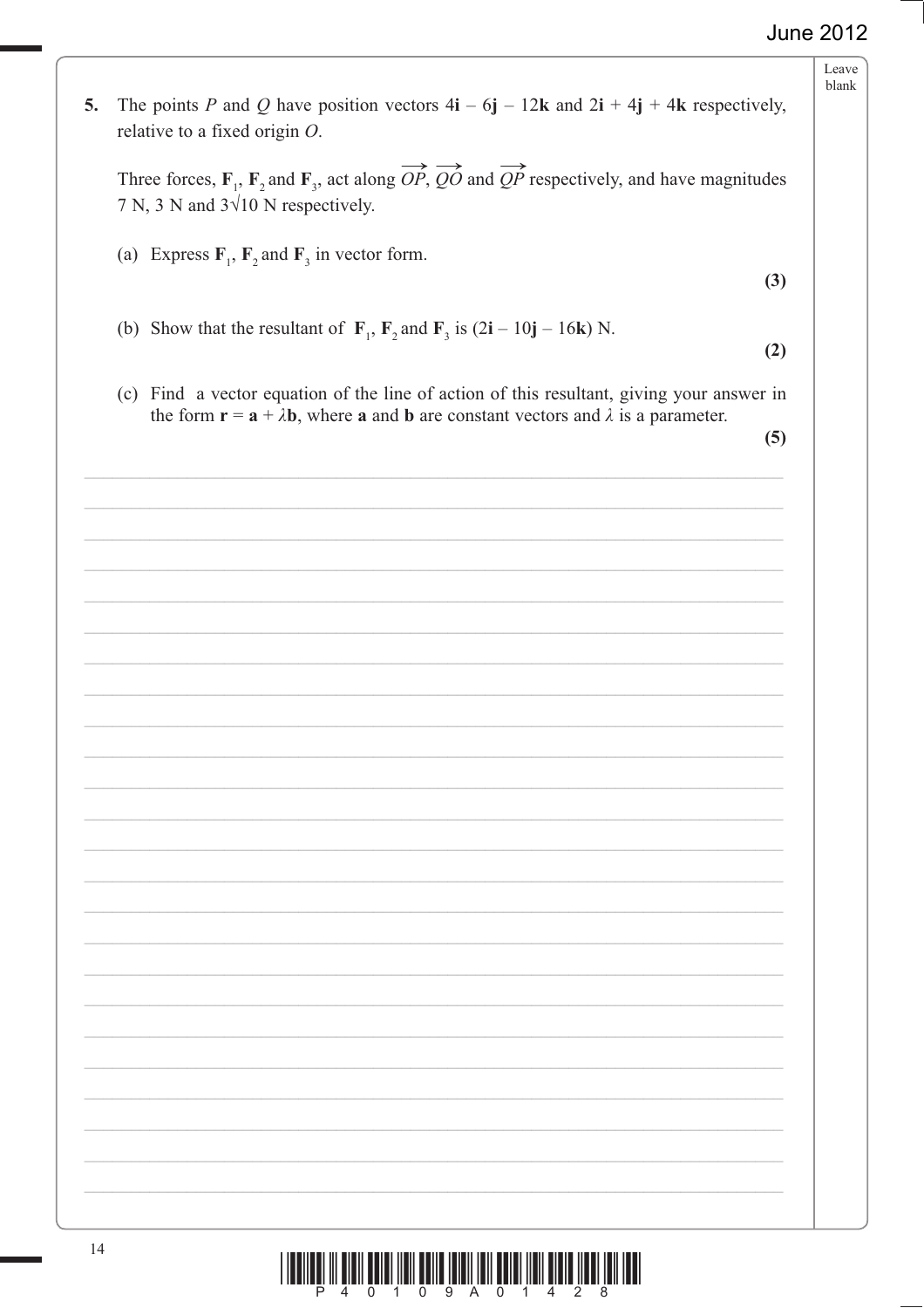**5.** The points $P$ and $Q$ have position vectors $4\mathbf{i} - 6\mathbf{j} - 12\mathbf{k}$ and $2\mathbf{i} + 4\mathbf{j} + 4\mathbf{k}$ respectively, relative to a fixed origin $O$.

Three forces, $\mathbf{F}_1$, $\mathbf{F}_2$ and $\mathbf{F}_3$, act along $\overrightarrow{OP}$, $\overrightarrow{QO}$ and $\overrightarrow{QP}$ respectively, and have magnitudes 7 N, 3 N and $3\sqrt{10}$ N respectively.

(a) Express $\mathbf{F}_1$, $\mathbf{F}_2$ and $\mathbf{F}_3$ in vector form.
**(3)**

(b) Show that the resultant of $\mathbf{F}_1$, $\mathbf{F}_2$ and $\mathbf{F}_3$ is $(2\mathbf{i} - 10\mathbf{j} - 16\mathbf{k})$ N.
**(2)**

(c) Find a vector equation of the line of action of this resultant, giving your answer in the form $\mathbf{r} = \mathbf{a} + \lambda\mathbf{b}$, where $\mathbf{a}$ and $\mathbf{b}$ are constant vectors and $\lambda$ is a parameter.
**(5)**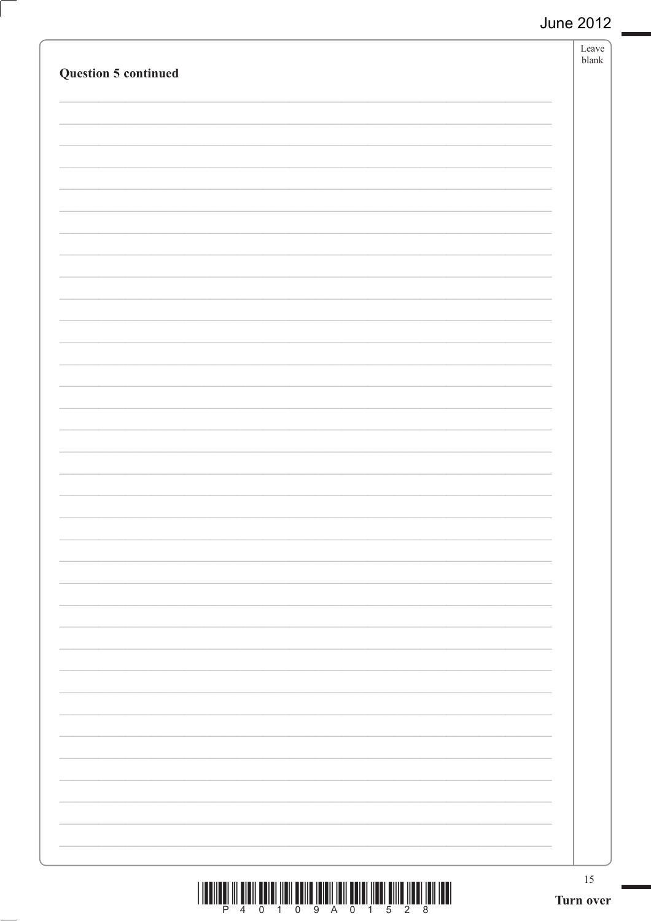**Question 5 continued**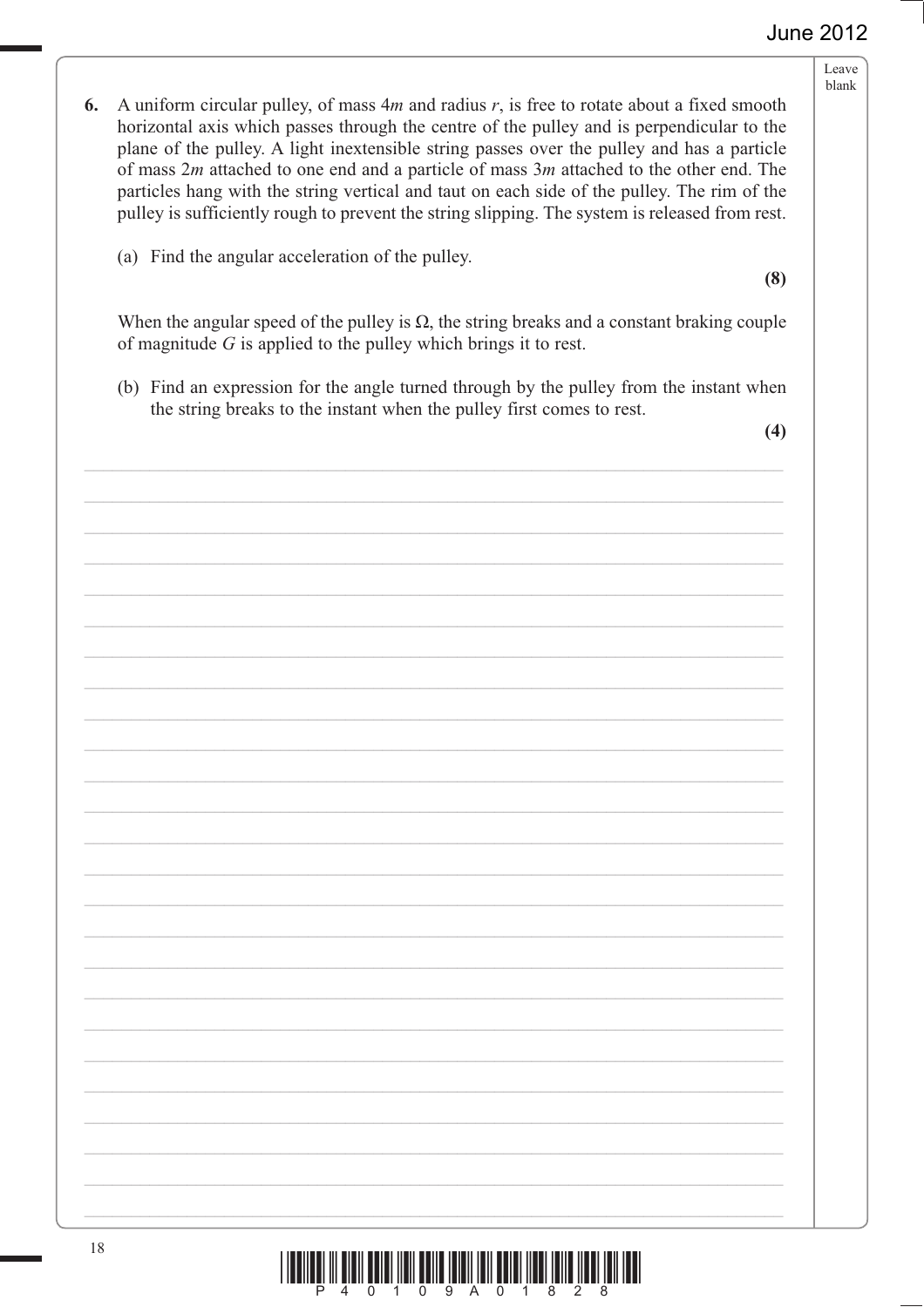**6.** A uniform circular pulley, of mass $4m$ and radius $r$, is free to rotate about a fixed smooth horizontal axis which passes through the centre of the pulley and is perpendicular to the plane of the pulley. A light inextensible string passes over the pulley and has a particle of mass $2m$ attached to one end and a particle of mass $3m$ attached to the other end. The particles hang with the string vertical and taut on each side of the pulley. The rim of the pulley is sufficiently rough to prevent the string slipping. The system is released from rest.

(a) Find the angular acceleration of the pulley.

**(8)**

When the angular speed of the pulley is $\Omega$, the string breaks and a constant braking couple of magnitude $G$ is applied to the pulley which brings it to rest.

(b) Find an expression for the angle turned through by the pulley from the instant when the string breaks to the instant when the pulley first comes to rest.

**(4)**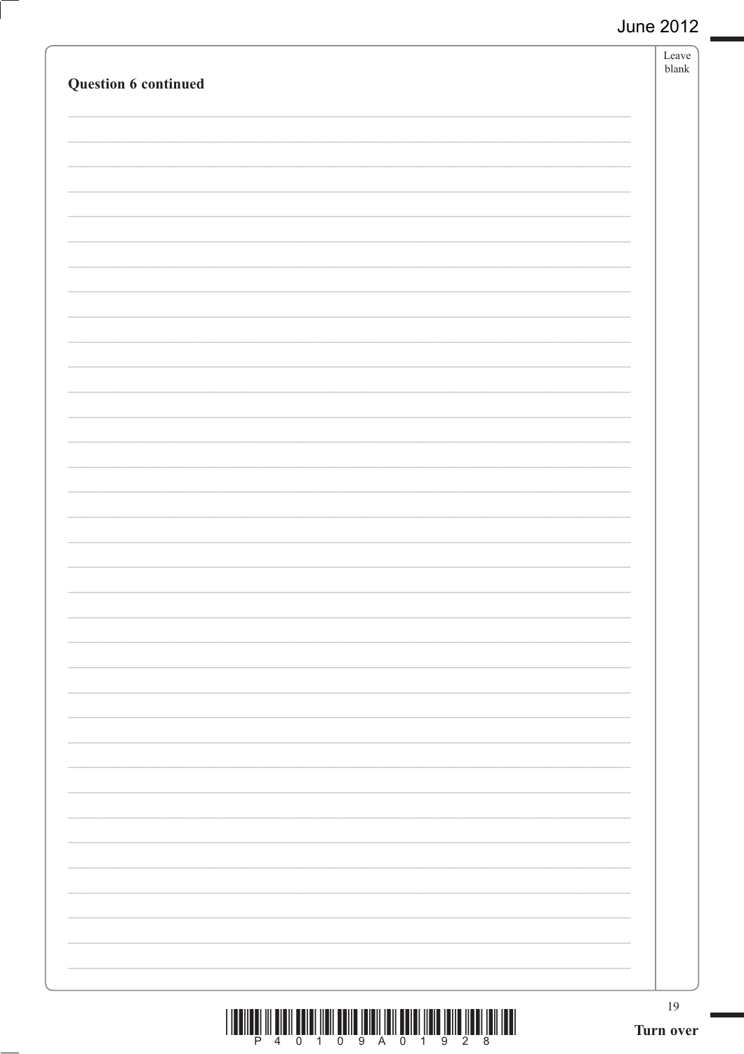**Question 6 continued**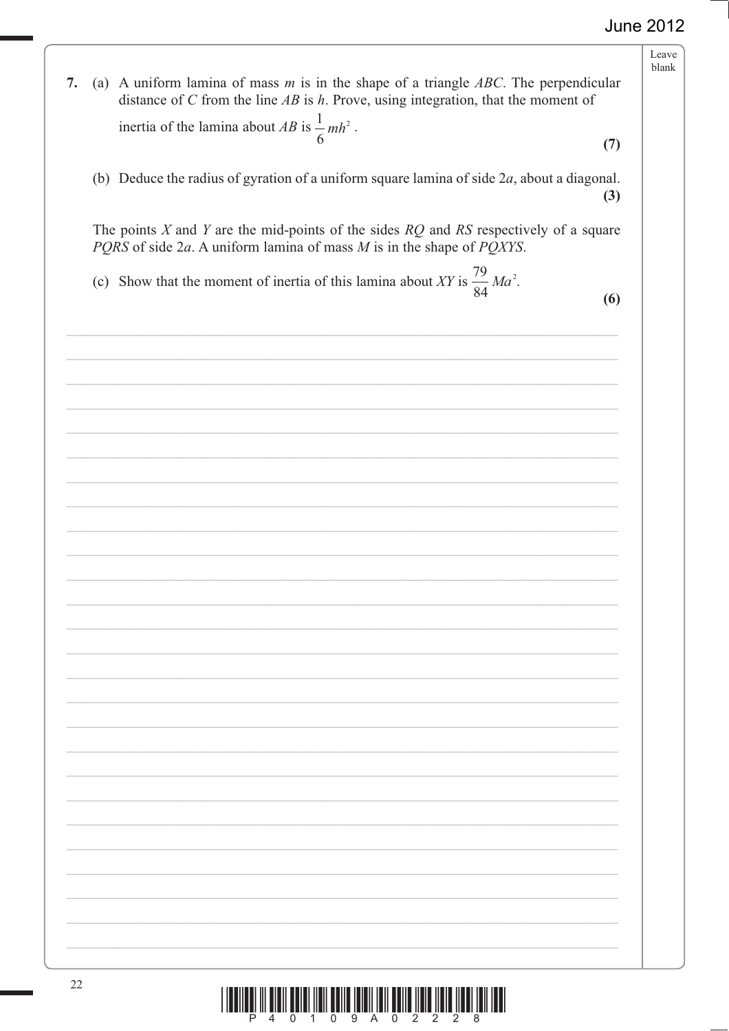**7.** (a) A uniform lamina of mass $m$ is in the shape of a triangle $ABC$. The perpendicular distance of $C$ from the line $AB$ is $h$. Prove, using integration, that the moment of inertia of the lamina about $AB$ is $\frac{1}{6}mh^2$.

**(7)**

(b) Deduce the radius of gyration of a uniform square lamina of side $2a$, about a diagonal.

**(3)**

The points $X$ and $Y$ are the mid-points of the sides $RQ$ and $RS$ respectively of a square $PQRS$ of side $2a$. A uniform lamina of mass $M$ is in the shape of $PQXYS$.

(c) Show that the moment of inertia of this lamina about $XY$ is $\frac{79}{84}Ma^2$.

**(6)**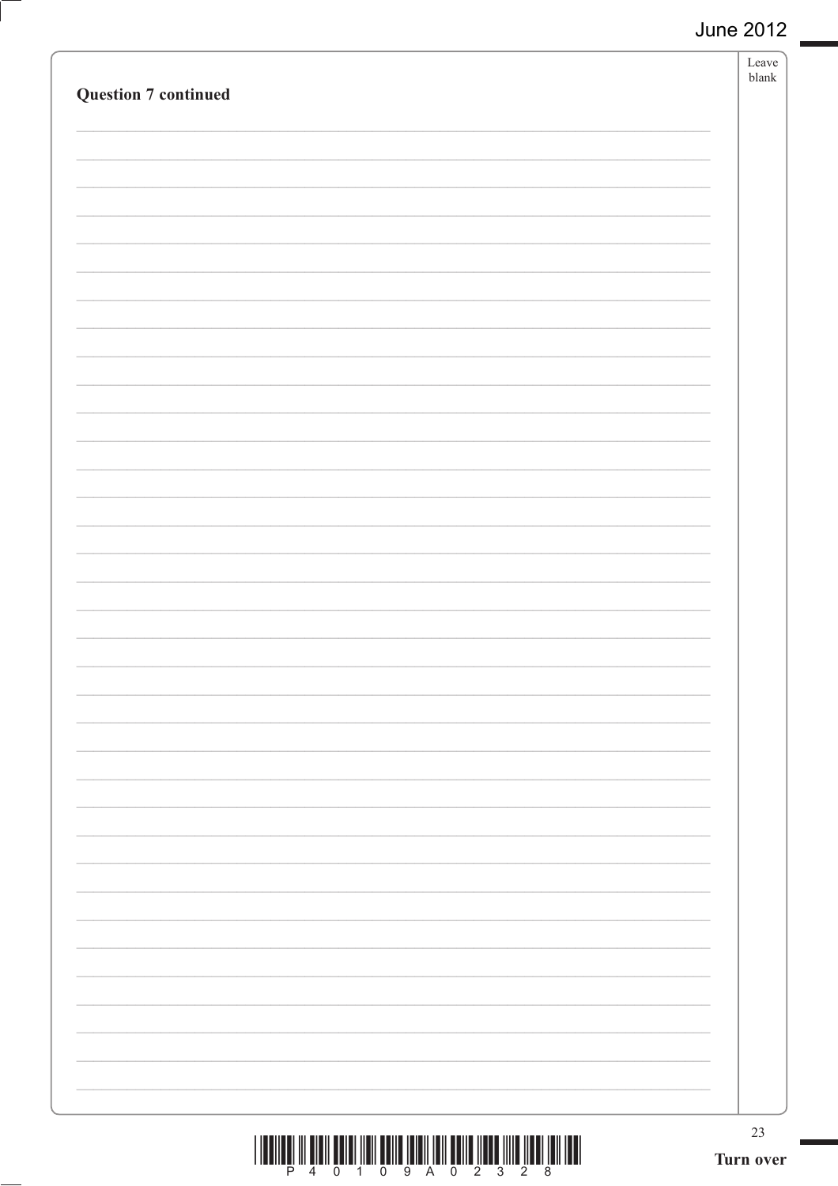**Question 7 continued**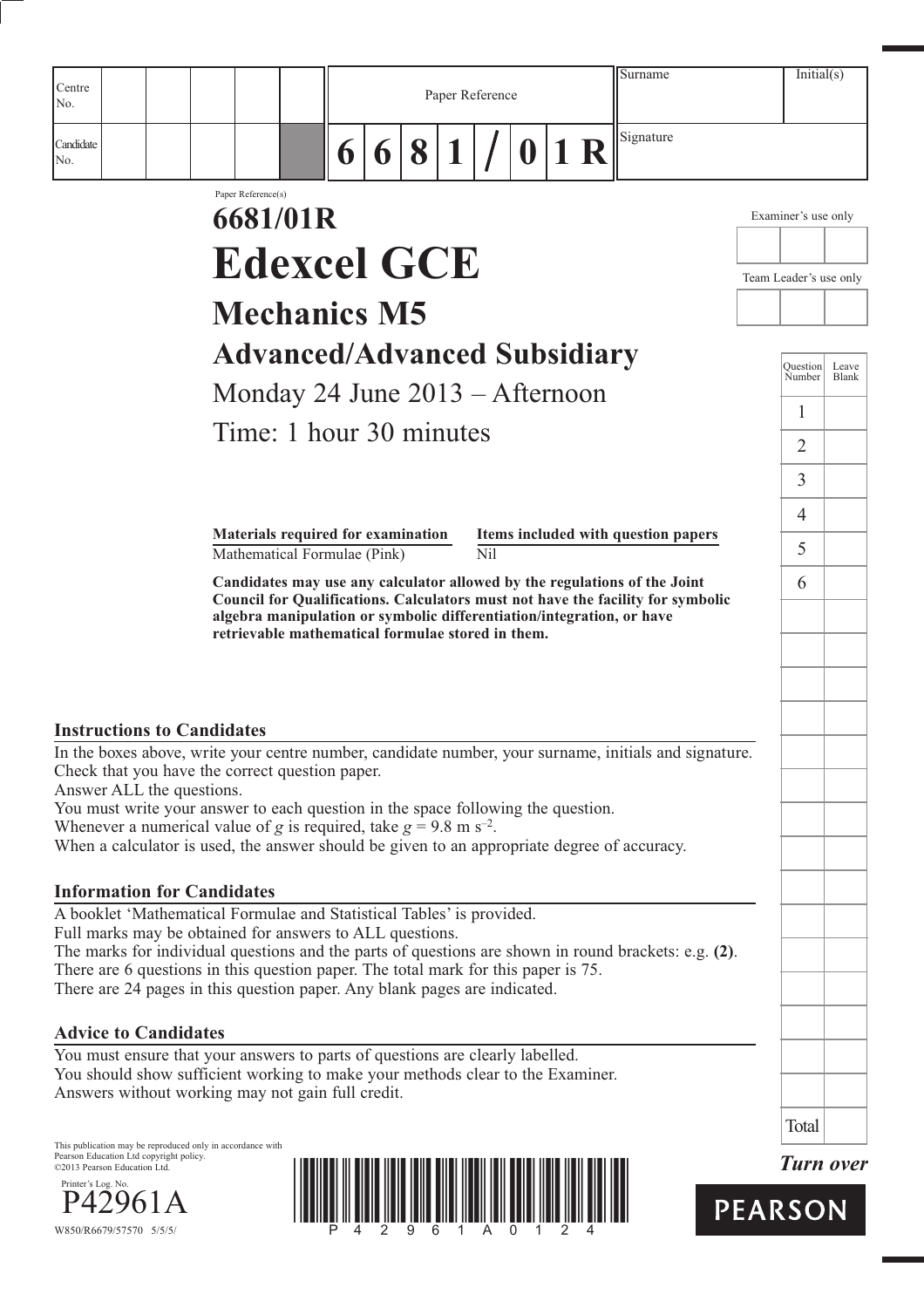| Centre No. | | | | | | Paper Reference | | | | | | | | Surname | Initial(s) |
|---|---|---|---|---|---|---|---|---|---|---|---|---|---|---|---|
| Candidate No. | | | | | | 6 | 6 | 8 | 1 | / | 0 | 1 | R | Signature | |

Paper Reference(s)

# 6681/01R

# Edexcel GCE

## Mechanics M5

## Advanced/Advanced Subsidiary

Monday 24 June 2013 – Afternoon

Time: 1 hour 30 minutes

| Materials required for examination | Items included with question papers |
|---|---|
| Mathematical Formulae (Pink) | Nil |

**Candidates may use any calculator allowed by the regulations of the Joint Council for Qualifications. Calculators must not have the facility for symbolic algebra manipulation or symbolic differentiation/integration, or have retrievable mathematical formulae stored in them.**

Examiner's use only

Team Leader's use only

| Question Number | Leave Blank |
|---|---|
| 1 | |
| 2 | |
| 3 | |
| 4 | |
| 5 | |
| 6 | |
| Total | |

### Instructions to Candidates

In the boxes above, write your centre number, candidate number, your surname, initials and signature.
Check that you have the correct question paper.
Answer ALL the questions.
You must write your answer to each question in the space following the question.
Whenever a numerical value of $g$ is required, take $g = 9.8 \text{ m s}^{-2}$.
When a calculator is used, the answer should be given to an appropriate degree of accuracy.

### Information for Candidates

A booklet 'Mathematical Formulae and Statistical Tables' is provided.
Full marks may be obtained for answers to ALL questions.
The marks for individual questions and the parts of questions are shown in round brackets: e.g. **(2)**.
There are 6 questions in this question paper. The total mark for this paper is 75.
There are 24 pages in this question paper. Any blank pages are indicated.

### Advice to Candidates

You must ensure that your answers to parts of questions are clearly labelled.
You should show sufficient working to make your methods clear to the Examiner.
Answers without working may not gain full credit.

This publication may be reproduced only in accordance with Pearson Education Ltd copyright policy.
©2013 Pearson Education Ltd.

Printer's Log. No.
P42961A

W850/R6679/57570 5/5/5/

*Turn over*

PEARSON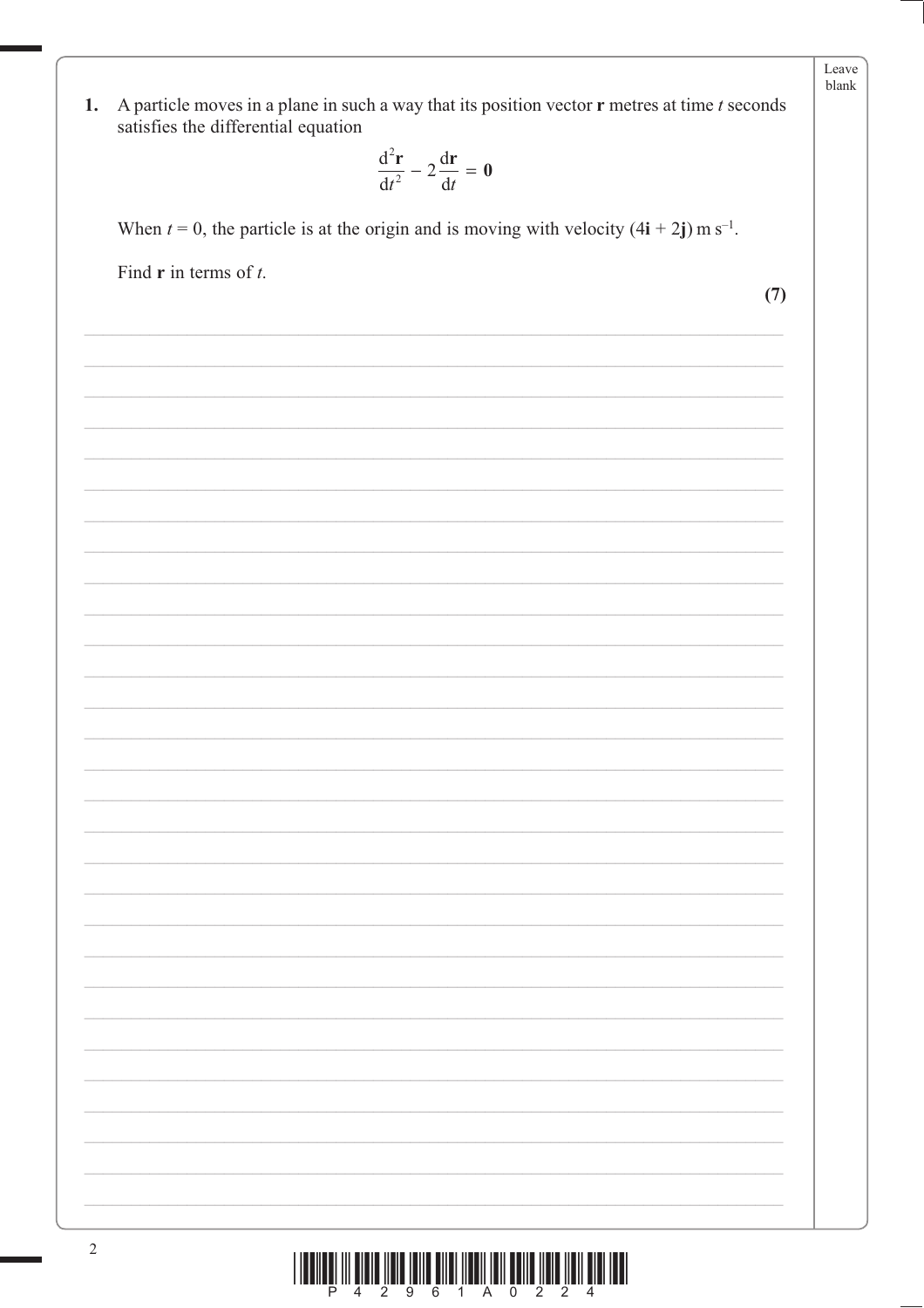**1.** A particle moves in a plane in such a way that its position vector $\mathbf{r}$ metres at time $t$ seconds satisfies the differential equation

$$\frac{\mathrm{d}^2\mathbf{r}}{\mathrm{d}t^2} - 2\frac{\mathrm{d}\mathbf{r}}{\mathrm{d}t} = \mathbf{0}$$

When $t = 0$, the particle is at the origin and is moving with velocity $(4\mathbf{i} + 2\mathbf{j})\text{ m s}^{-1}$.

Find $\mathbf{r}$ in terms of $t$.

**(7)**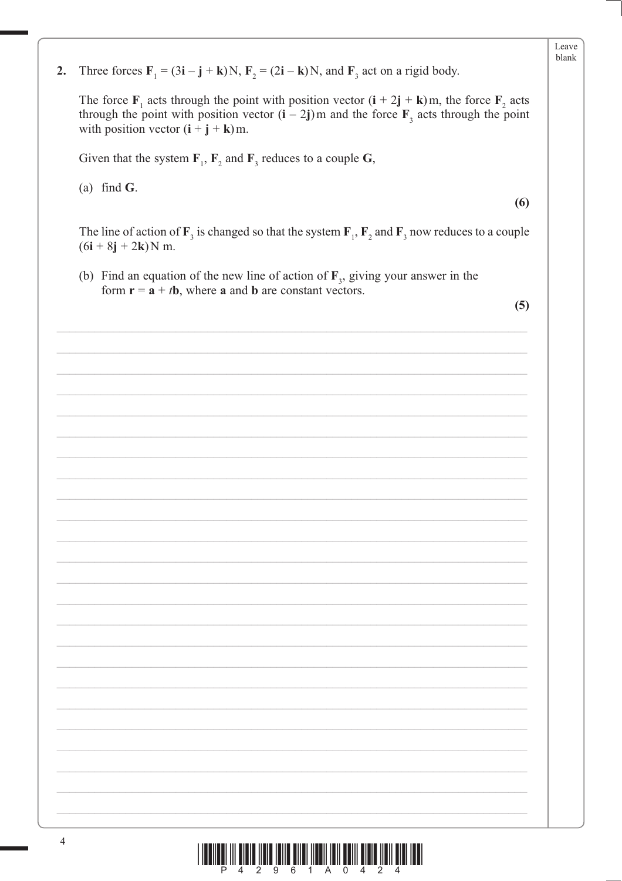**2.** Three forces $\mathbf{F}_1 = (3\mathbf{i} - \mathbf{j} + \mathbf{k})\,\text{N}$, $\mathbf{F}_2 = (2\mathbf{i} - \mathbf{k})\,\text{N}$, and $\mathbf{F}_3$ act on a rigid body.

The force $\mathbf{F}_1$ acts through the point with position vector $(\mathbf{i} + 2\mathbf{j} + \mathbf{k})\,\text{m}$, the force $\mathbf{F}_2$ acts through the point with position vector $(\mathbf{i} - 2\mathbf{j})\,\text{m}$ and the force $\mathbf{F}_3$ acts through the point with position vector $(\mathbf{i} + \mathbf{j} + \mathbf{k})\,\text{m}$.

Given that the system $\mathbf{F}_1$, $\mathbf{F}_2$ and $\mathbf{F}_3$ reduces to a couple $\mathbf{G}$,

(a) find $\mathbf{G}$.

**(6)**

The line of action of $\mathbf{F}_3$ is changed so that the system $\mathbf{F}_1$, $\mathbf{F}_2$ and $\mathbf{F}_3$ now reduces to a couple $(6\mathbf{i} + 8\mathbf{j} + 2\mathbf{k})\,\text{N m}$.

(b) Find an equation of the new line of action of $\mathbf{F}_3$, giving your answer in the form $\mathbf{r} = \mathbf{a} + t\mathbf{b}$, where $\mathbf{a}$ and $\mathbf{b}$ are constant vectors.

**(5)**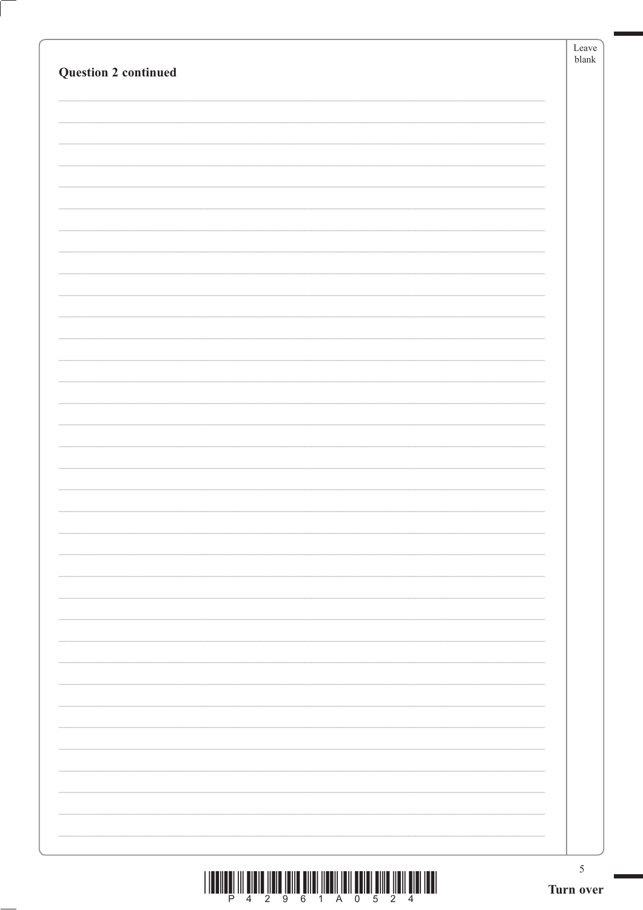**Question 2 continued**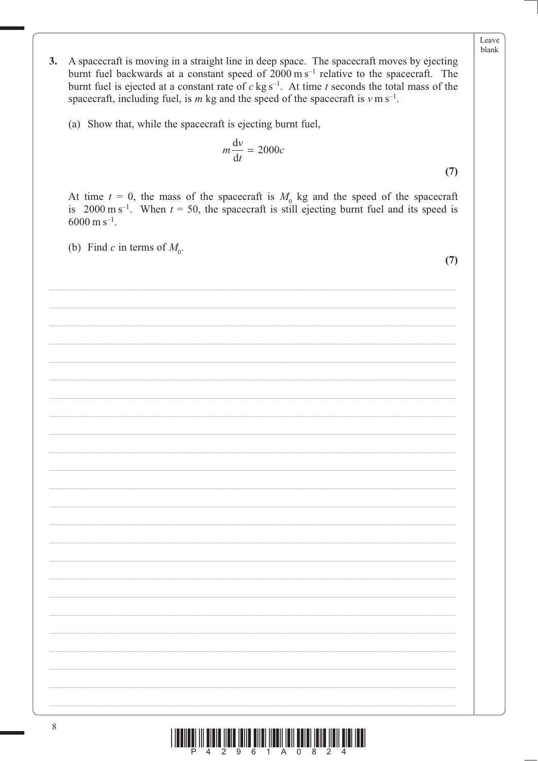**3.** A spacecraft is moving in a straight line in deep space. The spacecraft moves by ejecting burnt fuel backwards at a constant speed of $2000\,\text{m s}^{-1}$ relative to the spacecraft. The burnt fuel is ejected at a constant rate of $c\,\text{kg s}^{-1}$. At time $t$ seconds the total mass of the spacecraft, including fuel, is $m$ kg and the speed of the spacecraft is $v\,\text{m s}^{-1}$.

(a) Show that, while the spacecraft is ejecting burnt fuel,

$$m\frac{\mathrm{d}v}{\mathrm{d}t} = 2000c$$

**(7)**

At time $t = 0$, the mass of the spacecraft is $M_0$ kg and the speed of the spacecraft is $2000\,\text{m s}^{-1}$. When $t = 50$, the spacecraft is still ejecting burnt fuel and its speed is $6000\,\text{m s}^{-1}$.

(b) Find $c$ in terms of $M_0$.

**(7)**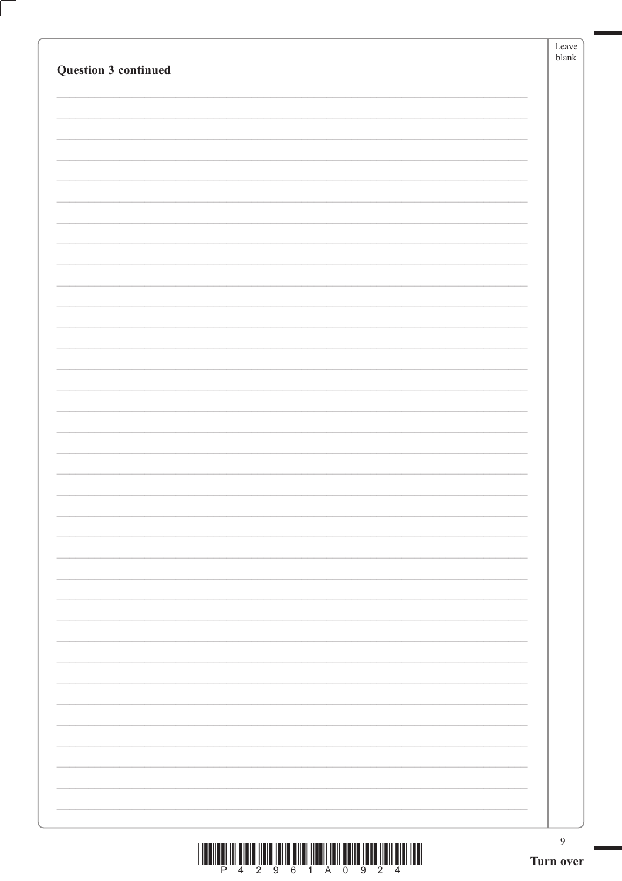**Question 3 continued**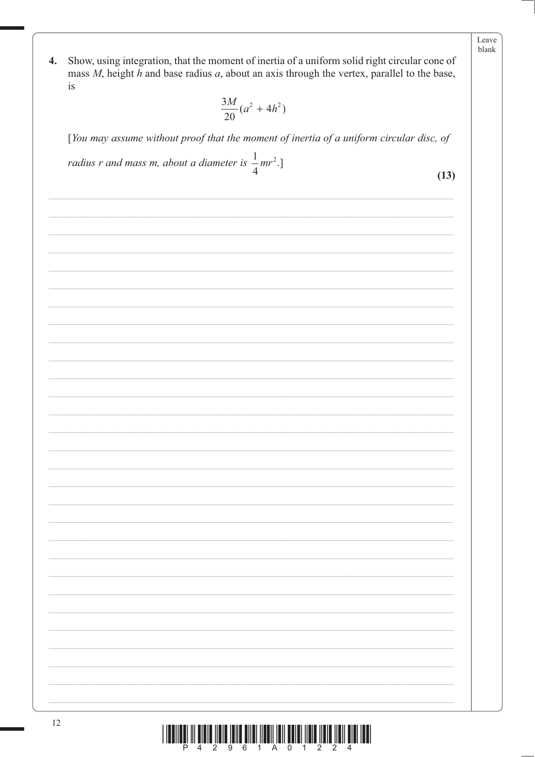**4.** Show, using integration, that the moment of inertia of a uniform solid right circular cone of mass $M$, height $h$ and base radius $a$, about an axis through the vertex, parallel to the base, is

$$\frac{3M}{20}(a^2 + 4h^2)$$

[*You may assume without proof that the moment of inertia of a uniform circular disc, of radius r and mass m, about a diameter is* $\frac{1}{4}mr^2$.]

**(13)**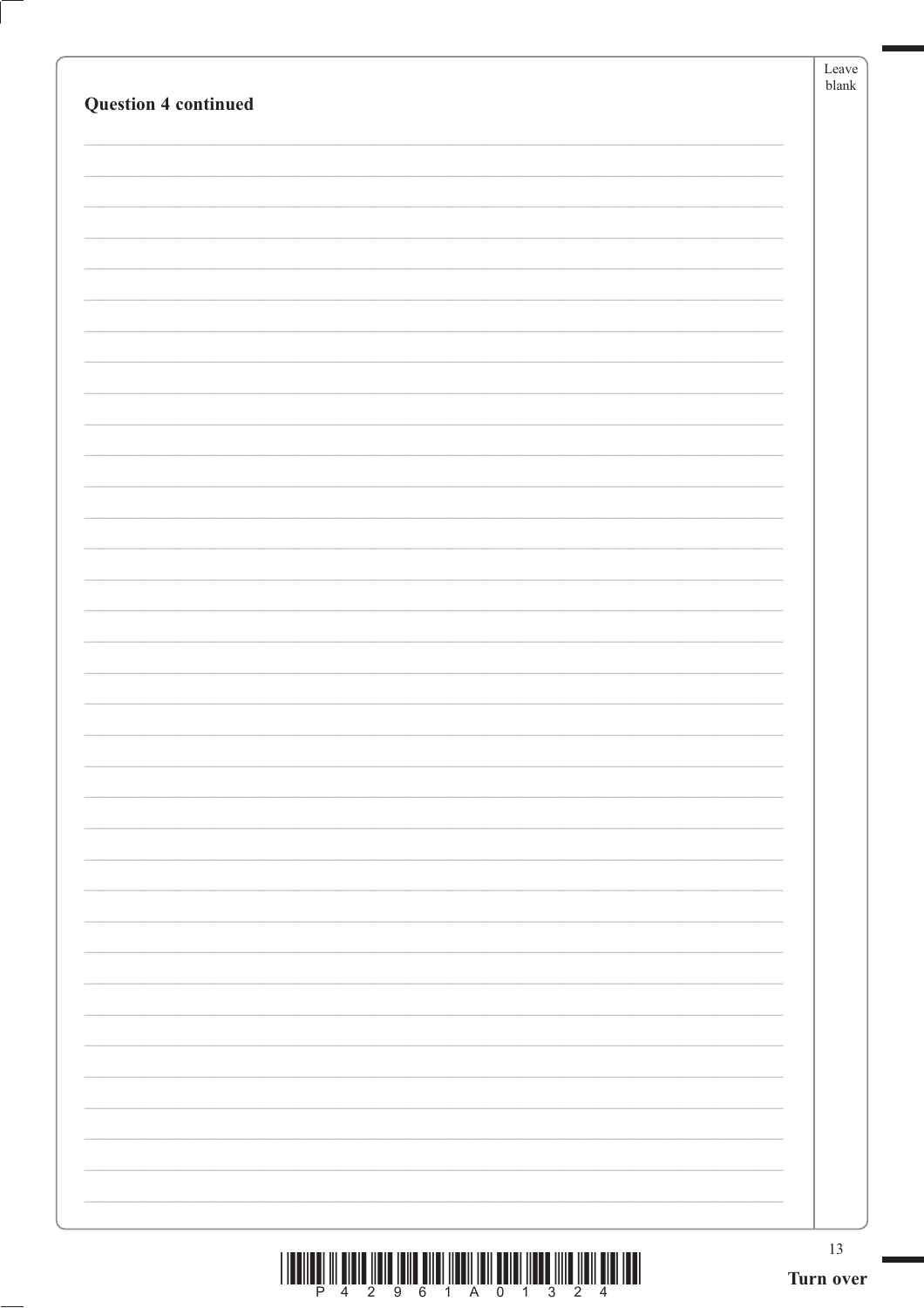**Question 4 continued**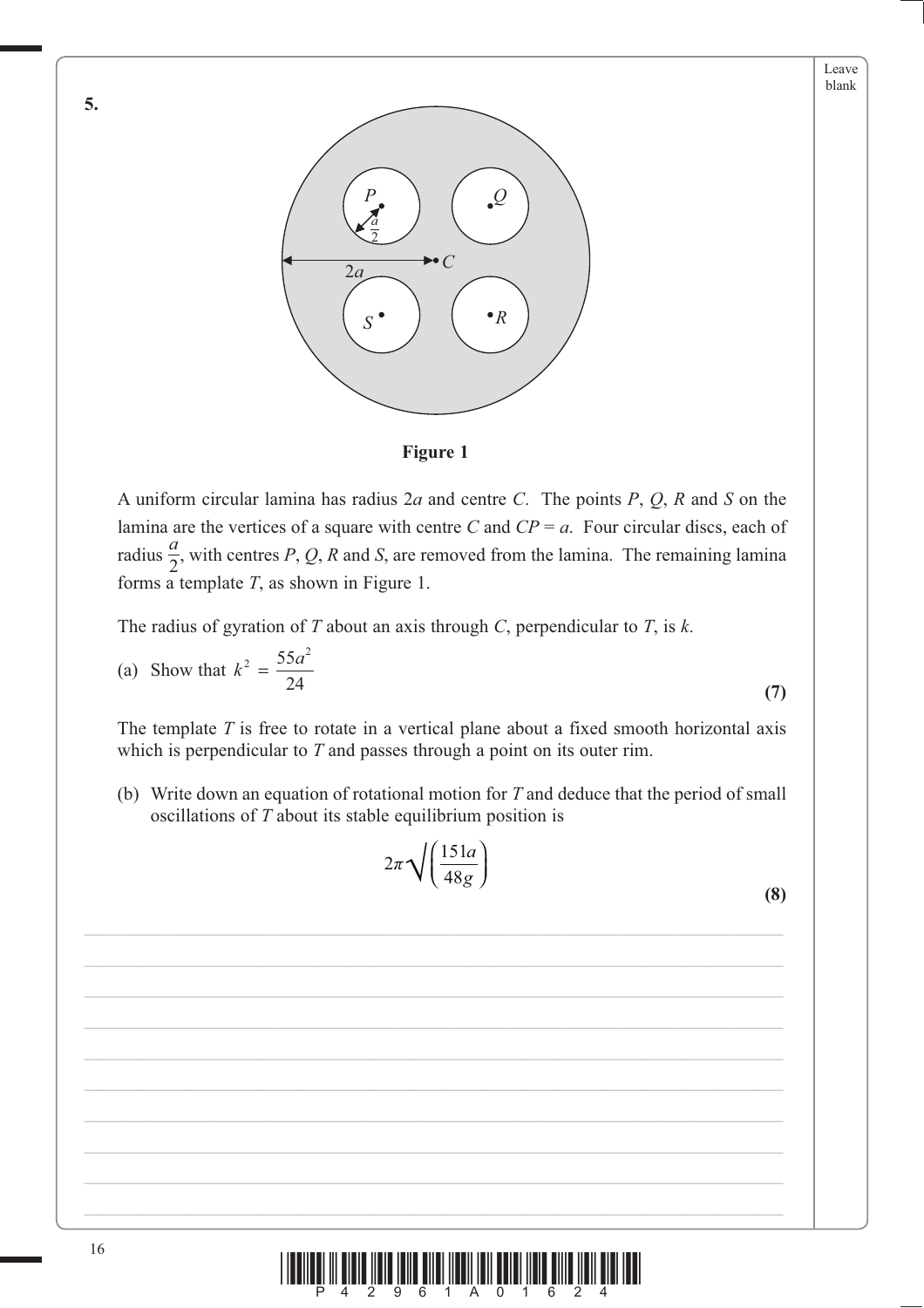**5.**

**Figure 1**

A uniform circular lamina has radius $2a$ and centre $C$. The points $P$, $Q$, $R$ and $S$ on the lamina are the vertices of a square with centre $C$ and $CP = a$. Four circular discs, each of radius $\frac{a}{2}$, with centres $P$, $Q$, $R$ and $S$, are removed from the lamina. The remaining lamina forms a template $T$, as shown in Figure 1.

The radius of gyration of $T$ about an axis through $C$, perpendicular to $T$, is $k$.

(a) Show that $k^2 = \dfrac{55a^2}{24}$ **(7)**

The template $T$ is free to rotate in a vertical plane about a fixed smooth horizontal axis which is perpendicular to $T$ and passes through a point on its outer rim.

(b) Write down an equation of rotational motion for $T$ and deduce that the period of small oscillations of $T$ about its stable equilibrium position is

$$2\pi\sqrt{\left(\frac{151a}{48g}\right)}$$

**(8)**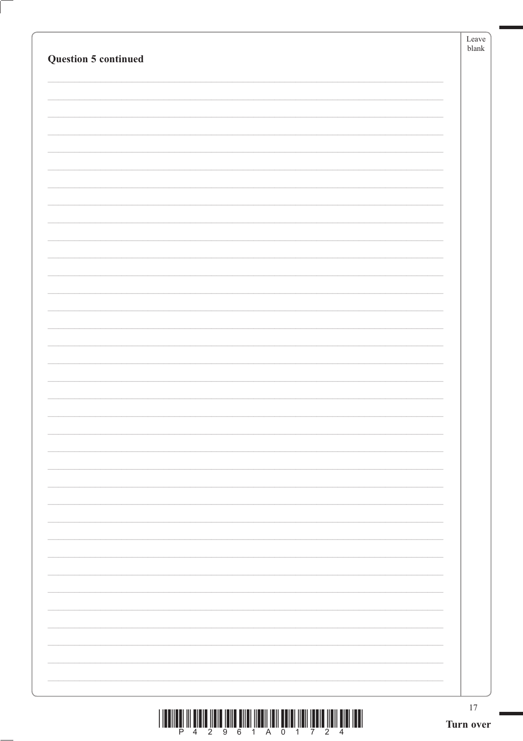**Question 5 continued**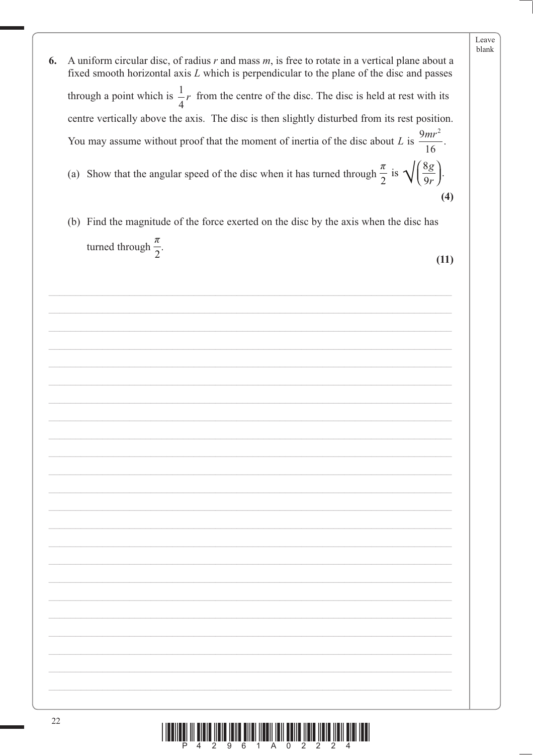**6.** A uniform circular disc, of radius $r$ and mass $m$, is free to rotate in a vertical plane about a fixed smooth horizontal axis $L$ which is perpendicular to the plane of the disc and passes through a point which is $\frac{1}{4}r$ from the centre of the disc. The disc is held at rest with its centre vertically above the axis. The disc is then slightly disturbed from its rest position. You may assume without proof that the moment of inertia of the disc about $L$ is $\frac{9mr^2}{16}$.

(a) Show that the angular speed of the disc when it has turned through $\frac{\pi}{2}$ is $\sqrt{\left(\frac{8g}{9r}\right)}$.

**(4)**

(b) Find the magnitude of the force exerted on the disc by the axis when the disc has turned through $\frac{\pi}{2}$.

**(11)**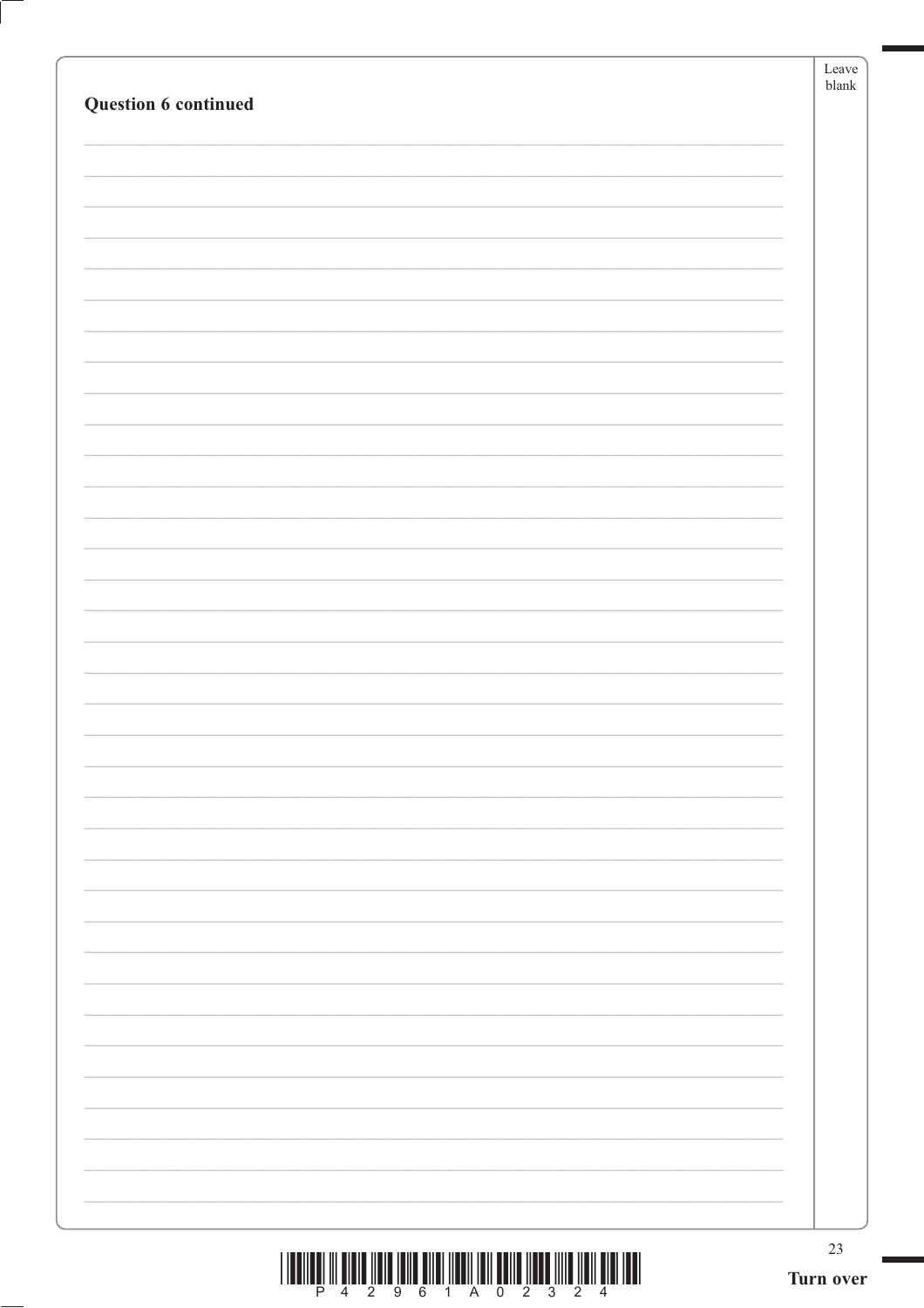**Question 6 continued**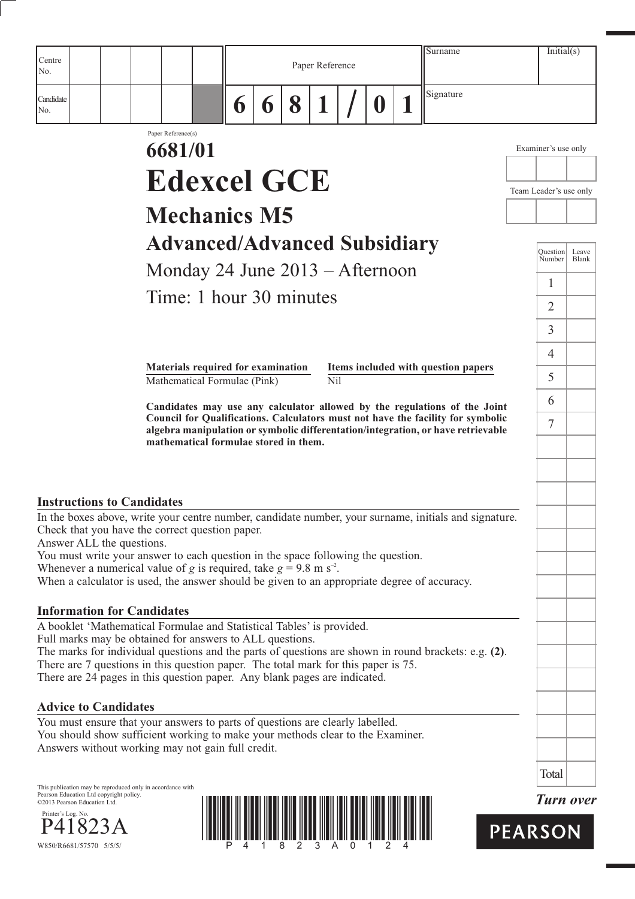| Centre No. | | | | | | Paper Reference | | | | | | | Surname | Initial(s) |
|---|---|---|---|---|---|---|---|---|---|---|---|---|---|---|
| Candidate No. | | | | | | 6 | 6 | 8 | 1 | / | 0 | 1 | Signature | |

Paper Reference(s)

# 6681/01

# Edexcel GCE

## Mechanics M5

## Advanced/Advanced Subsidiary

Monday 24 June 2013 – Afternoon

Time: 1 hour 30 minutes

| **Materials required for examination** | **Items included with question papers** |
|---|---|
| Mathematical Formulae (Pink) | Nil |

**Candidates may use any calculator allowed by the regulations of the Joint Council for Qualifications. Calculators must not have the facility for symbolic algebra manipulation or symbolic differentiation/integration, or have retrievable mathematical formulae stored in them.**

Examiner's use only

Team Leader's use only

| Question Number | Leave Blank |
|---|---|
| 1 | |
| 2 | |
| 3 | |
| 4 | |
| 5 | |
| 6 | |
| 7 | |
| Total | |

### Instructions to Candidates

In the boxes above, write your centre number, candidate number, your surname, initials and signature.
Check that you have the correct question paper.
Answer ALL the questions.
You must write your answer to each question in the space following the question.
Whenever a numerical value of $g$ is required, take $g = 9.8 \text{ m s}^{-2}$.
When a calculator is used, the answer should be given to an appropriate degree of accuracy.

### Information for Candidates

A booklet 'Mathematical Formulae and Statistical Tables' is provided.
Full marks may be obtained for answers to ALL questions.
The marks for individual questions and the parts of questions are shown in round brackets: e.g. **(2)**.
There are 7 questions in this question paper. The total mark for this paper is 75.
There are 24 pages in this question paper. Any blank pages are indicated.

### Advice to Candidates

You must ensure that your answers to parts of questions are clearly labelled.
You should show sufficient working to make your methods clear to the Examiner.
Answers without working may not gain full credit.

This publication may be reproduced only in accordance with Pearson Education Ltd copyright policy.
©2013 Pearson Education Ltd.

Printer's Log. No.
P41823A
W850/R6681/57570 5/5/5/

*Turn over*

PEARSON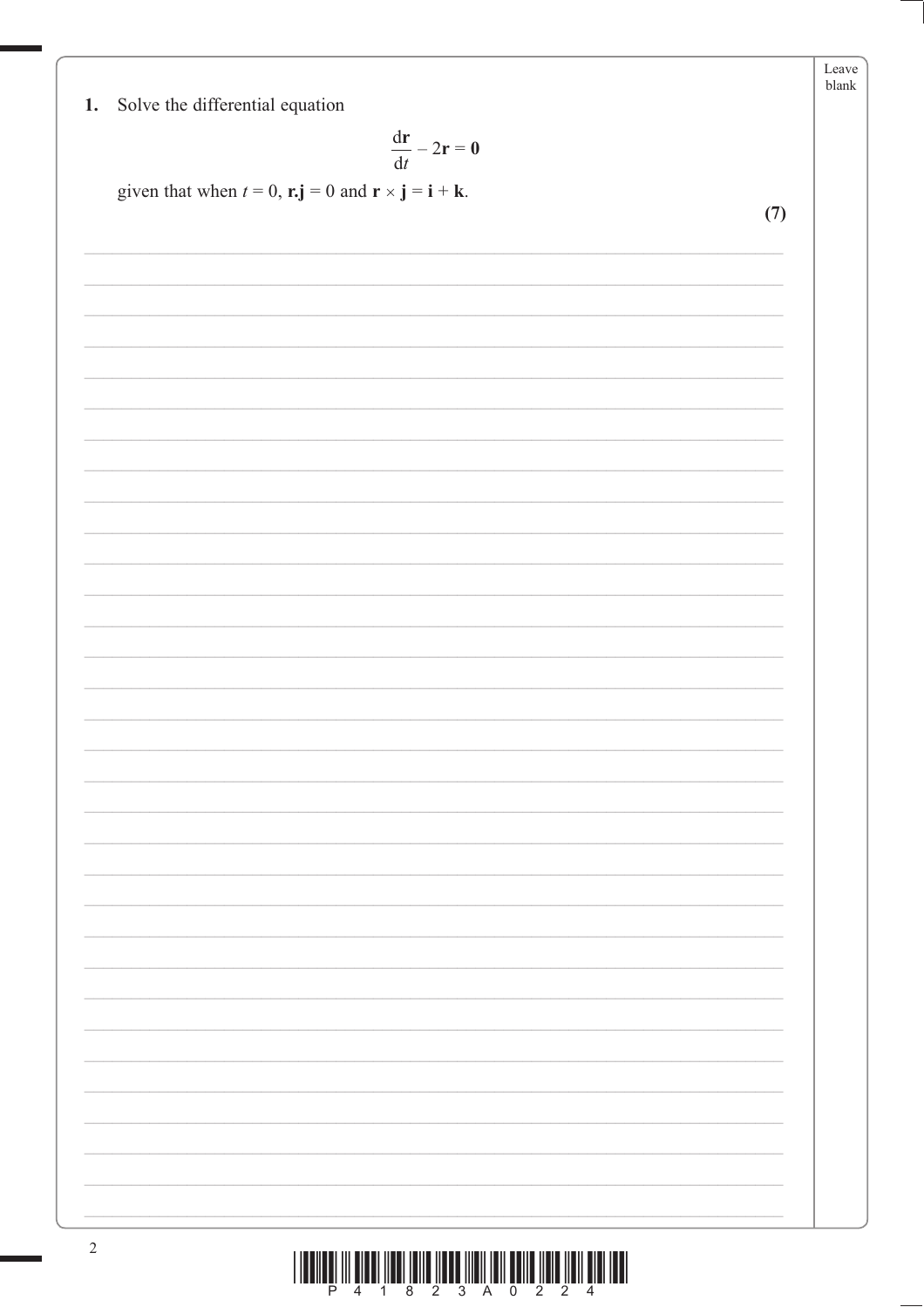1. Solve the differential equation

$$\frac{d\mathbf{r}}{dt} - 2\mathbf{r} = \mathbf{0}$$

given that when $t = 0$, $\mathbf{r.j} = 0$ and $\mathbf{r} \times \mathbf{j} = \mathbf{i} + \mathbf{k}$.

**(7)**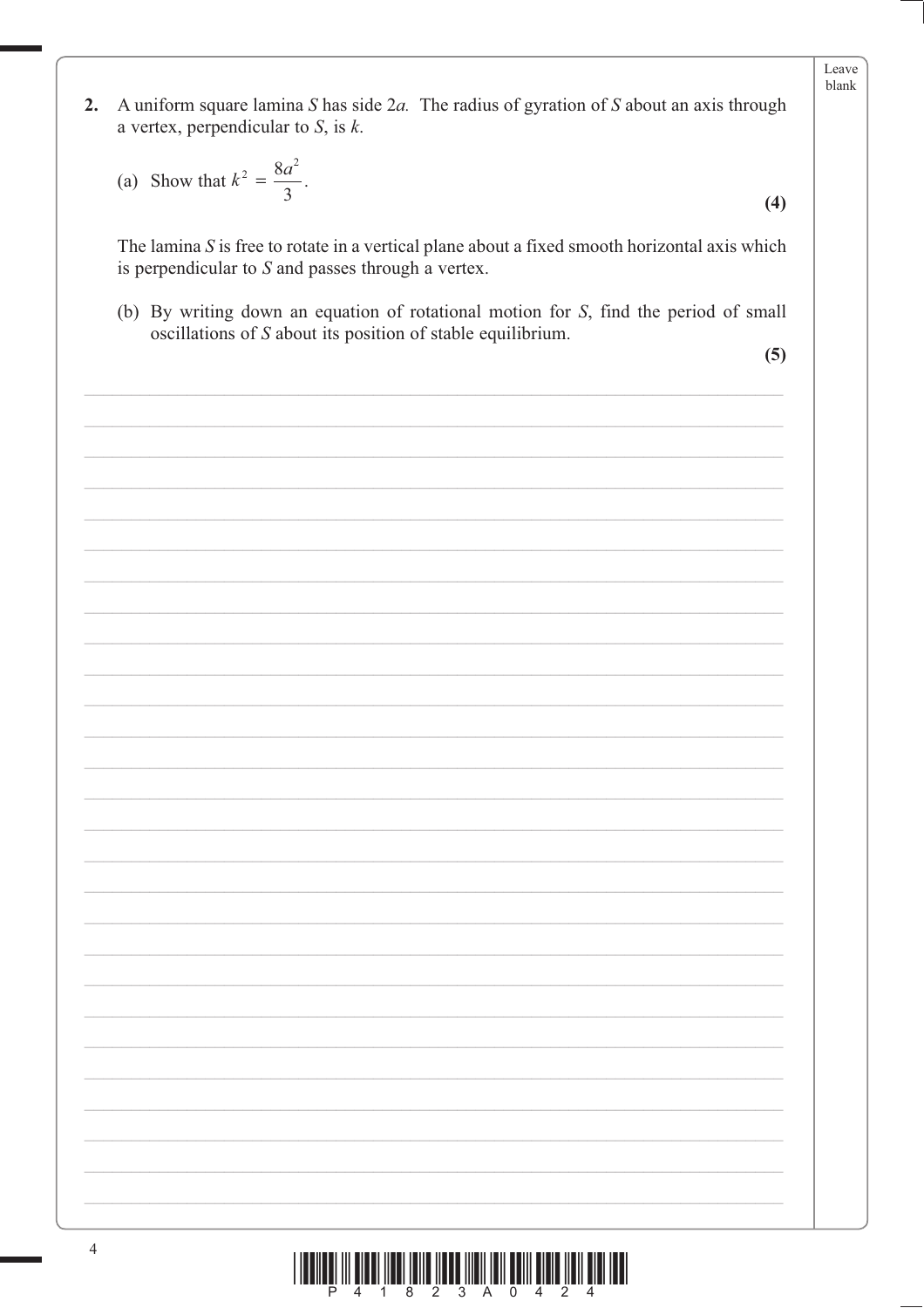**2.** A uniform square lamina $S$ has side $2a$. The radius of gyration of $S$ about an axis through a vertex, perpendicular to $S$, is $k$.

(a) Show that $k^2 = \dfrac{8a^2}{3}$.

**(4)**

The lamina $S$ is free to rotate in a vertical plane about a fixed smooth horizontal axis which is perpendicular to $S$ and passes through a vertex.

(b) By writing down an equation of rotational motion for $S$, find the period of small oscillations of $S$ about its position of stable equilibrium.

**(5)**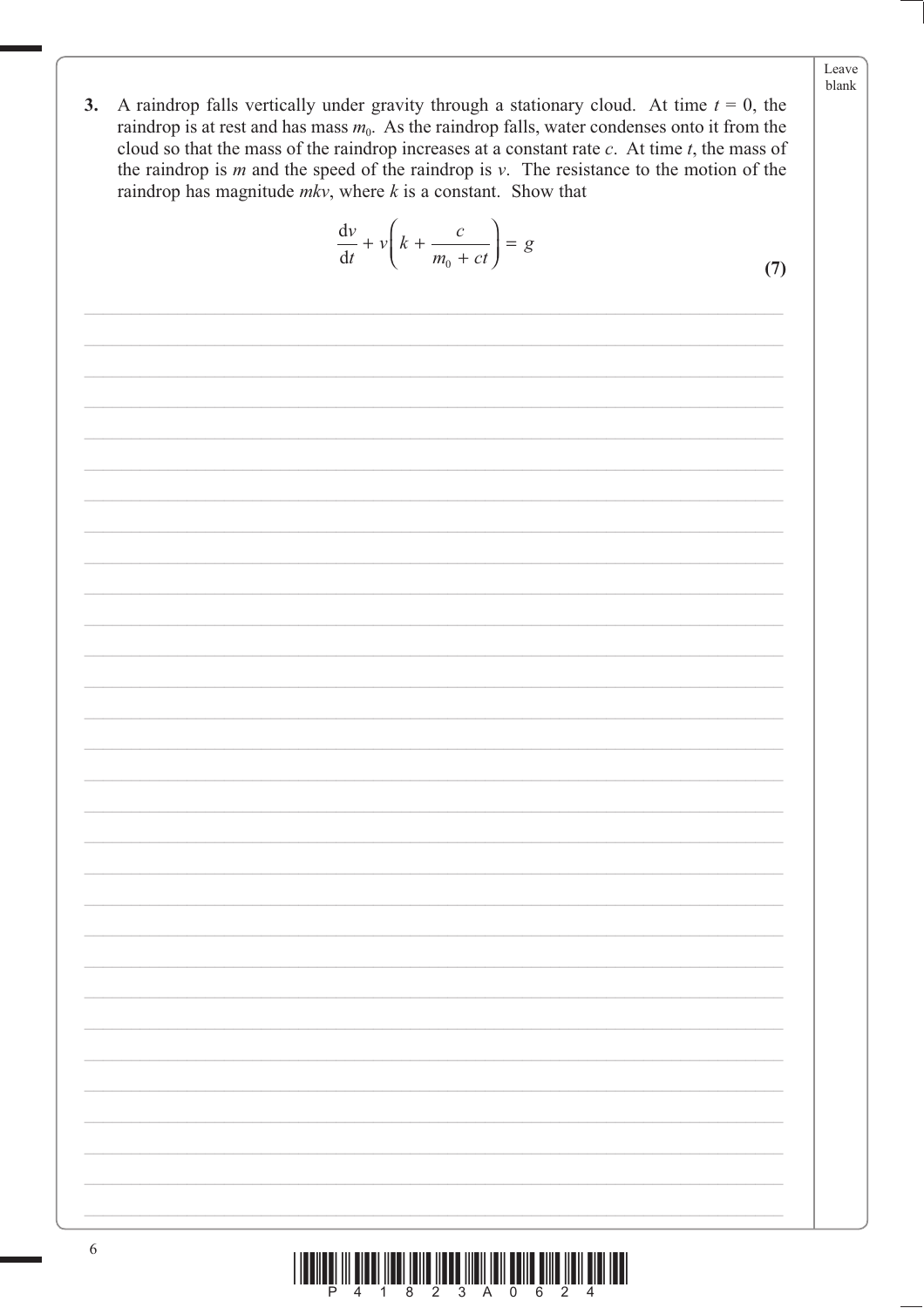**3.** A raindrop falls vertically under gravity through a stationary cloud. At time $t = 0$, the raindrop is at rest and has mass $m_0$. As the raindrop falls, water condenses onto it from the cloud so that the mass of the raindrop increases at a constant rate $c$. At time $t$, the mass of the raindrop is $m$ and the speed of the raindrop is $v$. The resistance to the motion of the raindrop has magnitude $mkv$, where $k$ is a constant. Show that

$$\frac{\mathrm{d}v}{\mathrm{d}t} + v\left(k + \frac{c}{m_0 + ct}\right) = g$$

**(7)**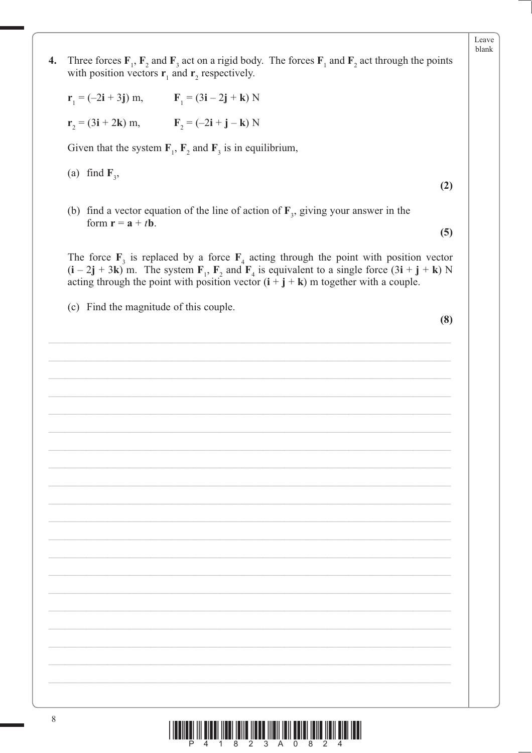**4.** Three forces $\mathbf{F}_1$, $\mathbf{F}_2$ and $\mathbf{F}_3$ act on a rigid body. The forces $\mathbf{F}_1$ and $\mathbf{F}_2$ act through the points with position vectors $\mathbf{r}_1$ and $\mathbf{r}_2$ respectively.

$\mathbf{r}_1 = (-2\mathbf{i} + 3\mathbf{j})$ m, $\quad\quad \mathbf{F}_1 = (3\mathbf{i} - 2\mathbf{j} + \mathbf{k})$ N

$\mathbf{r}_2 = (3\mathbf{i} + 2\mathbf{k})$ m, $\quad\quad \mathbf{F}_2 = (-2\mathbf{i} + \mathbf{j} - \mathbf{k})$ N

Given that the system $\mathbf{F}_1$, $\mathbf{F}_2$ and $\mathbf{F}_3$ is in equilibrium,

(a) find $\mathbf{F}_3$,

**(2)**

(b) find a vector equation of the line of action of $\mathbf{F}_3$, giving your answer in the form $\mathbf{r} = \mathbf{a} + t\mathbf{b}$.

**(5)**

The force $\mathbf{F}_3$ is replaced by a force $\mathbf{F}_4$ acting through the point with position vector $(\mathbf{i} - 2\mathbf{j} + 3\mathbf{k})$ m. The system $\mathbf{F}_1$, $\mathbf{F}_2$ and $\mathbf{F}_4$ is equivalent to a single force $(3\mathbf{i} + \mathbf{j} + \mathbf{k})$ N acting through the point with position vector $(\mathbf{i} + \mathbf{j} + \mathbf{k})$ m together with a couple.

(c) Find the magnitude of this couple.

**(8)**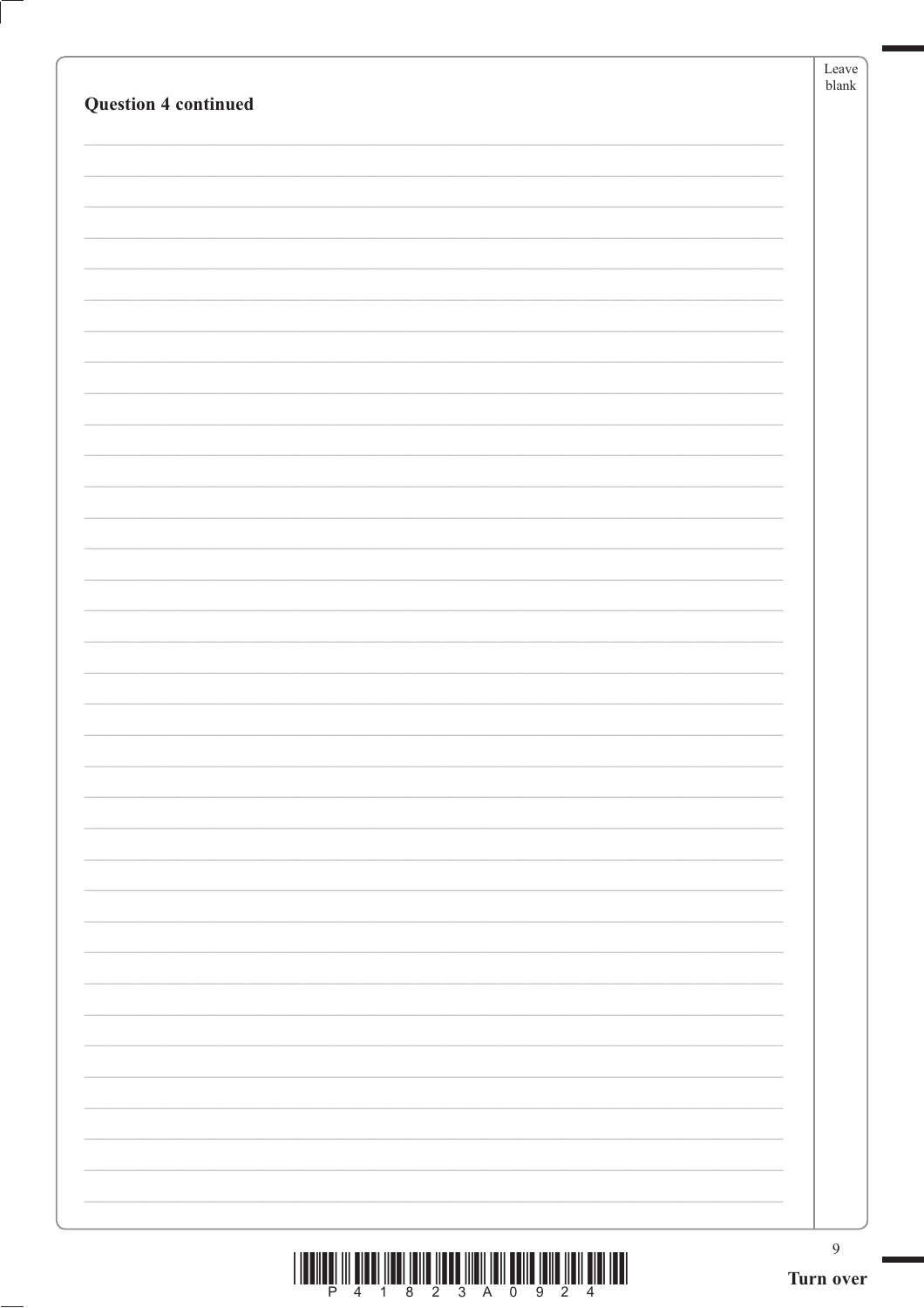**Question 4 continued**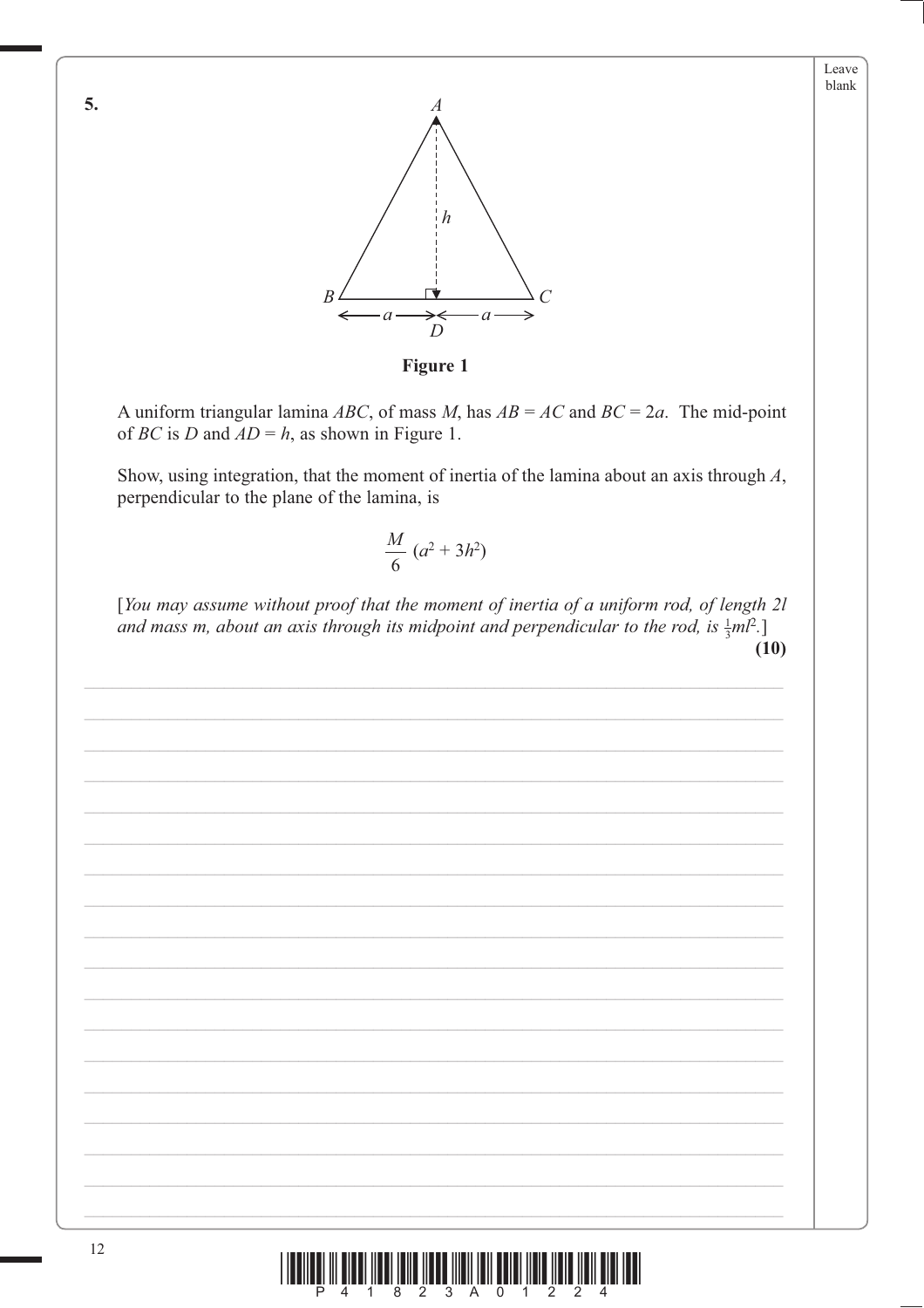**5.**

**Figure 1**

A uniform triangular lamina $ABC$, of mass $M$, has $AB = AC$ and $BC = 2a$. The mid-point of $BC$ is $D$ and $AD = h$, as shown in Figure 1.

Show, using integration, that the moment of inertia of the lamina about an axis through $A$, perpendicular to the plane of the lamina, is

$$\frac{M}{6}(a^2 + 3h^2)$$

[*You may assume without proof that the moment of inertia of a uniform rod, of length $2l$ and mass $m$, about an axis through its midpoint and perpendicular to the rod, is $\frac{1}{3}ml^2$.*]

**(10)**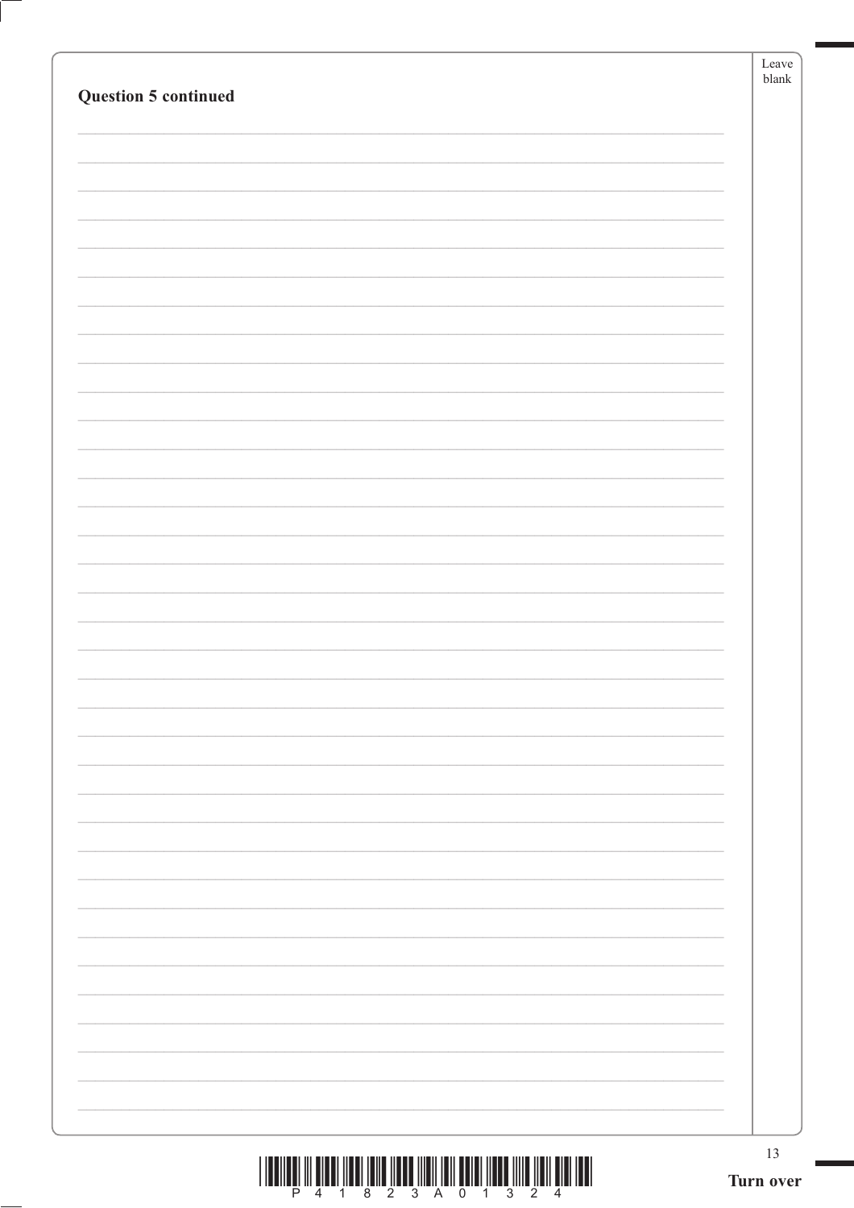**Question 5 continued**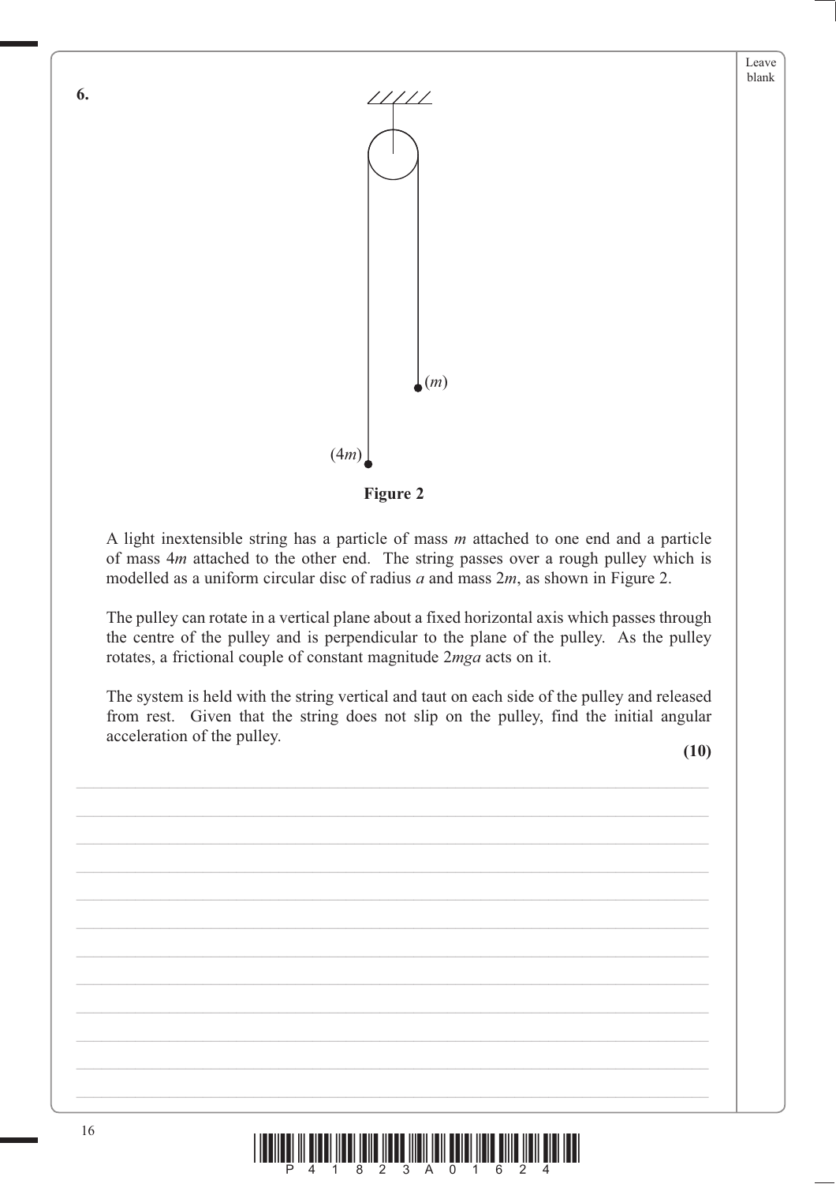**6.**

**Figure 2**

A light inextensible string has a particle of mass $m$ attached to one end and a particle of mass $4m$ attached to the other end. The string passes over a rough pulley which is modelled as a uniform circular disc of radius $a$ and mass $2m$, as shown in Figure 2.

The pulley can rotate in a vertical plane about a fixed horizontal axis which passes through the centre of the pulley and is perpendicular to the plane of the pulley. As the pulley rotates, a frictional couple of constant magnitude $2mga$ acts on it.

The system is held with the string vertical and taut on each side of the pulley and released from rest. Given that the string does not slip on the pulley, find the initial angular acceleration of the pulley.

**(10)**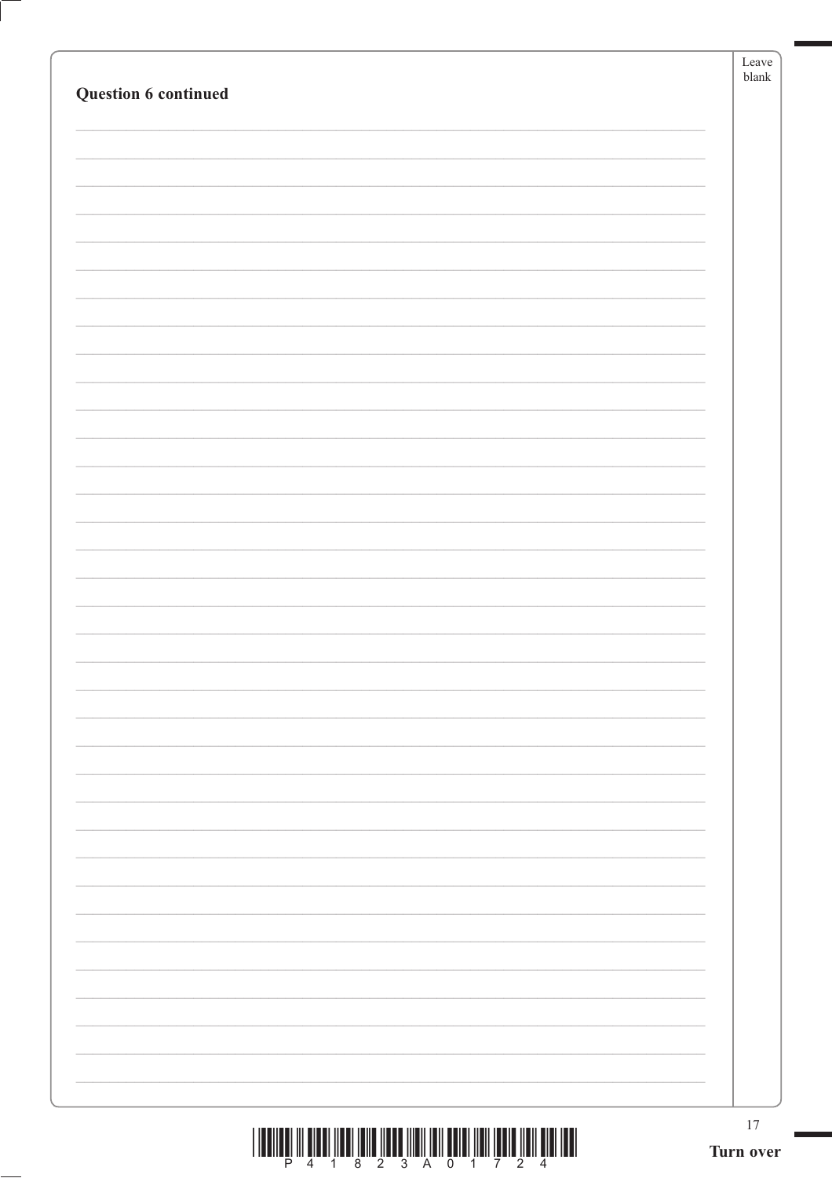**Question 6 continued**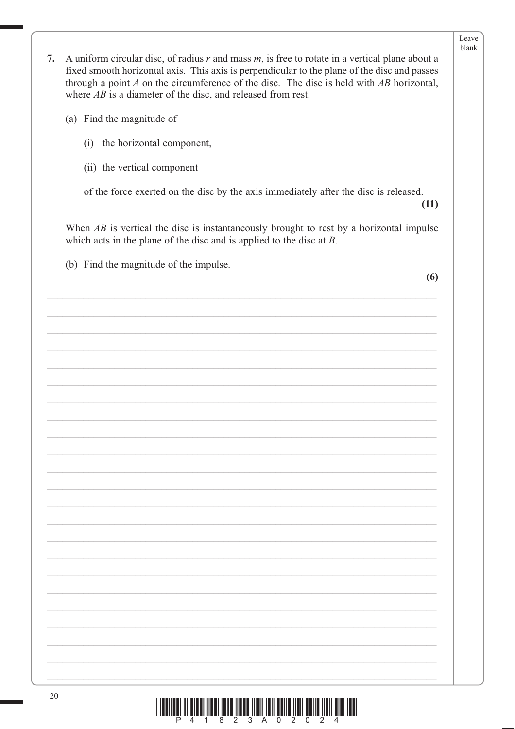**7.** A uniform circular disc, of radius $r$ and mass $m$, is free to rotate in a vertical plane about a fixed smooth horizontal axis. This axis is perpendicular to the plane of the disc and passes through a point $A$ on the circumference of the disc. The disc is held with $AB$ horizontal, where $AB$ is a diameter of the disc, and released from rest.

(a) Find the magnitude of

(i) the horizontal component,

(ii) the vertical component

of the force exerted on the disc by the axis immediately after the disc is released.

**(11)**

When $AB$ is vertical the disc is instantaneously brought to rest by a horizontal impulse which acts in the plane of the disc and is applied to the disc at $B$.

(b) Find the magnitude of the impulse.

**(6)**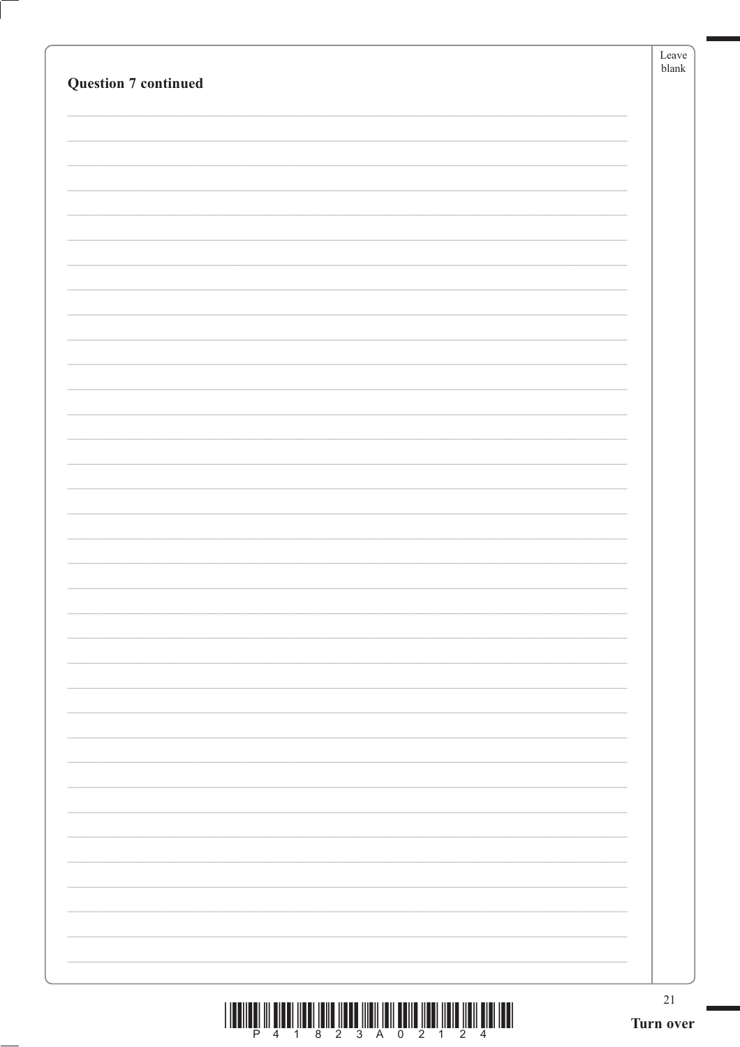**Question 7 continued**